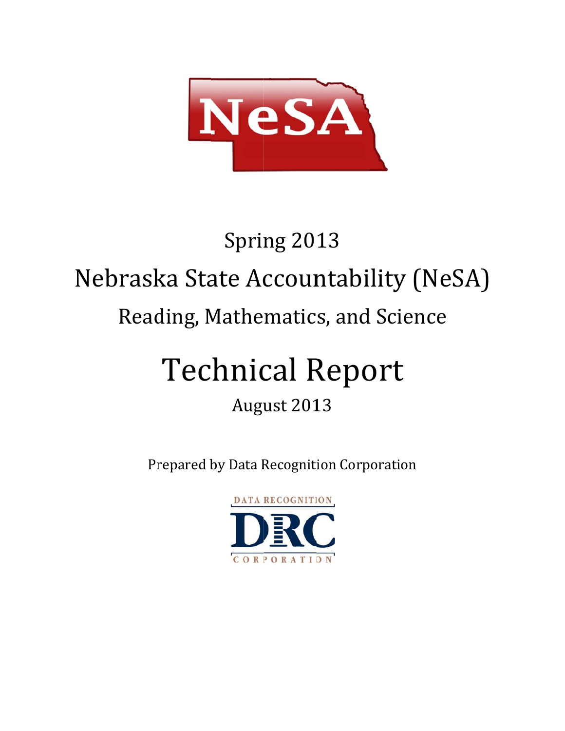NeSA

Spring 2013

# Nebraska State Accountability (NeSA)

Reading, Mathematics, and Science

# Technical Report

August 2013

Prepared by Data Recognition Corporation

DATA RECOGNITION
DRC
CORPORATION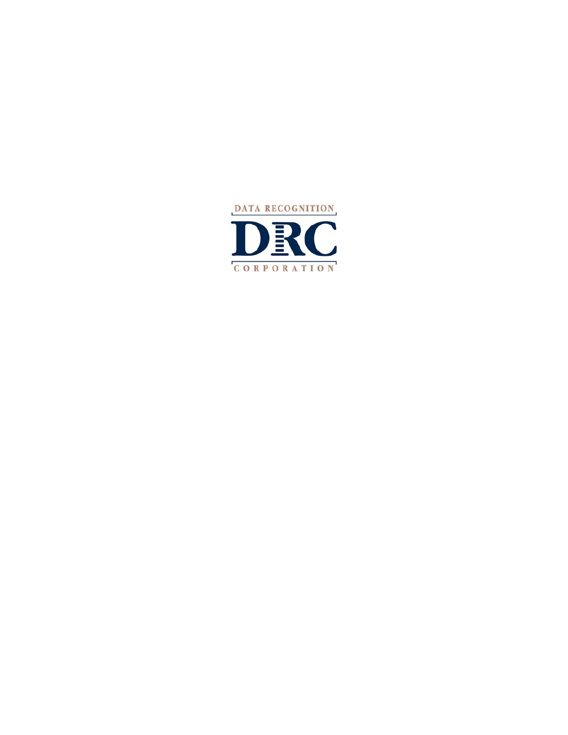DATA RECOGNITION

DRC

CORPORATION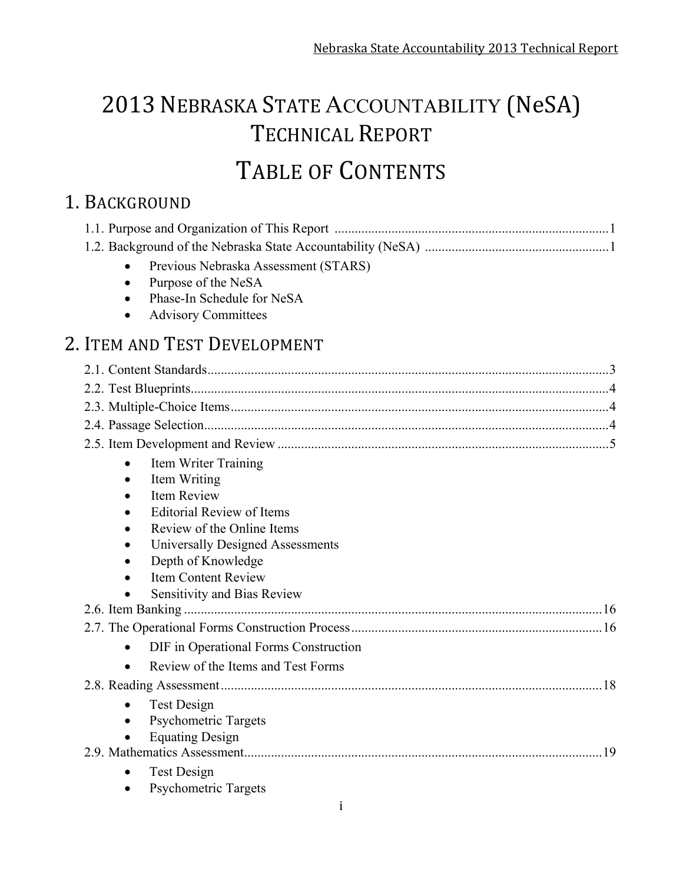# 2013 Nebraska State Accountability (NeSA) Technical Report

# Table of Contents

## 1. Background

1.1. Purpose and Organization of This Report ........................................................................................1

1.2. Background of the Nebraska State Accountability (NeSA) ........................................................1

- Previous Nebraska Assessment (STARS)
- Purpose of the NeSA
- Phase-In Schedule for NeSA
- Advisory Committees

## 2. Item and Test Development

2.1. Content Standards........................................................................................................................3

2.2. Test Blueprints.............................................................................................................................4

2.3. Multiple-Choice Items.................................................................................................................4

2.4. Passage Selection.........................................................................................................................4

2.5. Item Development and Review ...................................................................................................5

- Item Writer Training
- Item Writing
- Item Review
- Editorial Review of Items
- Review of the Online Items
- Universally Designed Assessments
- Depth of Knowledge
- Item Content Review
- Sensitivity and Bias Review

2.6. Item Banking .............................................................................................................................16

2.7. The Operational Forms Construction Process...........................................................................16

- DIF in Operational Forms Construction
- Review of the Items and Test Forms

2.8. Reading Assessment ..................................................................................................................18

- Test Design
- Psychometric Targets
- Equating Design

2.9. Mathematics Assessment...........................................................................................................19

- Test Design
- Psychometric Targets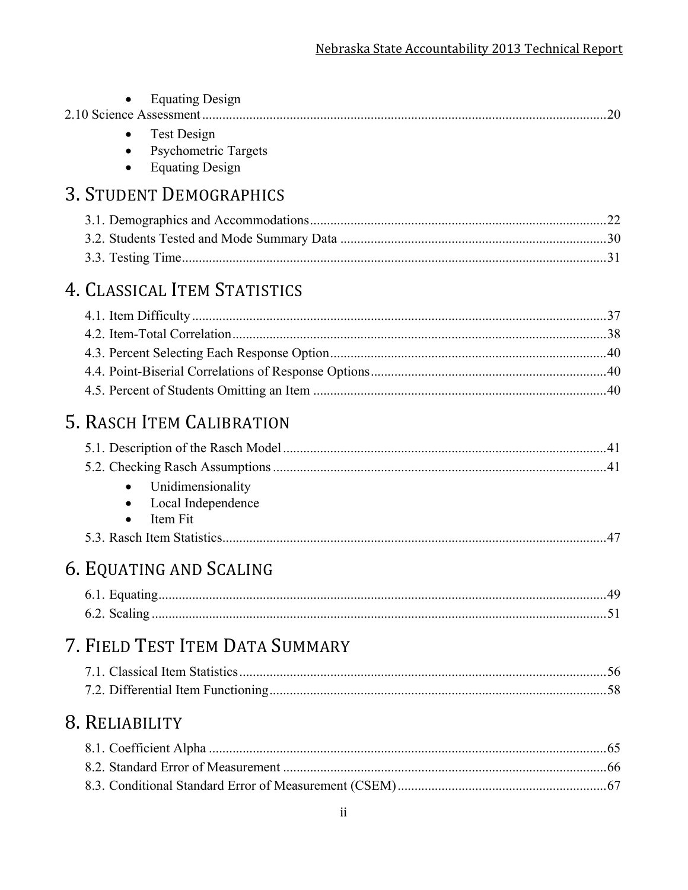- Equating Design

2.10 Science Assessment ........................................................................................................20

- Test Design
- Psychometric Targets
- Equating Design

# 3. STUDENT DEMOGRAPHICS

3.1. Demographics and Accommodations ........................................................................................22

3.2. Students Tested and Mode Summary Data ...............................................................................30

3.3. Testing Time...............................................................................................................................31

# 4. CLASSICAL ITEM STATISTICS

4.1. Item Difficulty ............................................................................................................................37

4.2. Item-Total Correlation................................................................................................................38

4.3. Percent Selecting Each Response Option...................................................................................40

4.4. Point-Biserial Correlations of Response Options.......................................................................40

4.5. Percent of Students Omitting an Item .......................................................................................40

# 5. RASCH ITEM CALIBRATION

5.1. Description of the Rasch Model .................................................................................................41

5.2. Checking Rasch Assumptions ....................................................................................................41

- Unidimensionality
- Local Independence
- Item Fit

5.3. Rasch Item Statistics...................................................................................................................47

# 6. EQUATING AND SCALING

6.1. Equating......................................................................................................................................49

6.2. Scaling ........................................................................................................................................51

# 7. FIELD TEST ITEM DATA SUMMARY

7.1. Classical Item Statistics ..............................................................................................................56

7.2. Differential Item Functioning.....................................................................................................58

# 8. RELIABILITY

8.1. Coefficient Alpha .......................................................................................................................65

8.2. Standard Error of Measurement ..................................................................................................66

8.3. Conditional Standard Error of Measurement (CSEM)................................................................67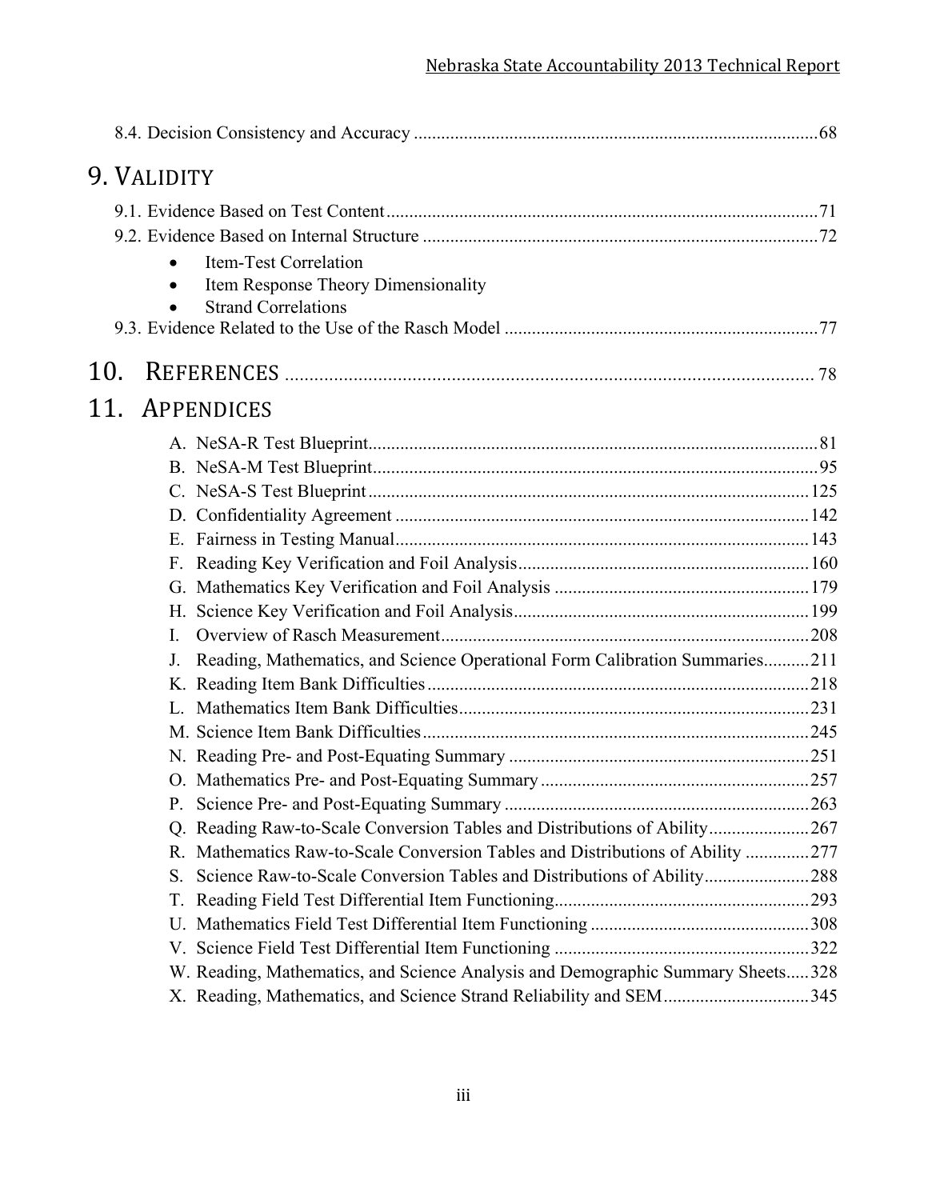8.4. Decision Consistency and Accuracy ........................................................................................68

# 9. VALIDITY

9.1. Evidence Based on Test Content..............................................................................................71

9.2. Evidence Based on Internal Structure .......................................................................................72

- Item-Test Correlation
- Item Response Theory Dimensionality
- Strand Correlations

9.3. Evidence Related to the Use of the Rasch Model ......................................................................77

# 10. REFERENCES .............................................................................................................. 78

# 11. APPENDICES

A. NeSA-R Test Blueprint..................................................................................................81

B. NeSA-M Test Blueprint.................................................................................................95

C. NeSA-S Test Blueprint.................................................................................................125

D. Confidentiality Agreement ...........................................................................................142

E. Fairness in Testing Manual...........................................................................................143

F. Reading Key Verification and Foil Analysis................................................................160

G. Mathematics Key Verification and Foil Analysis ........................................................179

H. Science Key Verification and Foil Analysis.................................................................199

I. Overview of Rasch Measurement.................................................................................208

J. Reading, Mathematics, and Science Operational Form Calibration Summaries..........211

K. Reading Item Bank Difficulties....................................................................................218

L. Mathematics Item Bank Difficulties.............................................................................231

M. Science Item Bank Difficulties.....................................................................................245

N. Reading Pre- and Post-Equating Summary ..................................................................251

O. Mathematics Pre- and Post-Equating Summary...........................................................257

P. Science Pre- and Post-Equating Summary ...................................................................263

Q. Reading Raw-to-Scale Conversion Tables and Distributions of Ability......................267

R. Mathematics Raw-to-Scale Conversion Tables and Distributions of Ability ..............277

S. Science Raw-to-Scale Conversion Tables and Distributions of Ability.......................288

T. Reading Field Test Differential Item Functioning........................................................293

U. Mathematics Field Test Differential Item Functioning ................................................308

V. Science Field Test Differential Item Functioning ........................................................322

W. Reading, Mathematics, and Science Analysis and Demographic Summary Sheets.....328

X. Reading, Mathematics, and Science Strand Reliability and SEM................................345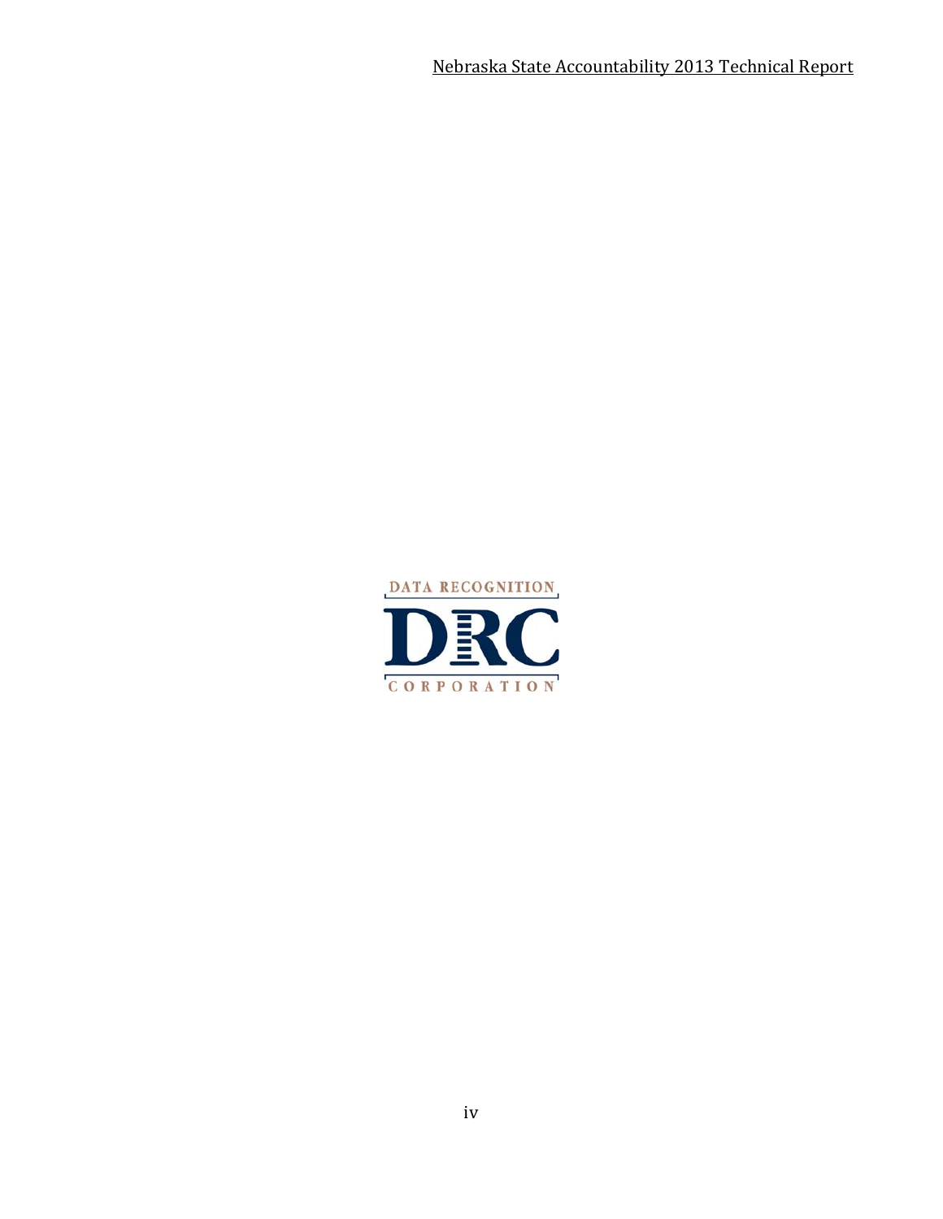DATA RECOGNITION

DRC

CORPORATION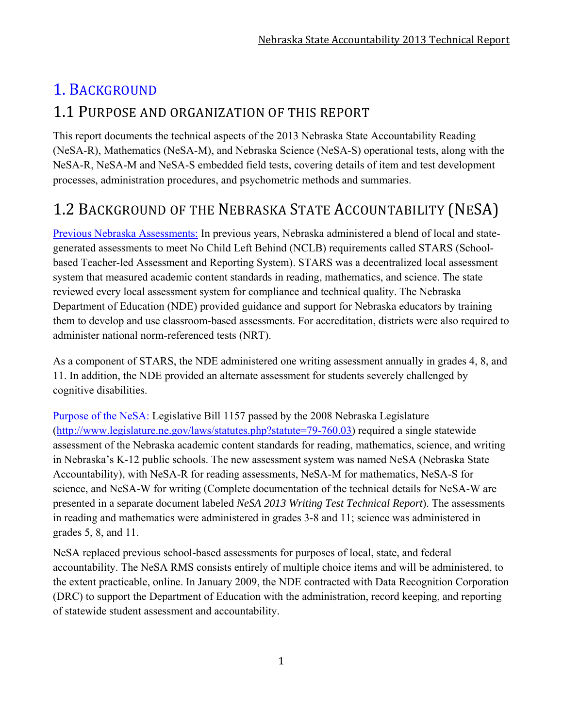# 1. BACKGROUND

## 1.1 PURPOSE AND ORGANIZATION OF THIS REPORT

This report documents the technical aspects of the 2013 Nebraska State Accountability Reading (NeSA-R), Mathematics (NeSA-M), and Nebraska Science (NeSA-S) operational tests, along with the NeSA-R, NeSA-M and NeSA-S embedded field tests, covering details of item and test development processes, administration procedures, and psychometric methods and summaries.

## 1.2 BACKGROUND OF THE NEBRASKA STATE ACCOUNTABILITY (NESA)

Previous Nebraska Assessments: In previous years, Nebraska administered a blend of local and state-generated assessments to meet No Child Left Behind (NCLB) requirements called STARS (School-based Teacher-led Assessment and Reporting System). STARS was a decentralized local assessment system that measured academic content standards in reading, mathematics, and science. The state reviewed every local assessment system for compliance and technical quality. The Nebraska Department of Education (NDE) provided guidance and support for Nebraska educators by training them to develop and use classroom-based assessments. For accreditation, districts were also required to administer national norm-referenced tests (NRT).

As a component of STARS, the NDE administered one writing assessment annually in grades 4, 8, and 11. In addition, the NDE provided an alternate assessment for students severely challenged by cognitive disabilities.

Purpose of the NeSA: Legislative Bill 1157 passed by the 2008 Nebraska Legislature (http://www.legislature.ne.gov/laws/statutes.php?statute=79-760.03) required a single statewide assessment of the Nebraska academic content standards for reading, mathematics, science, and writing in Nebraska's K-12 public schools. The new assessment system was named NeSA (Nebraska State Accountability), with NeSA-R for reading assessments, NeSA-M for mathematics, NeSA-S for science, and NeSA-W for writing (Complete documentation of the technical details for NeSA-W are presented in a separate document labeled *NeSA 2013 Writing Test Technical Report*). The assessments in reading and mathematics were administered in grades 3-8 and 11; science was administered in grades 5, 8, and 11.

NeSA replaced previous school-based assessments for purposes of local, state, and federal accountability. The NeSA RMS consists entirely of multiple choice items and will be administered, to the extent practicable, online. In January 2009, the NDE contracted with Data Recognition Corporation (DRC) to support the Department of Education with the administration, record keeping, and reporting of statewide student assessment and accountability.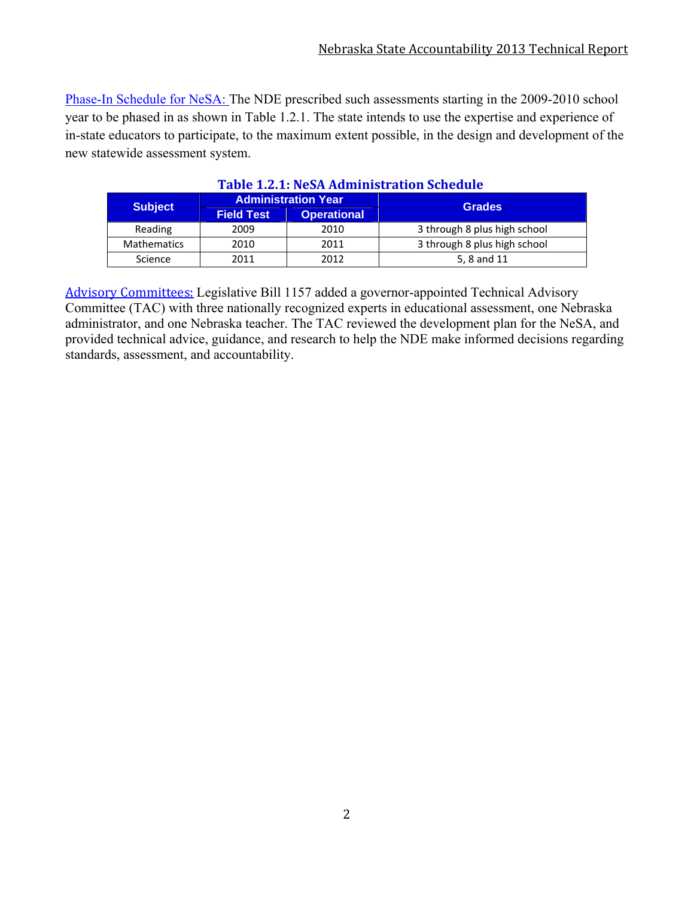Phase-In Schedule for NeSA: The NDE prescribed such assessments starting in the 2009-2010 school year to be phased in as shown in Table 1.2.1. The state intends to use the expertise and experience of in-state educators to participate, to the maximum extent possible, in the design and development of the new statewide assessment system.

**Table 1.2.1: NeSA Administration Schedule**

| Subject | Administration Year | | Grades |
|---|---|---|---|
| | Field Test | Operational | |
| Reading | 2009 | 2010 | 3 through 8 plus high school |
| Mathematics | 2010 | 2011 | 3 through 8 plus high school |
| Science | 2011 | 2012 | 5, 8 and 11 |

Advisory Committees: Legislative Bill 1157 added a governor-appointed Technical Advisory Committee (TAC) with three nationally recognized experts in educational assessment, one Nebraska administrator, and one Nebraska teacher. The TAC reviewed the development plan for the NeSA, and provided technical advice, guidance, and research to help the NDE make informed decisions regarding standards, assessment, and accountability.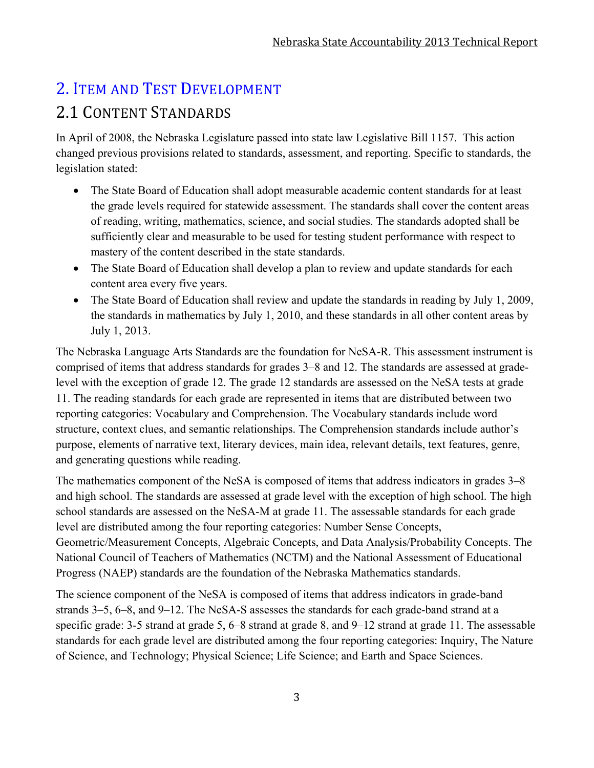# 2. Item and Test Development

## 2.1 Content Standards

In April of 2008, the Nebraska Legislature passed into state law Legislative Bill 1157. This action changed previous provisions related to standards, assessment, and reporting. Specific to standards, the legislation stated:

- The State Board of Education shall adopt measurable academic content standards for at least the grade levels required for statewide assessment. The standards shall cover the content areas of reading, writing, mathematics, science, and social studies. The standards adopted shall be sufficiently clear and measurable to be used for testing student performance with respect to mastery of the content described in the state standards.
- The State Board of Education shall develop a plan to review and update standards for each content area every five years.
- The State Board of Education shall review and update the standards in reading by July 1, 2009, the standards in mathematics by July 1, 2010, and these standards in all other content areas by July 1, 2013.

The Nebraska Language Arts Standards are the foundation for NeSA-R. This assessment instrument is comprised of items that address standards for grades 3–8 and 12. The standards are assessed at grade-level with the exception of grade 12. The grade 12 standards are assessed on the NeSA tests at grade 11. The reading standards for each grade are represented in items that are distributed between two reporting categories: Vocabulary and Comprehension. The Vocabulary standards include word structure, context clues, and semantic relationships. The Comprehension standards include author's purpose, elements of narrative text, literary devices, main idea, relevant details, text features, genre, and generating questions while reading.

The mathematics component of the NeSA is composed of items that address indicators in grades 3–8 and high school. The standards are assessed at grade level with the exception of high school. The high school standards are assessed on the NeSA-M at grade 11. The assessable standards for each grade level are distributed among the four reporting categories: Number Sense Concepts, Geometric/Measurement Concepts, Algebraic Concepts, and Data Analysis/Probability Concepts. The National Council of Teachers of Mathematics (NCTM) and the National Assessment of Educational Progress (NAEP) standards are the foundation of the Nebraska Mathematics standards.

The science component of the NeSA is composed of items that address indicators in grade-band strands 3–5, 6–8, and 9–12. The NeSA-S assesses the standards for each grade-band strand at a specific grade: 3-5 strand at grade 5, 6–8 strand at grade 8, and 9–12 strand at grade 11. The assessable standards for each grade level are distributed among the four reporting categories: Inquiry, The Nature of Science, and Technology; Physical Science; Life Science; and Earth and Space Sciences.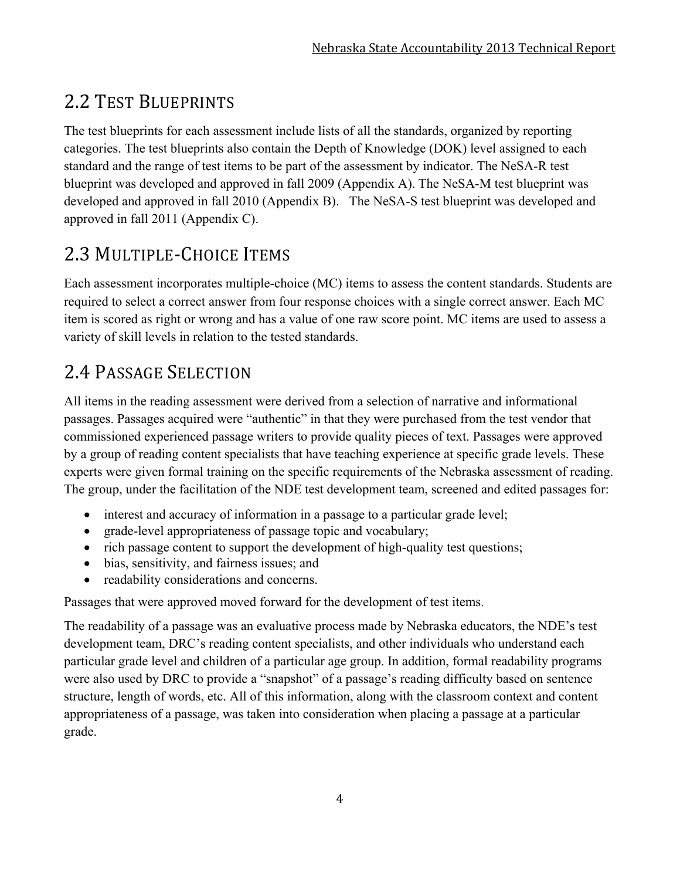## 2.2 TEST BLUEPRINTS

The test blueprints for each assessment include lists of all the standards, organized by reporting categories. The test blueprints also contain the Depth of Knowledge (DOK) level assigned to each standard and the range of test items to be part of the assessment by indicator. The NeSA-R test blueprint was developed and approved in fall 2009 (Appendix A). The NeSA-M test blueprint was developed and approved in fall 2010 (Appendix B). The NeSA-S test blueprint was developed and approved in fall 2011 (Appendix C).

## 2.3 MULTIPLE-CHOICE ITEMS

Each assessment incorporates multiple-choice (MC) items to assess the content standards. Students are required to select a correct answer from four response choices with a single correct answer. Each MC item is scored as right or wrong and has a value of one raw score point. MC items are used to assess a variety of skill levels in relation to the tested standards.

## 2.4 PASSAGE SELECTION

All items in the reading assessment were derived from a selection of narrative and informational passages. Passages acquired were "authentic" in that they were purchased from the test vendor that commissioned experienced passage writers to provide quality pieces of text. Passages were approved by a group of reading content specialists that have teaching experience at specific grade levels. These experts were given formal training on the specific requirements of the Nebraska assessment of reading. The group, under the facilitation of the NDE test development team, screened and edited passages for:

- interest and accuracy of information in a passage to a particular grade level;
- grade-level appropriateness of passage topic and vocabulary;
- rich passage content to support the development of high-quality test questions;
- bias, sensitivity, and fairness issues; and
- readability considerations and concerns.

Passages that were approved moved forward for the development of test items.

The readability of a passage was an evaluative process made by Nebraska educators, the NDE's test development team, DRC's reading content specialists, and other individuals who understand each particular grade level and children of a particular age group. In addition, formal readability programs were also used by DRC to provide a "snapshot" of a passage's reading difficulty based on sentence structure, length of words, etc. All of this information, along with the classroom context and content appropriateness of a passage, was taken into consideration when placing a passage at a particular grade.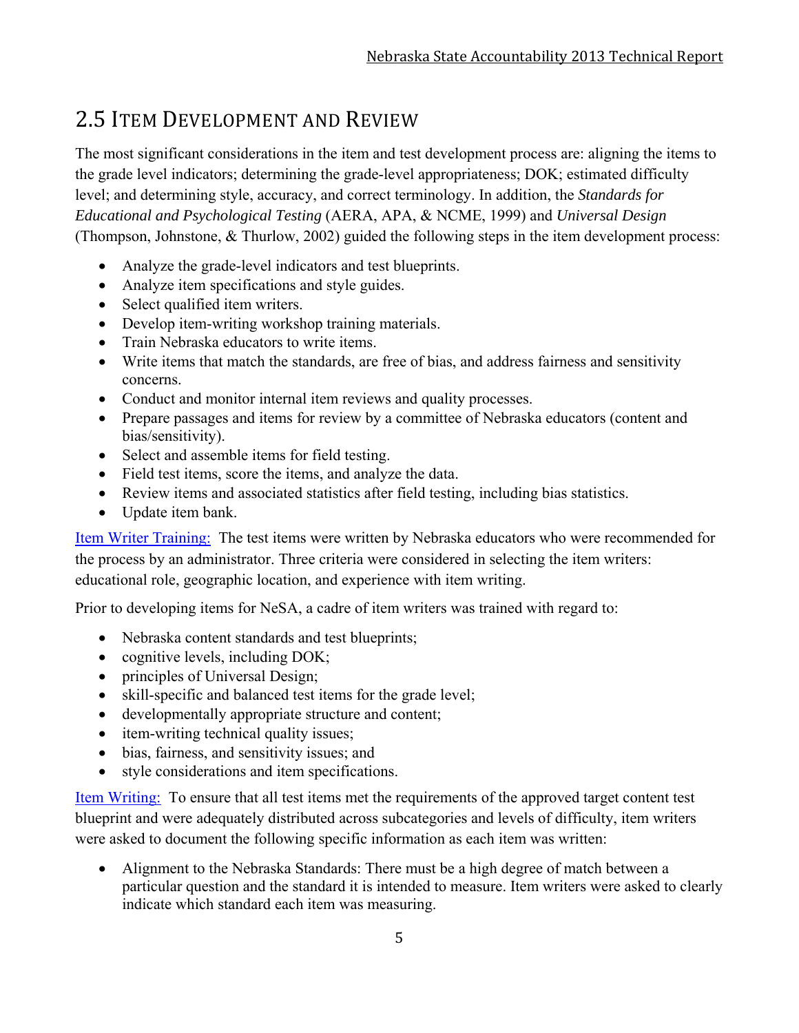## 2.5 Item Development and Review

The most significant considerations in the item and test development process are: aligning the items to the grade level indicators; determining the grade-level appropriateness; DOK; estimated difficulty level; and determining style, accuracy, and correct terminology. In addition, the *Standards for Educational and Psychological Testing* (AERA, APA, & NCME, 1999) and *Universal Design* (Thompson, Johnstone, & Thurlow, 2002) guided the following steps in the item development process:

- Analyze the grade-level indicators and test blueprints.
- Analyze item specifications and style guides.
- Select qualified item writers.
- Develop item-writing workshop training materials.
- Train Nebraska educators to write items.
- Write items that match the standards, are free of bias, and address fairness and sensitivity concerns.
- Conduct and monitor internal item reviews and quality processes.
- Prepare passages and items for review by a committee of Nebraska educators (content and bias/sensitivity).
- Select and assemble items for field testing.
- Field test items, score the items, and analyze the data.
- Review items and associated statistics after field testing, including bias statistics.
- Update item bank.

Item Writer Training: The test items were written by Nebraska educators who were recommended for the process by an administrator. Three criteria were considered in selecting the item writers: educational role, geographic location, and experience with item writing.

Prior to developing items for NeSA, a cadre of item writers was trained with regard to:

- Nebraska content standards and test blueprints;
- cognitive levels, including DOK;
- principles of Universal Design;
- skill-specific and balanced test items for the grade level;
- developmentally appropriate structure and content;
- item-writing technical quality issues;
- bias, fairness, and sensitivity issues; and
- style considerations and item specifications.

Item Writing: To ensure that all test items met the requirements of the approved target content test blueprint and were adequately distributed across subcategories and levels of difficulty, item writers were asked to document the following specific information as each item was written:

- Alignment to the Nebraska Standards: There must be a high degree of match between a particular question and the standard it is intended to measure. Item writers were asked to clearly indicate which standard each item was measuring.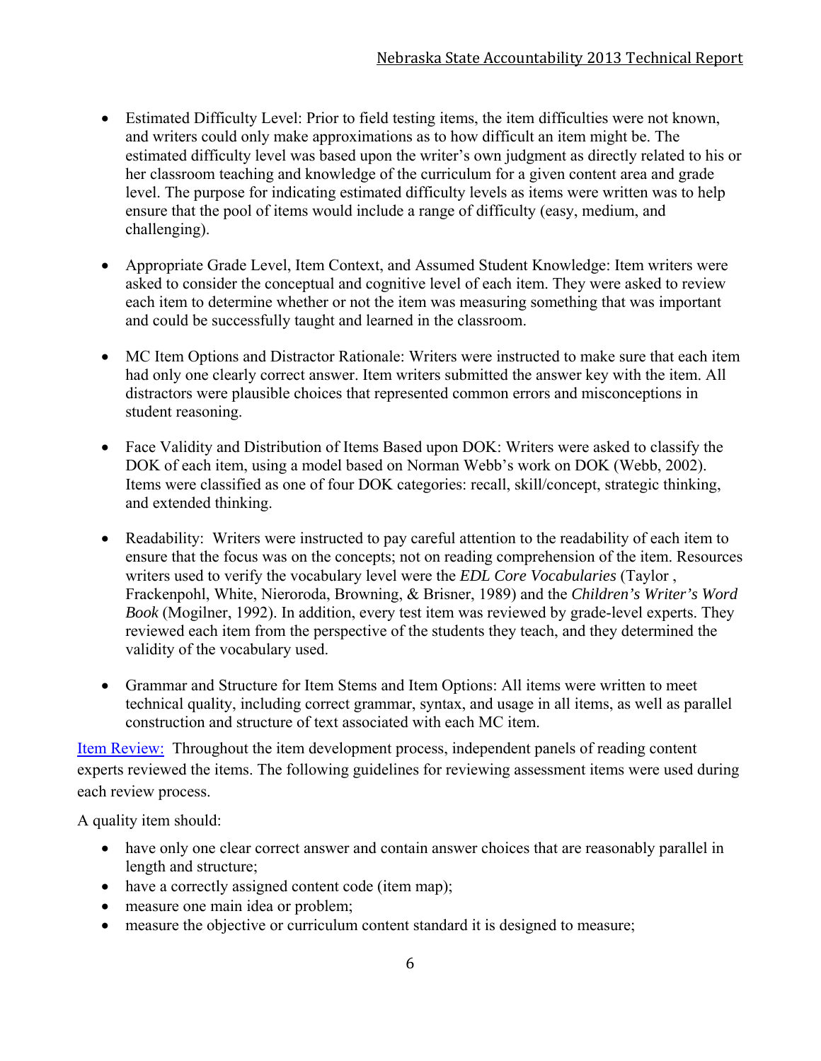- Estimated Difficulty Level: Prior to field testing items, the item difficulties were not known, and writers could only make approximations as to how difficult an item might be. The estimated difficulty level was based upon the writer's own judgment as directly related to his or her classroom teaching and knowledge of the curriculum for a given content area and grade level. The purpose for indicating estimated difficulty levels as items were written was to help ensure that the pool of items would include a range of difficulty (easy, medium, and challenging).

- Appropriate Grade Level, Item Context, and Assumed Student Knowledge: Item writers were asked to consider the conceptual and cognitive level of each item. They were asked to review each item to determine whether or not the item was measuring something that was important and could be successfully taught and learned in the classroom.

- MC Item Options and Distractor Rationale: Writers were instructed to make sure that each item had only one clearly correct answer. Item writers submitted the answer key with the item. All distractors were plausible choices that represented common errors and misconceptions in student reasoning.

- Face Validity and Distribution of Items Based upon DOK: Writers were asked to classify the DOK of each item, using a model based on Norman Webb's work on DOK (Webb, 2002). Items were classified as one of four DOK categories: recall, skill/concept, strategic thinking, and extended thinking.

- Readability: Writers were instructed to pay careful attention to the readability of each item to ensure that the focus was on the concepts; not on reading comprehension of the item. Resources writers used to verify the vocabulary level were the *EDL Core Vocabularies* (Taylor , Frackenpohl, White, Nieroroda, Browning, & Brisner, 1989) and the *Children's Writer's Word Book* (Mogilner, 1992). In addition, every test item was reviewed by grade-level experts. They reviewed each item from the perspective of the students they teach, and they determined the validity of the vocabulary used.

- Grammar and Structure for Item Stems and Item Options: All items were written to meet technical quality, including correct grammar, syntax, and usage in all items, as well as parallel construction and structure of text associated with each MC item.

Item Review: Throughout the item development process, independent panels of reading content experts reviewed the items. The following guidelines for reviewing assessment items were used during each review process.

A quality item should:

- have only one clear correct answer and contain answer choices that are reasonably parallel in length and structure;
- have a correctly assigned content code (item map);
- measure one main idea or problem;
- measure the objective or curriculum content standard it is designed to measure;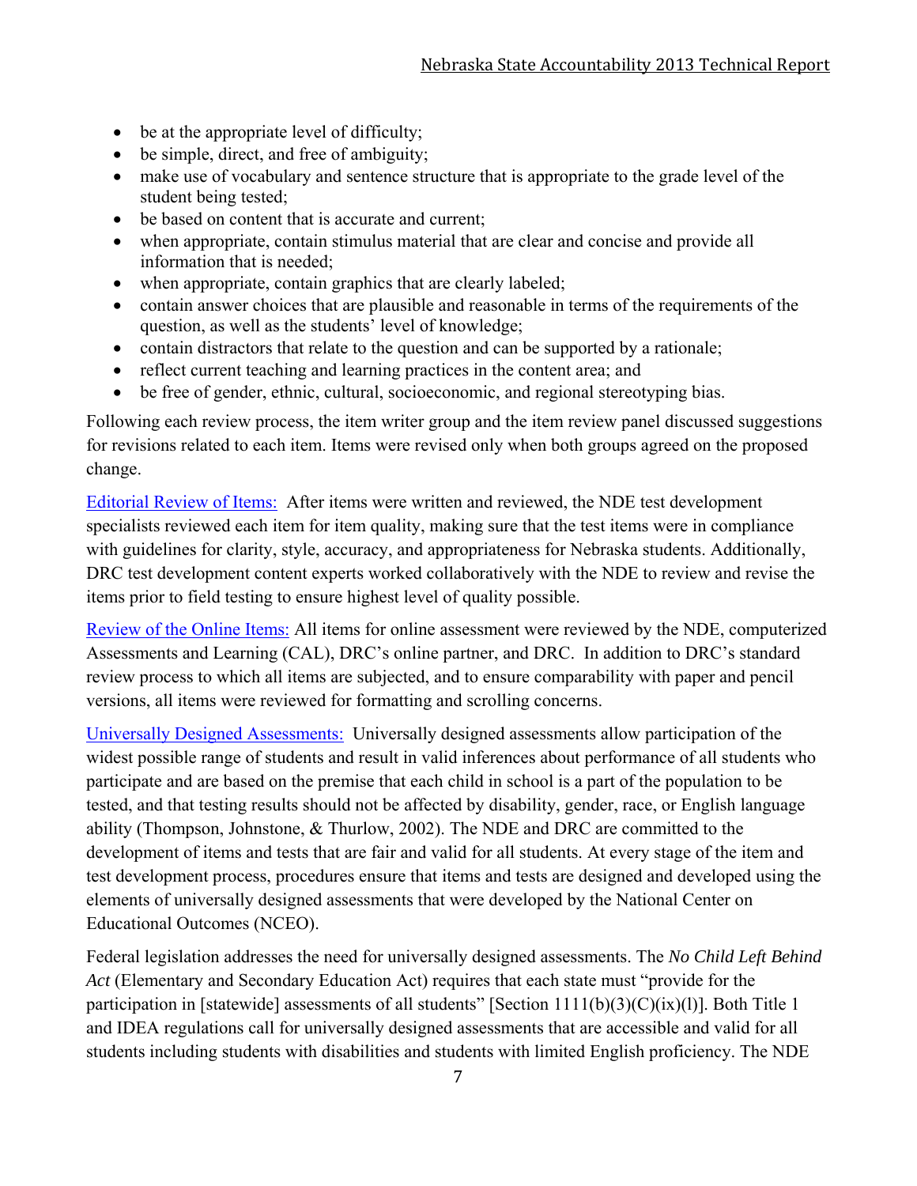- be at the appropriate level of difficulty;
- be simple, direct, and free of ambiguity;
- make use of vocabulary and sentence structure that is appropriate to the grade level of the student being tested;
- be based on content that is accurate and current;
- when appropriate, contain stimulus material that are clear and concise and provide all information that is needed;
- when appropriate, contain graphics that are clearly labeled;
- contain answer choices that are plausible and reasonable in terms of the requirements of the question, as well as the students' level of knowledge;
- contain distractors that relate to the question and can be supported by a rationale;
- reflect current teaching and learning practices in the content area; and
- be free of gender, ethnic, cultural, socioeconomic, and regional stereotyping bias.

Following each review process, the item writer group and the item review panel discussed suggestions for revisions related to each item. Items were revised only when both groups agreed on the proposed change.

Editorial Review of Items: After items were written and reviewed, the NDE test development specialists reviewed each item for item quality, making sure that the test items were in compliance with guidelines for clarity, style, accuracy, and appropriateness for Nebraska students. Additionally, DRC test development content experts worked collaboratively with the NDE to review and revise the items prior to field testing to ensure highest level of quality possible.

Review of the Online Items: All items for online assessment were reviewed by the NDE, computerized Assessments and Learning (CAL), DRC's online partner, and DRC. In addition to DRC's standard review process to which all items are subjected, and to ensure comparability with paper and pencil versions, all items were reviewed for formatting and scrolling concerns.

Universally Designed Assessments: Universally designed assessments allow participation of the widest possible range of students and result in valid inferences about performance of all students who participate and are based on the premise that each child in school is a part of the population to be tested, and that testing results should not be affected by disability, gender, race, or English language ability (Thompson, Johnstone, & Thurlow, 2002). The NDE and DRC are committed to the development of items and tests that are fair and valid for all students. At every stage of the item and test development process, procedures ensure that items and tests are designed and developed using the elements of universally designed assessments that were developed by the National Center on Educational Outcomes (NCEO).

Federal legislation addresses the need for universally designed assessments. The *No Child Left Behind Act* (Elementary and Secondary Education Act) requires that each state must "provide for the participation in [statewide] assessments of all students" [Section 1111(b)(3)(C)(ix)(l)]. Both Title 1 and IDEA regulations call for universally designed assessments that are accessible and valid for all students including students with disabilities and students with limited English proficiency. The NDE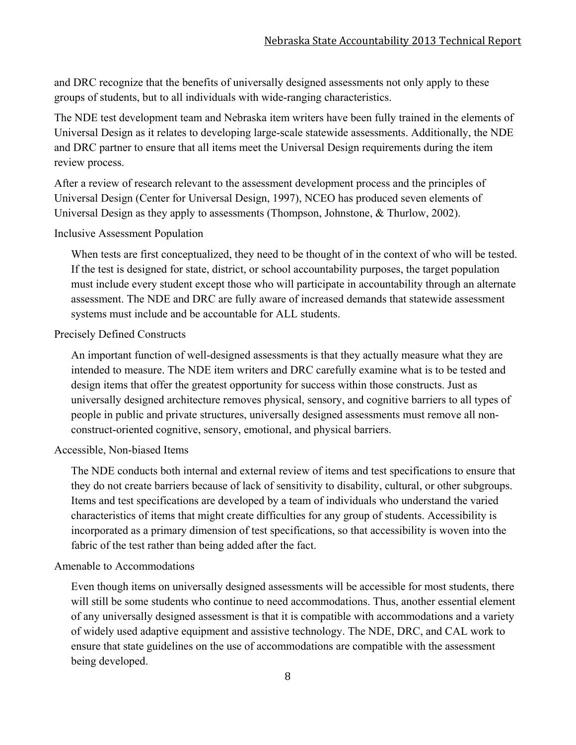and DRC recognize that the benefits of universally designed assessments not only apply to these groups of students, but to all individuals with wide-ranging characteristics.

The NDE test development team and Nebraska item writers have been fully trained in the elements of Universal Design as it relates to developing large-scale statewide assessments. Additionally, the NDE and DRC partner to ensure that all items meet the Universal Design requirements during the item review process.

After a review of research relevant to the assessment development process and the principles of Universal Design (Center for Universal Design, 1997), NCEO has produced seven elements of Universal Design as they apply to assessments (Thompson, Johnstone, & Thurlow, 2002).

#### Inclusive Assessment Population

When tests are first conceptualized, they need to be thought of in the context of who will be tested. If the test is designed for state, district, or school accountability purposes, the target population must include every student except those who will participate in accountability through an alternate assessment. The NDE and DRC are fully aware of increased demands that statewide assessment systems must include and be accountable for ALL students.

#### Precisely Defined Constructs

An important function of well-designed assessments is that they actually measure what they are intended to measure. The NDE item writers and DRC carefully examine what is to be tested and design items that offer the greatest opportunity for success within those constructs. Just as universally designed architecture removes physical, sensory, and cognitive barriers to all types of people in public and private structures, universally designed assessments must remove all non-construct-oriented cognitive, sensory, emotional, and physical barriers.

#### Accessible, Non-biased Items

The NDE conducts both internal and external review of items and test specifications to ensure that they do not create barriers because of lack of sensitivity to disability, cultural, or other subgroups. Items and test specifications are developed by a team of individuals who understand the varied characteristics of items that might create difficulties for any group of students. Accessibility is incorporated as a primary dimension of test specifications, so that accessibility is woven into the fabric of the test rather than being added after the fact.

#### Amenable to Accommodations

Even though items on universally designed assessments will be accessible for most students, there will still be some students who continue to need accommodations. Thus, another essential element of any universally designed assessment is that it is compatible with accommodations and a variety of widely used adaptive equipment and assistive technology. The NDE, DRC, and CAL work to ensure that state guidelines on the use of accommodations are compatible with the assessment being developed.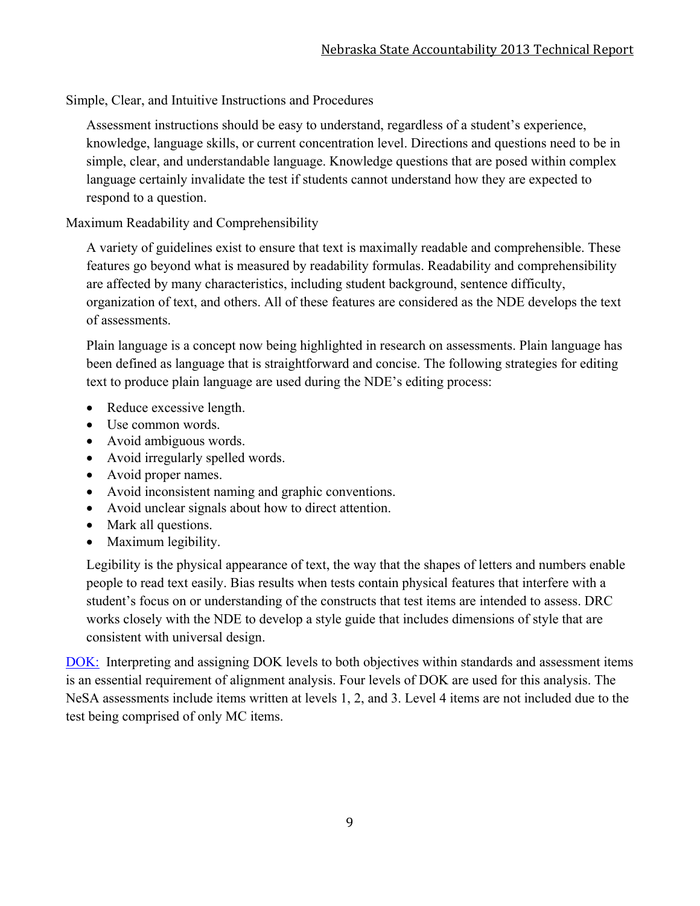Simple, Clear, and Intuitive Instructions and Procedures

Assessment instructions should be easy to understand, regardless of a student's experience, knowledge, language skills, or current concentration level. Directions and questions need to be in simple, clear, and understandable language. Knowledge questions that are posed within complex language certainly invalidate the test if students cannot understand how they are expected to respond to a question.

Maximum Readability and Comprehensibility

A variety of guidelines exist to ensure that text is maximally readable and comprehensible. These features go beyond what is measured by readability formulas. Readability and comprehensibility are affected by many characteristics, including student background, sentence difficulty, organization of text, and others. All of these features are considered as the NDE develops the text of assessments.

Plain language is a concept now being highlighted in research on assessments. Plain language has been defined as language that is straightforward and concise. The following strategies for editing text to produce plain language are used during the NDE's editing process:

- Reduce excessive length.
- Use common words.
- Avoid ambiguous words.
- Avoid irregularly spelled words.
- Avoid proper names.
- Avoid inconsistent naming and graphic conventions.
- Avoid unclear signals about how to direct attention.
- Mark all questions.
- Maximum legibility.

Legibility is the physical appearance of text, the way that the shapes of letters and numbers enable people to read text easily. Bias results when tests contain physical features that interfere with a student's focus on or understanding of the constructs that test items are intended to assess. DRC works closely with the NDE to develop a style guide that includes dimensions of style that are consistent with universal design.

DOK: Interpreting and assigning DOK levels to both objectives within standards and assessment items is an essential requirement of alignment analysis. Four levels of DOK are used for this analysis. The NeSA assessments include items written at levels 1, 2, and 3. Level 4 items are not included due to the test being comprised of only MC items.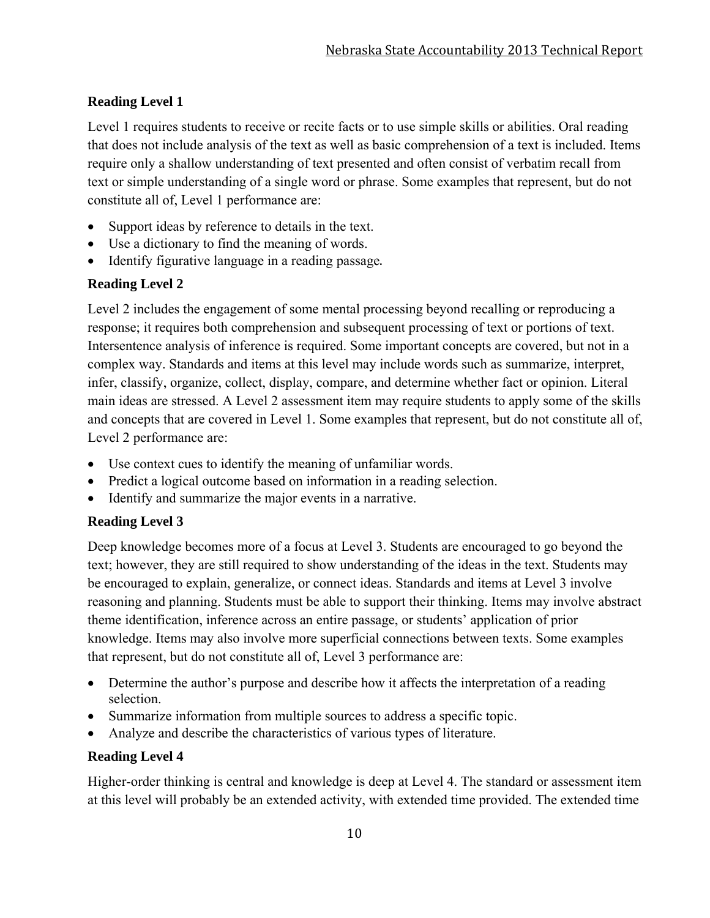**Reading Level 1**

Level 1 requires students to receive or recite facts or to use simple skills or abilities. Oral reading that does not include analysis of the text as well as basic comprehension of a text is included. Items require only a shallow understanding of text presented and often consist of verbatim recall from text or simple understanding of a single word or phrase. Some examples that represent, but do not constitute all of, Level 1 performance are:

- Support ideas by reference to details in the text.
- Use a dictionary to find the meaning of words.
- Identify figurative language in a reading passage.

**Reading Level 2**

Level 2 includes the engagement of some mental processing beyond recalling or reproducing a response; it requires both comprehension and subsequent processing of text or portions of text. Intersentence analysis of inference is required. Some important concepts are covered, but not in a complex way. Standards and items at this level may include words such as summarize, interpret, infer, classify, organize, collect, display, compare, and determine whether fact or opinion. Literal main ideas are stressed. A Level 2 assessment item may require students to apply some of the skills and concepts that are covered in Level 1. Some examples that represent, but do not constitute all of, Level 2 performance are:

- Use context cues to identify the meaning of unfamiliar words.
- Predict a logical outcome based on information in a reading selection.
- Identify and summarize the major events in a narrative.

**Reading Level 3**

Deep knowledge becomes more of a focus at Level 3. Students are encouraged to go beyond the text; however, they are still required to show understanding of the ideas in the text. Students may be encouraged to explain, generalize, or connect ideas. Standards and items at Level 3 involve reasoning and planning. Students must be able to support their thinking. Items may involve abstract theme identification, inference across an entire passage, or students' application of prior knowledge. Items may also involve more superficial connections between texts. Some examples that represent, but do not constitute all of, Level 3 performance are:

- Determine the author's purpose and describe how it affects the interpretation of a reading selection.
- Summarize information from multiple sources to address a specific topic.
- Analyze and describe the characteristics of various types of literature.

**Reading Level 4**

Higher-order thinking is central and knowledge is deep at Level 4. The standard or assessment item at this level will probably be an extended activity, with extended time provided. The extended time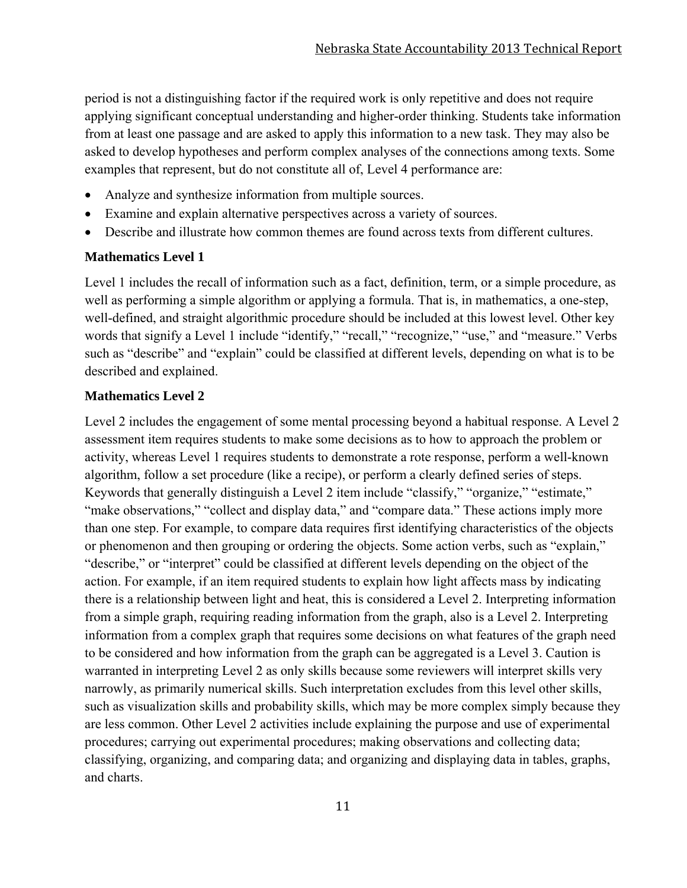period is not a distinguishing factor if the required work is only repetitive and does not require applying significant conceptual understanding and higher-order thinking. Students take information from at least one passage and are asked to apply this information to a new task. They may also be asked to develop hypotheses and perform complex analyses of the connections among texts. Some examples that represent, but do not constitute all of, Level 4 performance are:

- Analyze and synthesize information from multiple sources.
- Examine and explain alternative perspectives across a variety of sources.
- Describe and illustrate how common themes are found across texts from different cultures.

### Mathematics Level 1

Level 1 includes the recall of information such as a fact, definition, term, or a simple procedure, as well as performing a simple algorithm or applying a formula. That is, in mathematics, a one-step, well-defined, and straight algorithmic procedure should be included at this lowest level. Other key words that signify a Level 1 include "identify," "recall," "recognize," "use," and "measure." Verbs such as "describe" and "explain" could be classified at different levels, depending on what is to be described and explained.

### Mathematics Level 2

Level 2 includes the engagement of some mental processing beyond a habitual response. A Level 2 assessment item requires students to make some decisions as to how to approach the problem or activity, whereas Level 1 requires students to demonstrate a rote response, perform a well-known algorithm, follow a set procedure (like a recipe), or perform a clearly defined series of steps. Keywords that generally distinguish a Level 2 item include "classify," "organize," "estimate," "make observations," "collect and display data," and "compare data." These actions imply more than one step. For example, to compare data requires first identifying characteristics of the objects or phenomenon and then grouping or ordering the objects. Some action verbs, such as "explain," "describe," or "interpret" could be classified at different levels depending on the object of the action. For example, if an item required students to explain how light affects mass by indicating there is a relationship between light and heat, this is considered a Level 2. Interpreting information from a simple graph, requiring reading information from the graph, also is a Level 2. Interpreting information from a complex graph that requires some decisions on what features of the graph need to be considered and how information from the graph can be aggregated is a Level 3. Caution is warranted in interpreting Level 2 as only skills because some reviewers will interpret skills very narrowly, as primarily numerical skills. Such interpretation excludes from this level other skills, such as visualization skills and probability skills, which may be more complex simply because they are less common. Other Level 2 activities include explaining the purpose and use of experimental procedures; carrying out experimental procedures; making observations and collecting data; classifying, organizing, and comparing data; and organizing and displaying data in tables, graphs, and charts.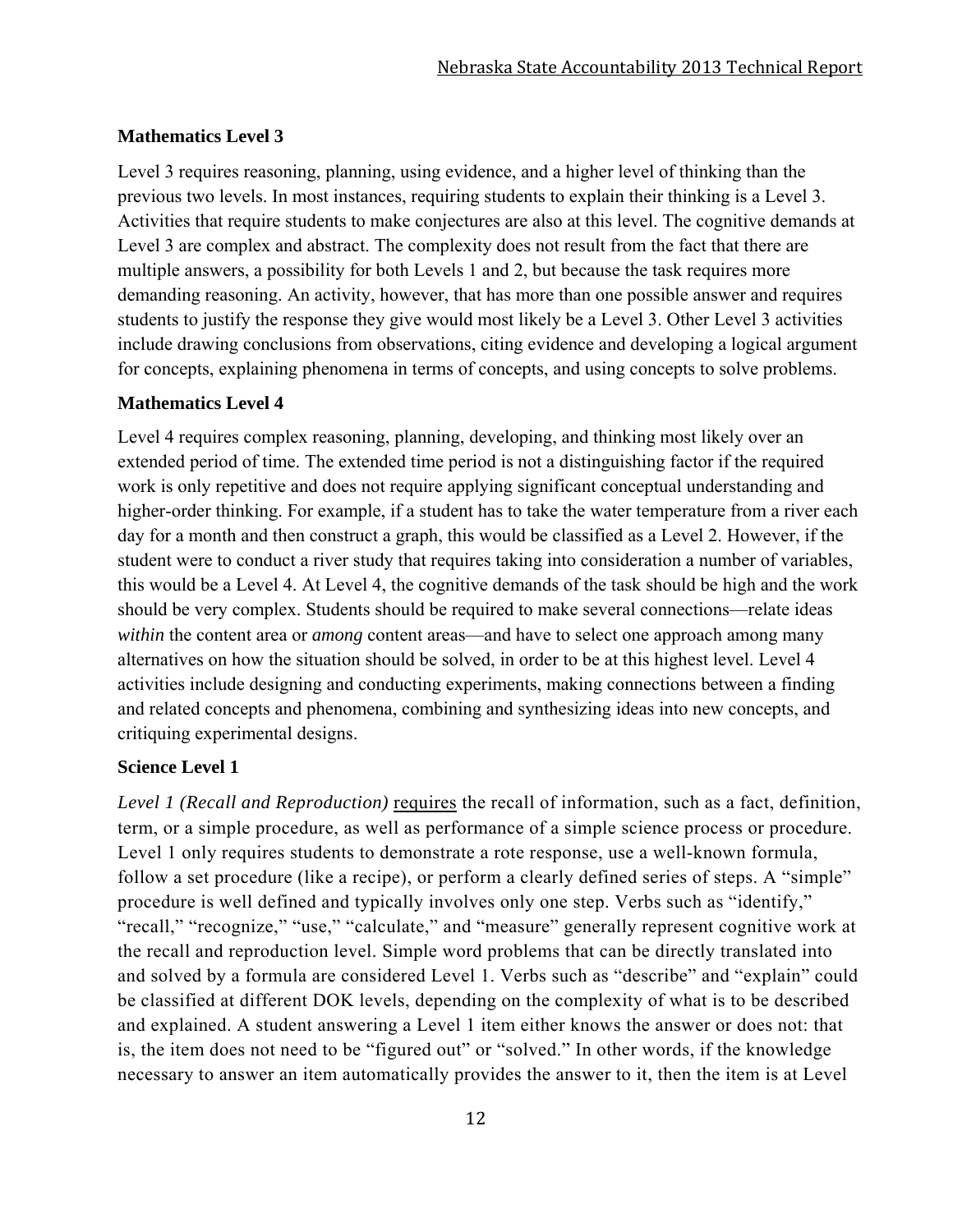### Mathematics Level 3

Level 3 requires reasoning, planning, using evidence, and a higher level of thinking than the previous two levels. In most instances, requiring students to explain their thinking is a Level 3. Activities that require students to make conjectures are also at this level. The cognitive demands at Level 3 are complex and abstract. The complexity does not result from the fact that there are multiple answers, a possibility for both Levels 1 and 2, but because the task requires more demanding reasoning. An activity, however, that has more than one possible answer and requires students to justify the response they give would most likely be a Level 3. Other Level 3 activities include drawing conclusions from observations, citing evidence and developing a logical argument for concepts, explaining phenomena in terms of concepts, and using concepts to solve problems.

### Mathematics Level 4

Level 4 requires complex reasoning, planning, developing, and thinking most likely over an extended period of time. The extended time period is not a distinguishing factor if the required work is only repetitive and does not require applying significant conceptual understanding and higher-order thinking. For example, if a student has to take the water temperature from a river each day for a month and then construct a graph, this would be classified as a Level 2. However, if the student were to conduct a river study that requires taking into consideration a number of variables, this would be a Level 4. At Level 4, the cognitive demands of the task should be high and the work should be very complex. Students should be required to make several connections—relate ideas *within* the content area or *among* content areas—and have to select one approach among many alternatives on how the situation should be solved, in order to be at this highest level. Level 4 activities include designing and conducting experiments, making connections between a finding and related concepts and phenomena, combining and synthesizing ideas into new concepts, and critiquing experimental designs.

### Science Level 1

*Level 1 (Recall and Reproduction)* requires the recall of information, such as a fact, definition, term, or a simple procedure, as well as performance of a simple science process or procedure. Level 1 only requires students to demonstrate a rote response, use a well-known formula, follow a set procedure (like a recipe), or perform a clearly defined series of steps. A "simple" procedure is well defined and typically involves only one step. Verbs such as "identify," "recall," "recognize," "use," "calculate," and "measure" generally represent cognitive work at the recall and reproduction level. Simple word problems that can be directly translated into and solved by a formula are considered Level 1. Verbs such as "describe" and "explain" could be classified at different DOK levels, depending on the complexity of what is to be described and explained. A student answering a Level 1 item either knows the answer or does not: that is, the item does not need to be "figured out" or "solved." In other words, if the knowledge necessary to answer an item automatically provides the answer to it, then the item is at Level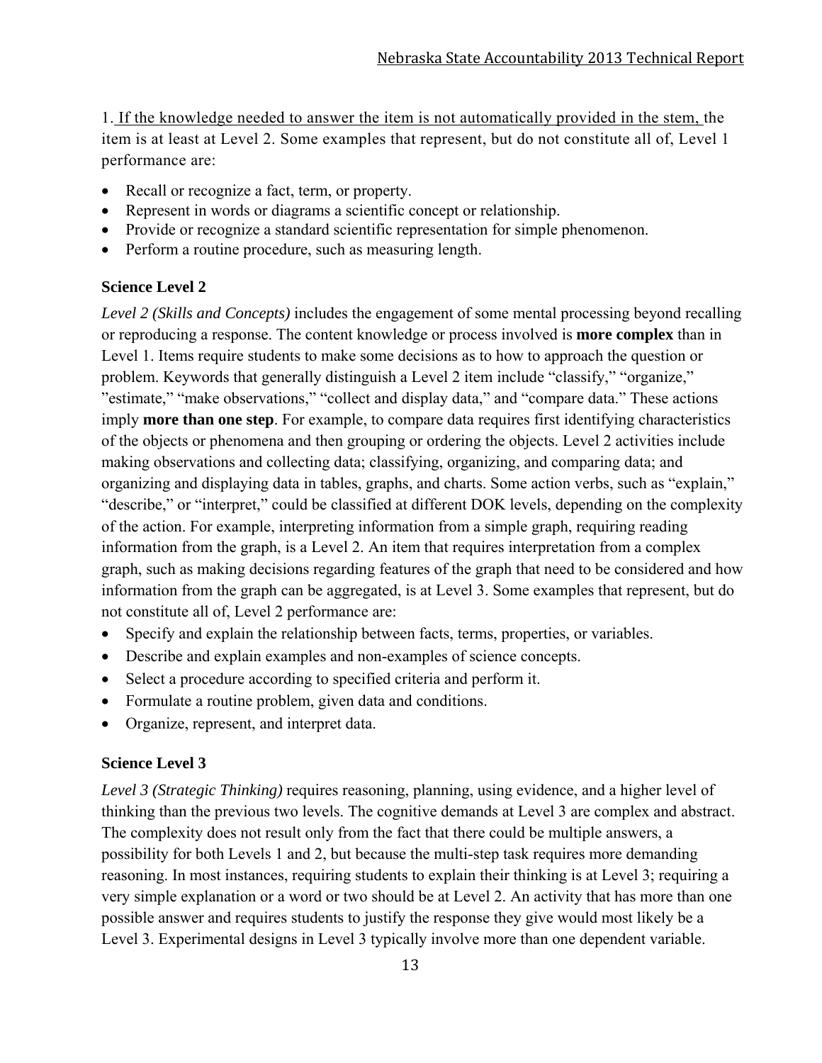1. If the knowledge needed to answer the item is not automatically provided in the stem, the item is at least at Level 2. Some examples that represent, but do not constitute all of, Level 1 performance are:

- Recall or recognize a fact, term, or property.
- Represent in words or diagrams a scientific concept or relationship.
- Provide or recognize a standard scientific representation for simple phenomenon.
- Perform a routine procedure, such as measuring length.

### Science Level 2

*Level 2 (Skills and Concepts)* includes the engagement of some mental processing beyond recalling or reproducing a response. The content knowledge or process involved is **more complex** than in Level 1. Items require students to make some decisions as to how to approach the question or problem. Keywords that generally distinguish a Level 2 item include "classify," "organize," "estimate," "make observations," "collect and display data," and "compare data." These actions imply **more than one step**. For example, to compare data requires first identifying characteristics of the objects or phenomena and then grouping or ordering the objects. Level 2 activities include making observations and collecting data; classifying, organizing, and comparing data; and organizing and displaying data in tables, graphs, and charts. Some action verbs, such as "explain," "describe," or "interpret," could be classified at different DOK levels, depending on the complexity of the action. For example, interpreting information from a simple graph, requiring reading information from the graph, is a Level 2. An item that requires interpretation from a complex graph, such as making decisions regarding features of the graph that need to be considered and how information from the graph can be aggregated, is at Level 3. Some examples that represent, but do not constitute all of, Level 2 performance are:

- Specify and explain the relationship between facts, terms, properties, or variables.
- Describe and explain examples and non-examples of science concepts.
- Select a procedure according to specified criteria and perform it.
- Formulate a routine problem, given data and conditions.
- Organize, represent, and interpret data.

### Science Level 3

*Level 3 (Strategic Thinking)* requires reasoning, planning, using evidence, and a higher level of thinking than the previous two levels. The cognitive demands at Level 3 are complex and abstract. The complexity does not result only from the fact that there could be multiple answers, a possibility for both Levels 1 and 2, but because the multi-step task requires more demanding reasoning. In most instances, requiring students to explain their thinking is at Level 3; requiring a very simple explanation or a word or two should be at Level 2. An activity that has more than one possible answer and requires students to justify the response they give would most likely be a Level 3. Experimental designs in Level 3 typically involve more than one dependent variable.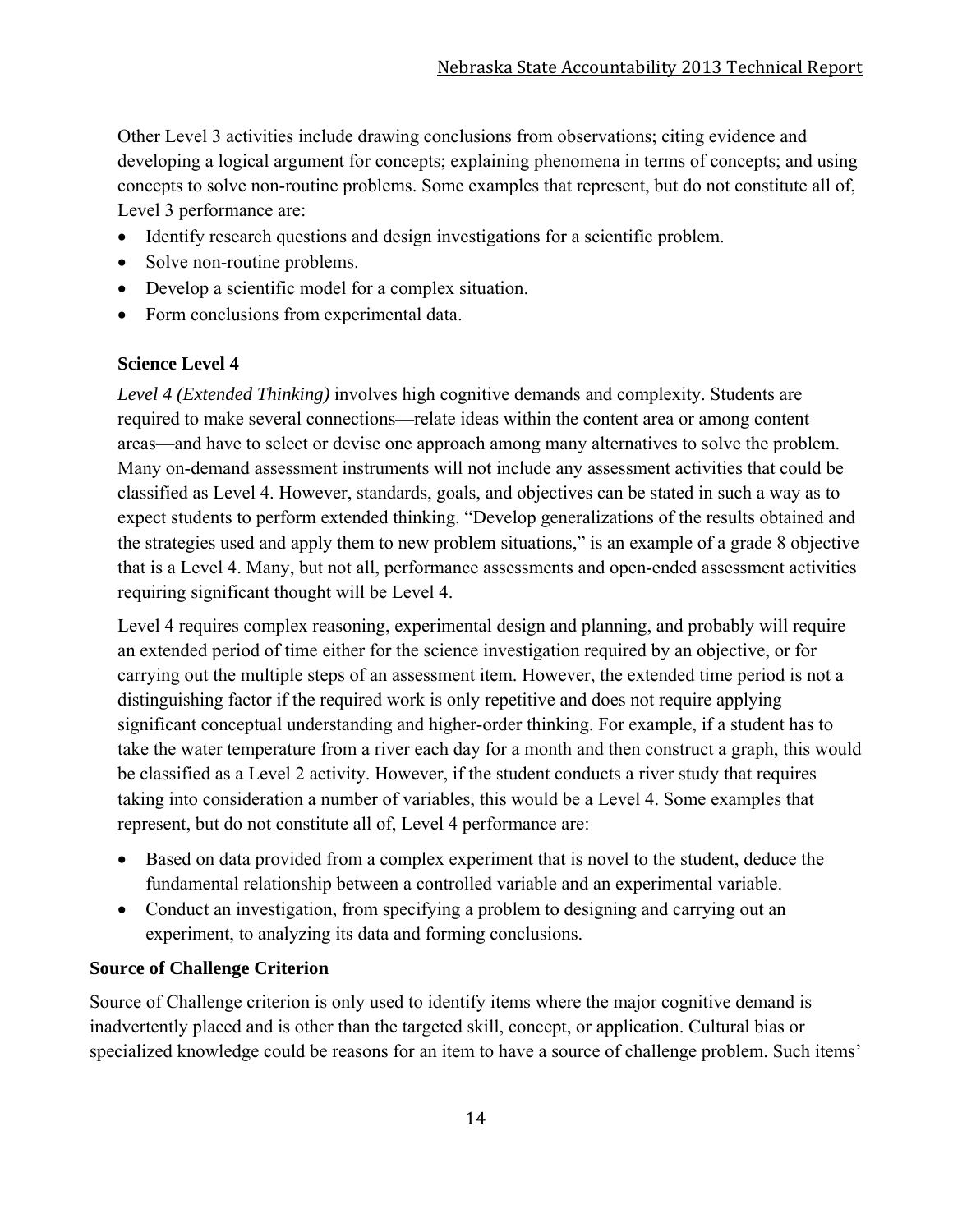Other Level 3 activities include drawing conclusions from observations; citing evidence and developing a logical argument for concepts; explaining phenomena in terms of concepts; and using concepts to solve non-routine problems. Some examples that represent, but do not constitute all of, Level 3 performance are:

- Identify research questions and design investigations for a scientific problem.
- Solve non-routine problems.
- Develop a scientific model for a complex situation.
- Form conclusions from experimental data.

### Science Level 4

*Level 4 (Extended Thinking)* involves high cognitive demands and complexity. Students are required to make several connections—relate ideas within the content area or among content areas—and have to select or devise one approach among many alternatives to solve the problem. Many on-demand assessment instruments will not include any assessment activities that could be classified as Level 4. However, standards, goals, and objectives can be stated in such a way as to expect students to perform extended thinking. "Develop generalizations of the results obtained and the strategies used and apply them to new problem situations," is an example of a grade 8 objective that is a Level 4. Many, but not all, performance assessments and open-ended assessment activities requiring significant thought will be Level 4.

Level 4 requires complex reasoning, experimental design and planning, and probably will require an extended period of time either for the science investigation required by an objective, or for carrying out the multiple steps of an assessment item. However, the extended time period is not a distinguishing factor if the required work is only repetitive and does not require applying significant conceptual understanding and higher-order thinking. For example, if a student has to take the water temperature from a river each day for a month and then construct a graph, this would be classified as a Level 2 activity. However, if the student conducts a river study that requires taking into consideration a number of variables, this would be a Level 4. Some examples that represent, but do not constitute all of, Level 4 performance are:

- Based on data provided from a complex experiment that is novel to the student, deduce the fundamental relationship between a controlled variable and an experimental variable.
- Conduct an investigation, from specifying a problem to designing and carrying out an experiment, to analyzing its data and forming conclusions.

### Source of Challenge Criterion

Source of Challenge criterion is only used to identify items where the major cognitive demand is inadvertently placed and is other than the targeted skill, concept, or application. Cultural bias or specialized knowledge could be reasons for an item to have a source of challenge problem. Such items'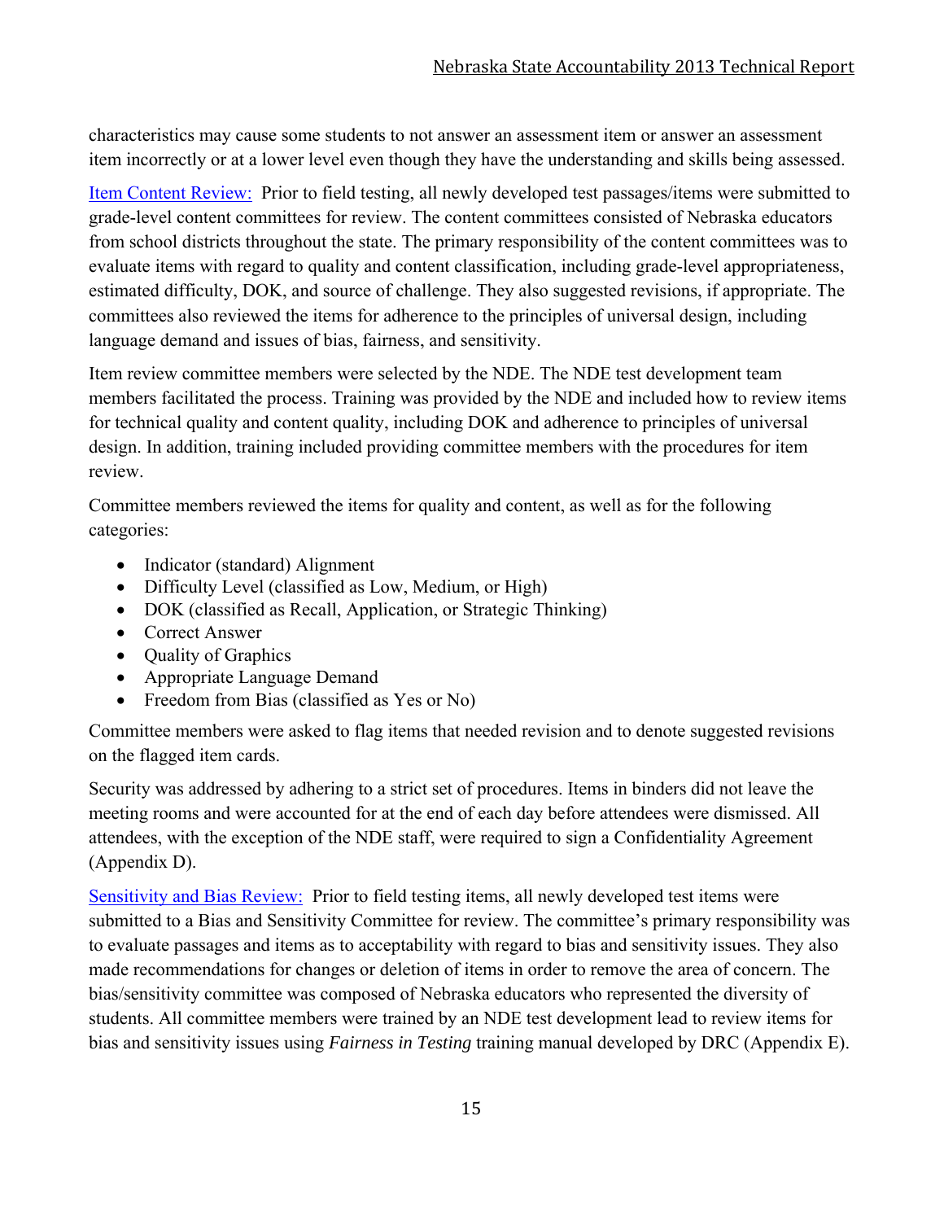characteristics may cause some students to not answer an assessment item or answer an assessment item incorrectly or at a lower level even though they have the understanding and skills being assessed.

Item Content Review: Prior to field testing, all newly developed test passages/items were submitted to grade-level content committees for review. The content committees consisted of Nebraska educators from school districts throughout the state. The primary responsibility of the content committees was to evaluate items with regard to quality and content classification, including grade-level appropriateness, estimated difficulty, DOK, and source of challenge. They also suggested revisions, if appropriate. The committees also reviewed the items for adherence to the principles of universal design, including language demand and issues of bias, fairness, and sensitivity.

Item review committee members were selected by the NDE. The NDE test development team members facilitated the process. Training was provided by the NDE and included how to review items for technical quality and content quality, including DOK and adherence to principles of universal design. In addition, training included providing committee members with the procedures for item review.

Committee members reviewed the items for quality and content, as well as for the following categories:

- Indicator (standard) Alignment
- Difficulty Level (classified as Low, Medium, or High)
- DOK (classified as Recall, Application, or Strategic Thinking)
- Correct Answer
- Quality of Graphics
- Appropriate Language Demand
- Freedom from Bias (classified as Yes or No)

Committee members were asked to flag items that needed revision and to denote suggested revisions on the flagged item cards.

Security was addressed by adhering to a strict set of procedures. Items in binders did not leave the meeting rooms and were accounted for at the end of each day before attendees were dismissed. All attendees, with the exception of the NDE staff, were required to sign a Confidentiality Agreement (Appendix D).

Sensitivity and Bias Review: Prior to field testing items, all newly developed test items were submitted to a Bias and Sensitivity Committee for review. The committee's primary responsibility was to evaluate passages and items as to acceptability with regard to bias and sensitivity issues. They also made recommendations for changes or deletion of items in order to remove the area of concern. The bias/sensitivity committee was composed of Nebraska educators who represented the diversity of students. All committee members were trained by an NDE test development lead to review items for bias and sensitivity issues using *Fairness in Testing* training manual developed by DRC (Appendix E).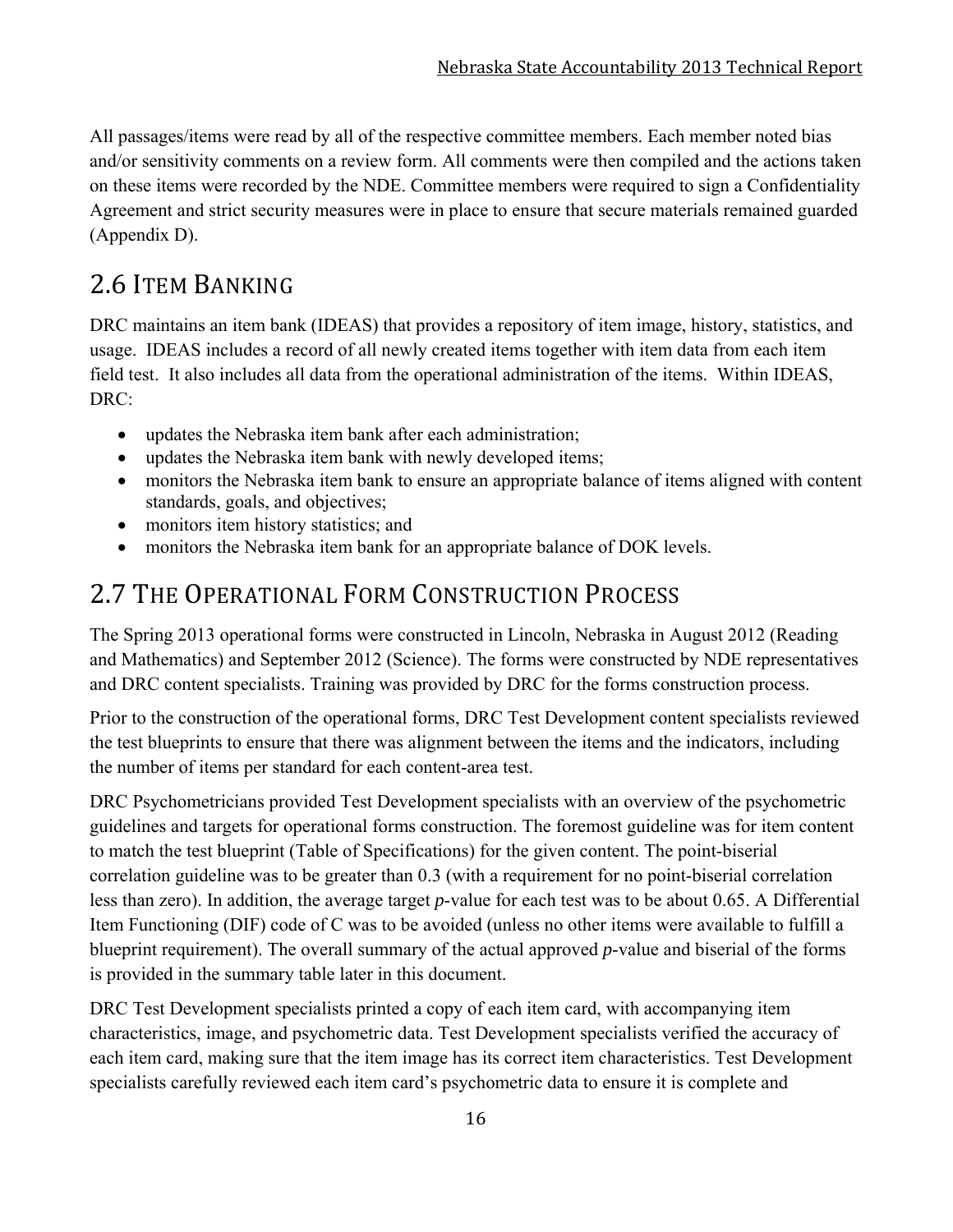All passages/items were read by all of the respective committee members. Each member noted bias and/or sensitivity comments on a review form. All comments were then compiled and the actions taken on these items were recorded by the NDE. Committee members were required to sign a Confidentiality Agreement and strict security measures were in place to ensure that secure materials remained guarded (Appendix D).

## 2.6 Item Banking

DRC maintains an item bank (IDEAS) that provides a repository of item image, history, statistics, and usage. IDEAS includes a record of all newly created items together with item data from each item field test. It also includes all data from the operational administration of the items. Within IDEAS, DRC:

- updates the Nebraska item bank after each administration;
- updates the Nebraska item bank with newly developed items;
- monitors the Nebraska item bank to ensure an appropriate balance of items aligned with content standards, goals, and objectives;
- monitors item history statistics; and
- monitors the Nebraska item bank for an appropriate balance of DOK levels.

## 2.7 The Operational Form Construction Process

The Spring 2013 operational forms were constructed in Lincoln, Nebraska in August 2012 (Reading and Mathematics) and September 2012 (Science). The forms were constructed by NDE representatives and DRC content specialists. Training was provided by DRC for the forms construction process.

Prior to the construction of the operational forms, DRC Test Development content specialists reviewed the test blueprints to ensure that there was alignment between the items and the indicators, including the number of items per standard for each content-area test.

DRC Psychometricians provided Test Development specialists with an overview of the psychometric guidelines and targets for operational forms construction. The foremost guideline was for item content to match the test blueprint (Table of Specifications) for the given content. The point-biserial correlation guideline was to be greater than 0.3 (with a requirement for no point-biserial correlation less than zero). In addition, the average target *p*-value for each test was to be about 0.65. A Differential Item Functioning (DIF) code of C was to be avoided (unless no other items were available to fulfill a blueprint requirement). The overall summary of the actual approved *p*-value and biserial of the forms is provided in the summary table later in this document.

DRC Test Development specialists printed a copy of each item card, with accompanying item characteristics, image, and psychometric data. Test Development specialists verified the accuracy of each item card, making sure that the item image has its correct item characteristics. Test Development specialists carefully reviewed each item card's psychometric data to ensure it is complete and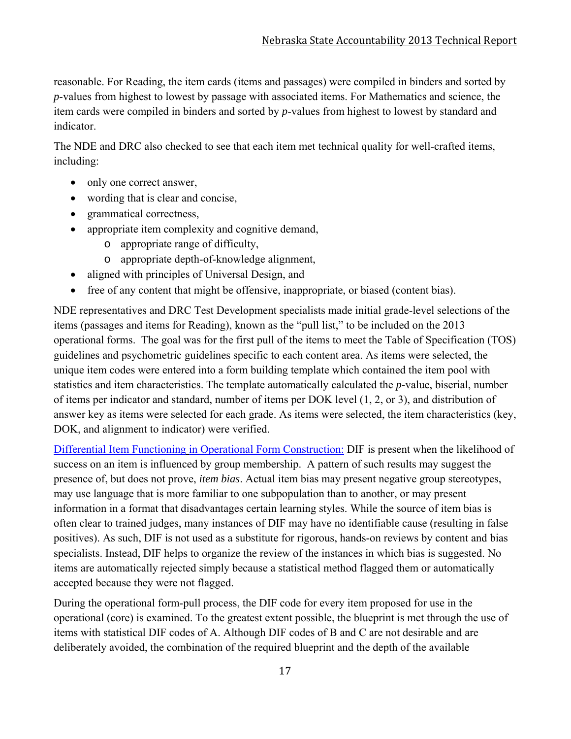reasonable. For Reading, the item cards (items and passages) were compiled in binders and sorted by *p*-values from highest to lowest by passage with associated items. For Mathematics and science, the item cards were compiled in binders and sorted by *p*-values from highest to lowest by standard and indicator.

The NDE and DRC also checked to see that each item met technical quality for well-crafted items, including:

- only one correct answer,
- wording that is clear and concise,
- grammatical correctness,
- appropriate item complexity and cognitive demand,
  - appropriate range of difficulty,
  - appropriate depth-of-knowledge alignment,
- aligned with principles of Universal Design, and
- free of any content that might be offensive, inappropriate, or biased (content bias).

NDE representatives and DRC Test Development specialists made initial grade-level selections of the items (passages and items for Reading), known as the "pull list," to be included on the 2013 operational forms. The goal was for the first pull of the items to meet the Table of Specification (TOS) guidelines and psychometric guidelines specific to each content area. As items were selected, the unique item codes were entered into a form building template which contained the item pool with statistics and item characteristics. The template automatically calculated the *p*-value, biserial, number of items per indicator and standard, number of items per DOK level (1, 2, or 3), and distribution of answer key as items were selected for each grade. As items were selected, the item characteristics (key, DOK, and alignment to indicator) were verified.

Differential Item Functioning in Operational Form Construction: DIF is present when the likelihood of success on an item is influenced by group membership. A pattern of such results may suggest the presence of, but does not prove, *item bias*. Actual item bias may present negative group stereotypes, may use language that is more familiar to one subpopulation than to another, or may present information in a format that disadvantages certain learning styles. While the source of item bias is often clear to trained judges, many instances of DIF may have no identifiable cause (resulting in false positives). As such, DIF is not used as a substitute for rigorous, hands-on reviews by content and bias specialists. Instead, DIF helps to organize the review of the instances in which bias is suggested. No items are automatically rejected simply because a statistical method flagged them or automatically accepted because they were not flagged.

During the operational form-pull process, the DIF code for every item proposed for use in the operational (core) is examined. To the greatest extent possible, the blueprint is met through the use of items with statistical DIF codes of A. Although DIF codes of B and C are not desirable and are deliberately avoided, the combination of the required blueprint and the depth of the available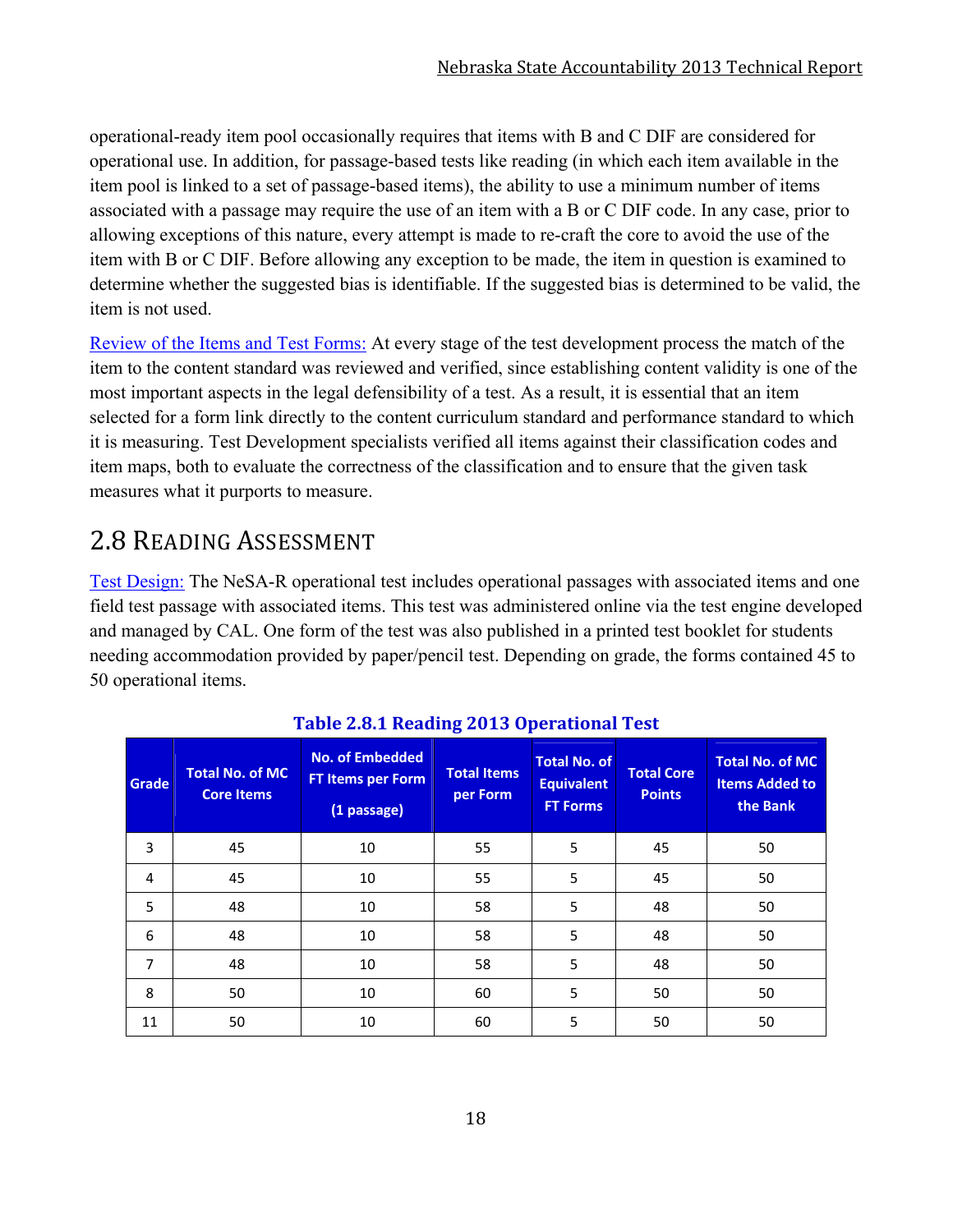operational-ready item pool occasionally requires that items with B and C DIF are considered for operational use. In addition, for passage-based tests like reading (in which each item available in the item pool is linked to a set of passage-based items), the ability to use a minimum number of items associated with a passage may require the use of an item with a B or C DIF code. In any case, prior to allowing exceptions of this nature, every attempt is made to re-craft the core to avoid the use of the item with B or C DIF. Before allowing any exception to be made, the item in question is examined to determine whether the suggested bias is identifiable. If the suggested bias is determined to be valid, the item is not used.

Review of the Items and Test Forms: At every stage of the test development process the match of the item to the content standard was reviewed and verified, since establishing content validity is one of the most important aspects in the legal defensibility of a test. As a result, it is essential that an item selected for a form link directly to the content curriculum standard and performance standard to which it is measuring. Test Development specialists verified all items against their classification codes and item maps, both to evaluate the correctness of the classification and to ensure that the given task measures what it purports to measure.

## 2.8 Reading Assessment

Test Design: The NeSA-R operational test includes operational passages with associated items and one field test passage with associated items. This test was administered online via the test engine developed and managed by CAL. One form of the test was also published in a printed test booklet for students needing accommodation provided by paper/pencil test. Depending on grade, the forms contained 45 to 50 operational items.

**Table 2.8.1 Reading 2013 Operational Test**

| Grade | Total No. of MC Core Items | No. of Embedded FT Items per Form (1 passage) | Total Items per Form | Total No. of Equivalent FT Forms | Total Core Points | Total No. of MC Items Added to the Bank |
|---|---|---|---|---|---|---|
| 3 | 45 | 10 | 55 | 5 | 45 | 50 |
| 4 | 45 | 10 | 55 | 5 | 45 | 50 |
| 5 | 48 | 10 | 58 | 5 | 48 | 50 |
| 6 | 48 | 10 | 58 | 5 | 48 | 50 |
| 7 | 48 | 10 | 58 | 5 | 48 | 50 |
| 8 | 50 | 10 | 60 | 5 | 50 | 50 |
| 11 | 50 | 10 | 60 | 5 | 50 | 50 |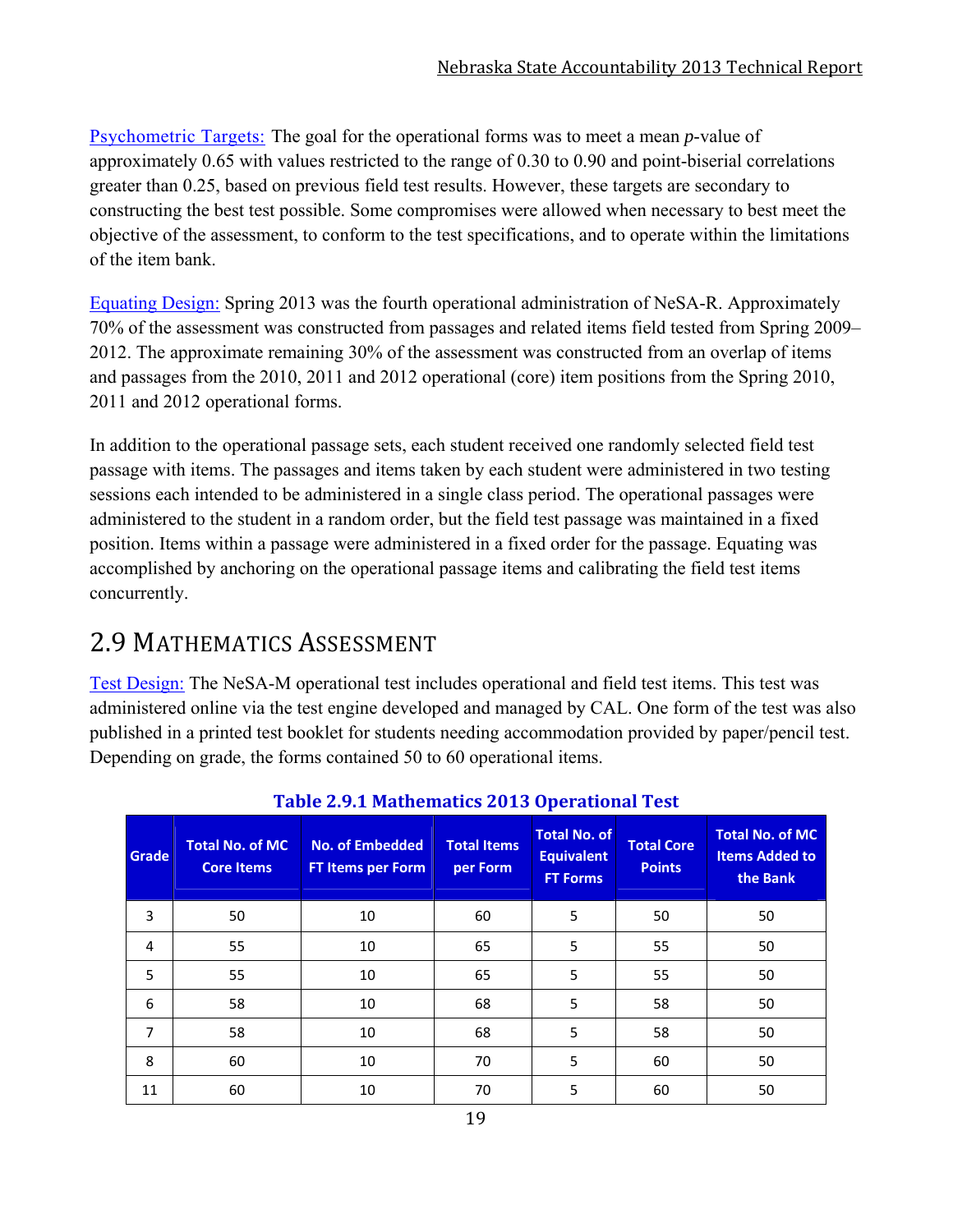Psychometric Targets: The goal for the operational forms was to meet a mean *p*-value of approximately 0.65 with values restricted to the range of 0.30 to 0.90 and point-biserial correlations greater than 0.25, based on previous field test results. However, these targets are secondary to constructing the best test possible. Some compromises were allowed when necessary to best meet the objective of the assessment, to conform to the test specifications, and to operate within the limitations of the item bank.

Equating Design: Spring 2013 was the fourth operational administration of NeSA-R. Approximately 70% of the assessment was constructed from passages and related items field tested from Spring 2009–2012. The approximate remaining 30% of the assessment was constructed from an overlap of items and passages from the 2010, 2011 and 2012 operational (core) item positions from the Spring 2010, 2011 and 2012 operational forms.

In addition to the operational passage sets, each student received one randomly selected field test passage with items. The passages and items taken by each student were administered in two testing sessions each intended to be administered in a single class period. The operational passages were administered to the student in a random order, but the field test passage was maintained in a fixed position. Items within a passage were administered in a fixed order for the passage. Equating was accomplished by anchoring on the operational passage items and calibrating the field test items concurrently.

## 2.9 Mathematics Assessment

Test Design: The NeSA-M operational test includes operational and field test items. This test was administered online via the test engine developed and managed by CAL. One form of the test was also published in a printed test booklet for students needing accommodation provided by paper/pencil test. Depending on grade, the forms contained 50 to 60 operational items.

**Table 2.9.1 Mathematics 2013 Operational Test**

| Grade | Total No. of MC Core Items | No. of Embedded FT Items per Form | Total Items per Form | Total No. of Equivalent FT Forms | Total Core Points | Total No. of MC Items Added to the Bank |
|---|---|---|---|---|---|---|
| 3 | 50 | 10 | 60 | 5 | 50 | 50 |
| 4 | 55 | 10 | 65 | 5 | 55 | 50 |
| 5 | 55 | 10 | 65 | 5 | 55 | 50 |
| 6 | 58 | 10 | 68 | 5 | 58 | 50 |
| 7 | 58 | 10 | 68 | 5 | 58 | 50 |
| 8 | 60 | 10 | 70 | 5 | 60 | 50 |
| 11 | 60 | 10 | 70 | 5 | 60 | 50 |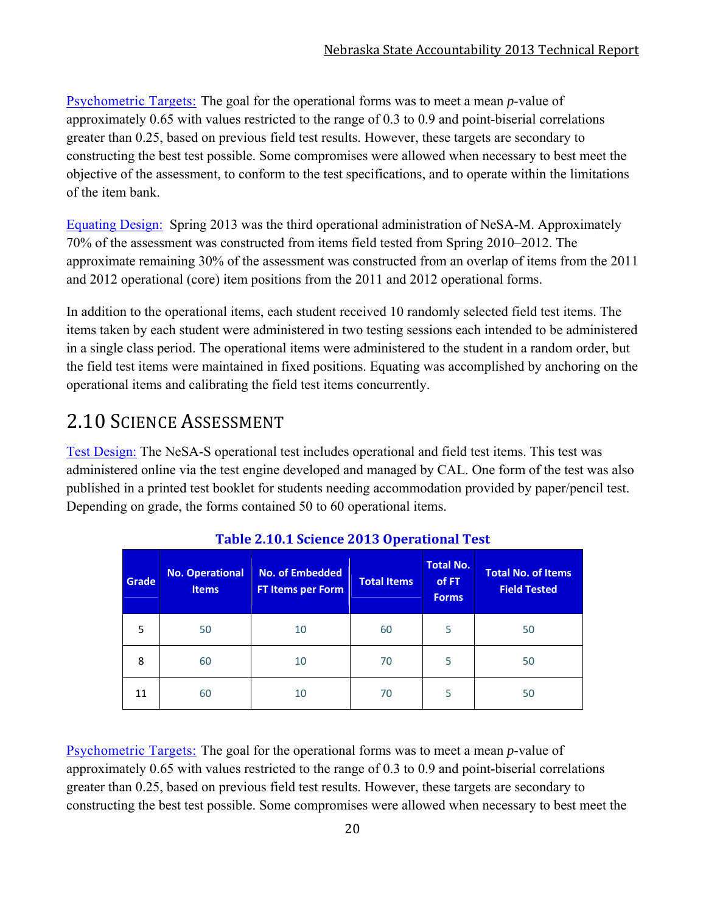Psychometric Targets: The goal for the operational forms was to meet a mean *p*-value of approximately 0.65 with values restricted to the range of 0.3 to 0.9 and point-biserial correlations greater than 0.25, based on previous field test results. However, these targets are secondary to constructing the best test possible. Some compromises were allowed when necessary to best meet the objective of the assessment, to conform to the test specifications, and to operate within the limitations of the item bank.

Equating Design: Spring 2013 was the third operational administration of NeSA-M. Approximately 70% of the assessment was constructed from items field tested from Spring 2010–2012. The approximate remaining 30% of the assessment was constructed from an overlap of items from the 2011 and 2012 operational (core) item positions from the 2011 and 2012 operational forms.

In addition to the operational items, each student received 10 randomly selected field test items. The items taken by each student were administered in two testing sessions each intended to be administered in a single class period. The operational items were administered to the student in a random order, but the field test items were maintained in fixed positions. Equating was accomplished by anchoring on the operational items and calibrating the field test items concurrently.

## 2.10 Science Assessment

Test Design: The NeSA-S operational test includes operational and field test items. This test was administered online via the test engine developed and managed by CAL. One form of the test was also published in a printed test booklet for students needing accommodation provided by paper/pencil test. Depending on grade, the forms contained 50 to 60 operational items.

**Table 2.10.1 Science 2013 Operational Test**

| Grade | No. Operational Items | No. of Embedded FT Items per Form | Total Items | Total No. of FT Forms | Total No. of Items Field Tested |
|---|---|---|---|---|---|
| 5 | 50 | 10 | 60 | 5 | 50 |
| 8 | 60 | 10 | 70 | 5 | 50 |
| 11 | 60 | 10 | 70 | 5 | 50 |

Psychometric Targets: The goal for the operational forms was to meet a mean *p*-value of approximately 0.65 with values restricted to the range of 0.3 to 0.9 and point-biserial correlations greater than 0.25, based on previous field test results. However, these targets are secondary to constructing the best test possible. Some compromises were allowed when necessary to best meet the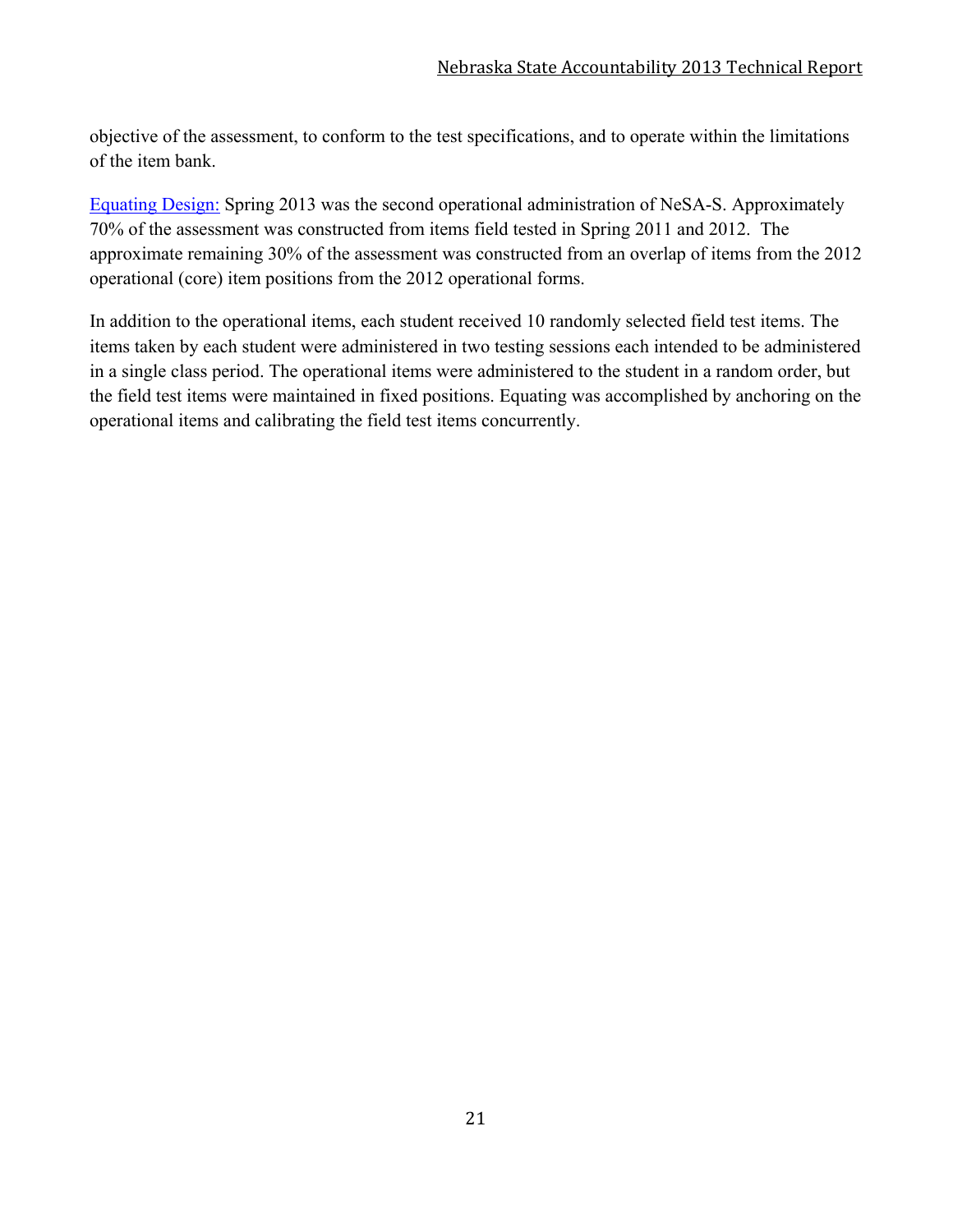objective of the assessment, to conform to the test specifications, and to operate within the limitations of the item bank.

Equating Design: Spring 2013 was the second operational administration of NeSA-S. Approximately 70% of the assessment was constructed from items field tested in Spring 2011 and 2012. The approximate remaining 30% of the assessment was constructed from an overlap of items from the 2012 operational (core) item positions from the 2012 operational forms.

In addition to the operational items, each student received 10 randomly selected field test items. The items taken by each student were administered in two testing sessions each intended to be administered in a single class period. The operational items were administered to the student in a random order, but the field test items were maintained in fixed positions. Equating was accomplished by anchoring on the operational items and calibrating the field test items concurrently.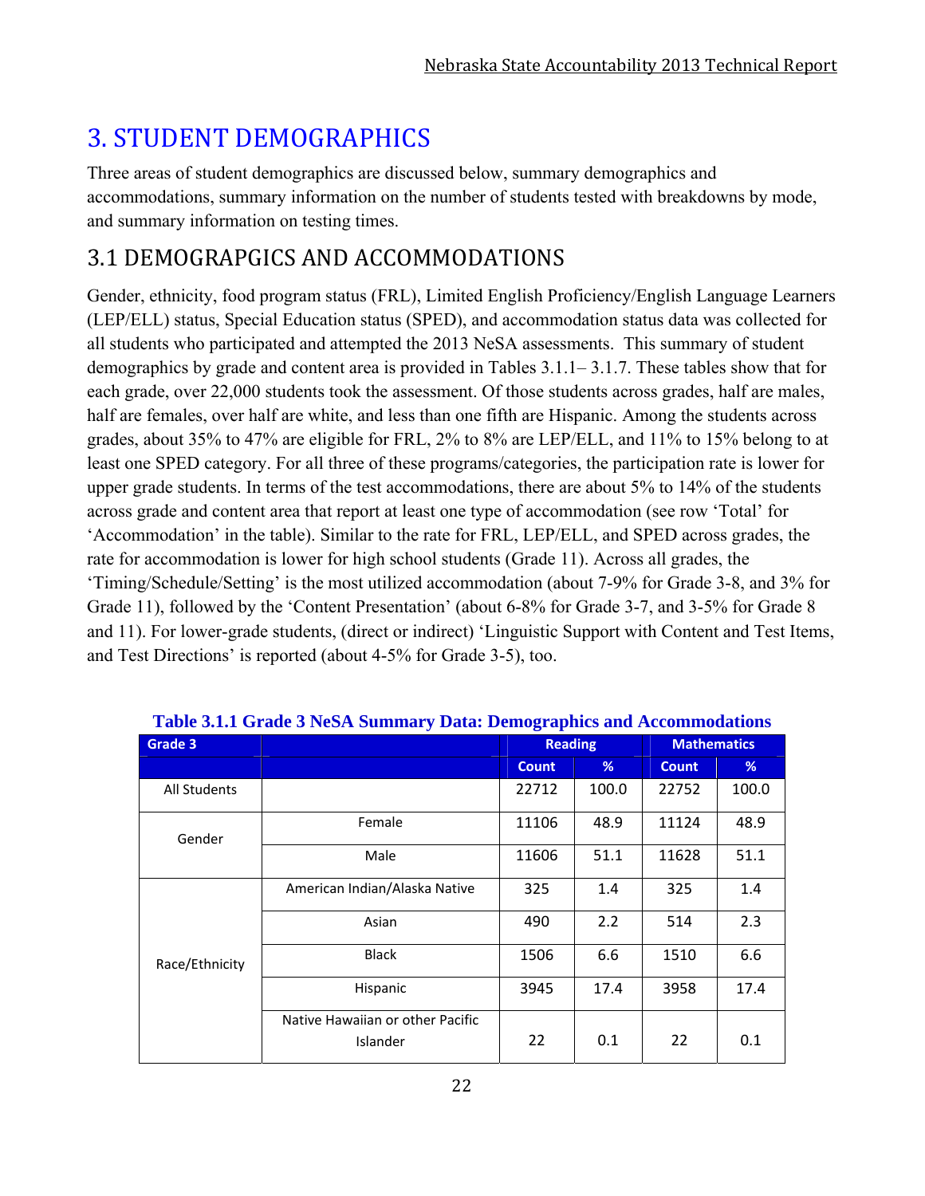# 3. STUDENT DEMOGRAPHICS

Three areas of student demographics are discussed below, summary demographics and accommodations, summary information on the number of students tested with breakdowns by mode, and summary information on testing times.

## 3.1 DEMOGRAPGICS AND ACCOMMODATIONS

Gender, ethnicity, food program status (FRL), Limited English Proficiency/English Language Learners (LEP/ELL) status, Special Education status (SPED), and accommodation status data was collected for all students who participated and attempted the 2013 NeSA assessments. This summary of student demographics by grade and content area is provided in Tables 3.1.1– 3.1.7. These tables show that for each grade, over 22,000 students took the assessment. Of those students across grades, half are males, half are females, over half are white, and less than one fifth are Hispanic. Among the students across grades, about 35% to 47% are eligible for FRL, 2% to 8% are LEP/ELL, and 11% to 15% belong to at least one SPED category. For all three of these programs/categories, the participation rate is lower for upper grade students. In terms of the test accommodations, there are about 5% to 14% of the students across grade and content area that report at least one type of accommodation (see row 'Total' for 'Accommodation' in the table). Similar to the rate for FRL, LEP/ELL, and SPED across grades, the rate for accommodation is lower for high school students (Grade 11). Across all grades, the 'Timing/Schedule/Setting' is the most utilized accommodation (about 7-9% for Grade 3-8, and 3% for Grade 11), followed by the 'Content Presentation' (about 6-8% for Grade 3-7, and 3-5% for Grade 8 and 11). For lower-grade students, (direct or indirect) 'Linguistic Support with Content and Test Items, and Test Directions' is reported (about 4-5% for Grade 3-5), too.

**Table 3.1.1 Grade 3 NeSA Summary Data: Demographics and Accommodations**

| Grade 3 | | Reading | | Mathematics | |
|---|---|---|---|---|---|
| | | Count | % | Count | % |
| All Students | | 22712 | 100.0 | 22752 | 100.0 |
| Gender | Female | 11106 | 48.9 | 11124 | 48.9 |
| | Male | 11606 | 51.1 | 11628 | 51.1 |
| Race/Ethnicity | American Indian/Alaska Native | 325 | 1.4 | 325 | 1.4 |
| | Asian | 490 | 2.2 | 514 | 2.3 |
| | Black | 1506 | 6.6 | 1510 | 6.6 |
| | Hispanic | 3945 | 17.4 | 3958 | 17.4 |
| | Native Hawaiian or other Pacific Islander | 22 | 0.1 | 22 | 0.1 |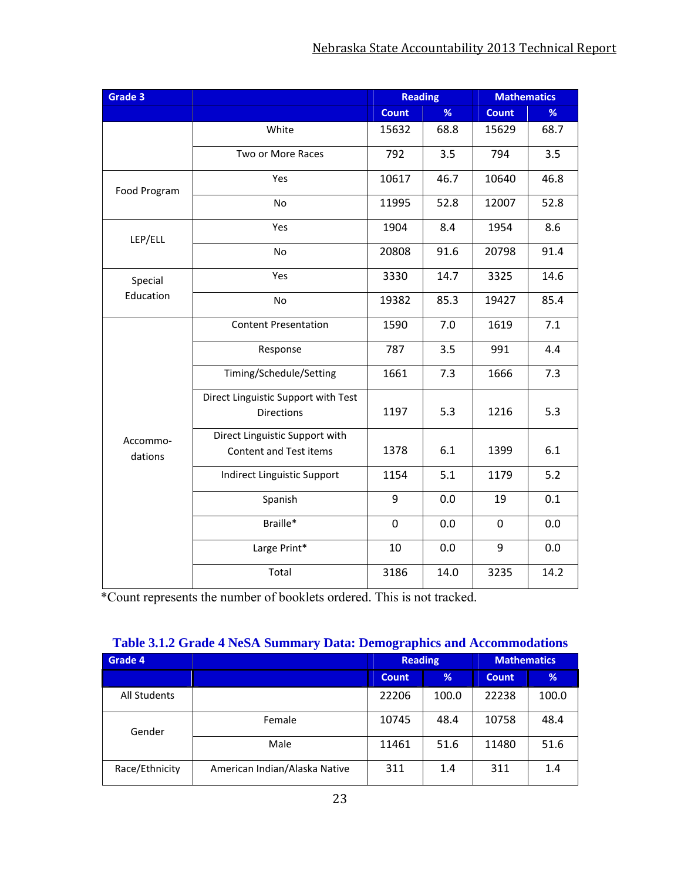| Grade 3 | | Reading | | Mathematics | |
|---|---|---|---|---|---|
| | | Count | % | Count | % |
| | White | 15632 | 68.8 | 15629 | 68.7 |
| | Two or More Races | 792 | 3.5 | 794 | 3.5 |
| Food Program | Yes | 10617 | 46.7 | 10640 | 46.8 |
| | No | 11995 | 52.8 | 12007 | 52.8 |
| LEP/ELL | Yes | 1904 | 8.4 | 1954 | 8.6 |
| | No | 20808 | 91.6 | 20798 | 91.4 |
| Special Education | Yes | 3330 | 14.7 | 3325 | 14.6 |
| | No | 19382 | 85.3 | 19427 | 85.4 |
| Accommo-dations | Content Presentation | 1590 | 7.0 | 1619 | 7.1 |
| | Response | 787 | 3.5 | 991 | 4.4 |
| | Timing/Schedule/Setting | 1661 | 7.3 | 1666 | 7.3 |
| | Direct Linguistic Support with Test Directions | 1197 | 5.3 | 1216 | 5.3 |
| | Direct Linguistic Support with Content and Test items | 1378 | 6.1 | 1399 | 6.1 |
| | Indirect Linguistic Support | 1154 | 5.1 | 1179 | 5.2 |
| | Spanish | 9 | 0.0 | 19 | 0.1 |
| | Braille* | 0 | 0.0 | 0 | 0.0 |
| | Large Print* | 10 | 0.0 | 9 | 0.0 |
| | Total | 3186 | 14.0 | 3235 | 14.2 |

*Count represents the number of booklets ordered. This is not tracked.

### Table 3.1.2 Grade 4 NeSA Summary Data: Demographics and Accommodations

| Grade 4 | | Reading | | Mathematics | |
|---|---|---|---|---|---|
| | | Count | % | Count | % |
| All Students | | 22206 | 100.0 | 22238 | 100.0 |
| Gender | Female | 10745 | 48.4 | 10758 | 48.4 |
| | Male | 11461 | 51.6 | 11480 | 51.6 |
| Race/Ethnicity | American Indian/Alaska Native | 311 | 1.4 | 311 | 1.4 |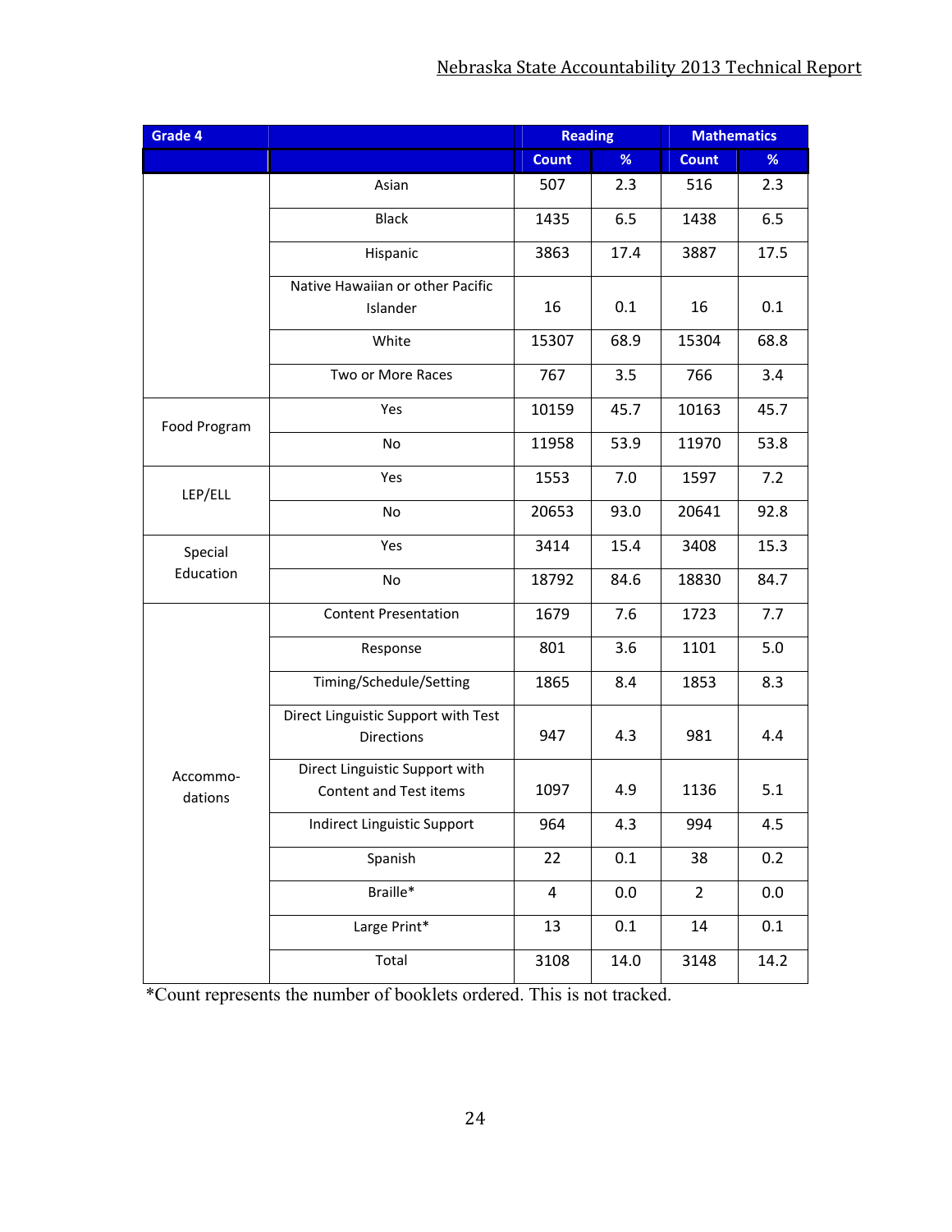| Grade 4 | | Reading | | Mathematics | |
|---|---|---|---|---|---|
| | | Count | % | Count | % |
| | Asian | 507 | 2.3 | 516 | 2.3 |
| | Black | 1435 | 6.5 | 1438 | 6.5 |
| | Hispanic | 3863 | 17.4 | 3887 | 17.5 |
| | Native Hawaiian or other Pacific Islander | 16 | 0.1 | 16 | 0.1 |
| | White | 15307 | 68.9 | 15304 | 68.8 |
| | Two or More Races | 767 | 3.5 | 766 | 3.4 |
| Food Program | Yes | 10159 | 45.7 | 10163 | 45.7 |
| | No | 11958 | 53.9 | 11970 | 53.8 |
| LEP/ELL | Yes | 1553 | 7.0 | 1597 | 7.2 |
| | No | 20653 | 93.0 | 20641 | 92.8 |
| Special Education | Yes | 3414 | 15.4 | 3408 | 15.3 |
| | No | 18792 | 84.6 | 18830 | 84.7 |
| Accommo-dations | Content Presentation | 1679 | 7.6 | 1723 | 7.7 |
| | Response | 801 | 3.6 | 1101 | 5.0 |
| | Timing/Schedule/Setting | 1865 | 8.4 | 1853 | 8.3 |
| | Direct Linguistic Support with Test Directions | 947 | 4.3 | 981 | 4.4 |
| | Direct Linguistic Support with Content and Test items | 1097 | 4.9 | 1136 | 5.1 |
| | Indirect Linguistic Support | 964 | 4.3 | 994 | 4.5 |
| | Spanish | 22 | 0.1 | 38 | 0.2 |
| | Braille* | 4 | 0.0 | 2 | 0.0 |
| | Large Print* | 13 | 0.1 | 14 | 0.1 |
| | Total | 3108 | 14.0 | 3148 | 14.2 |

*Count represents the number of booklets ordered. This is not tracked.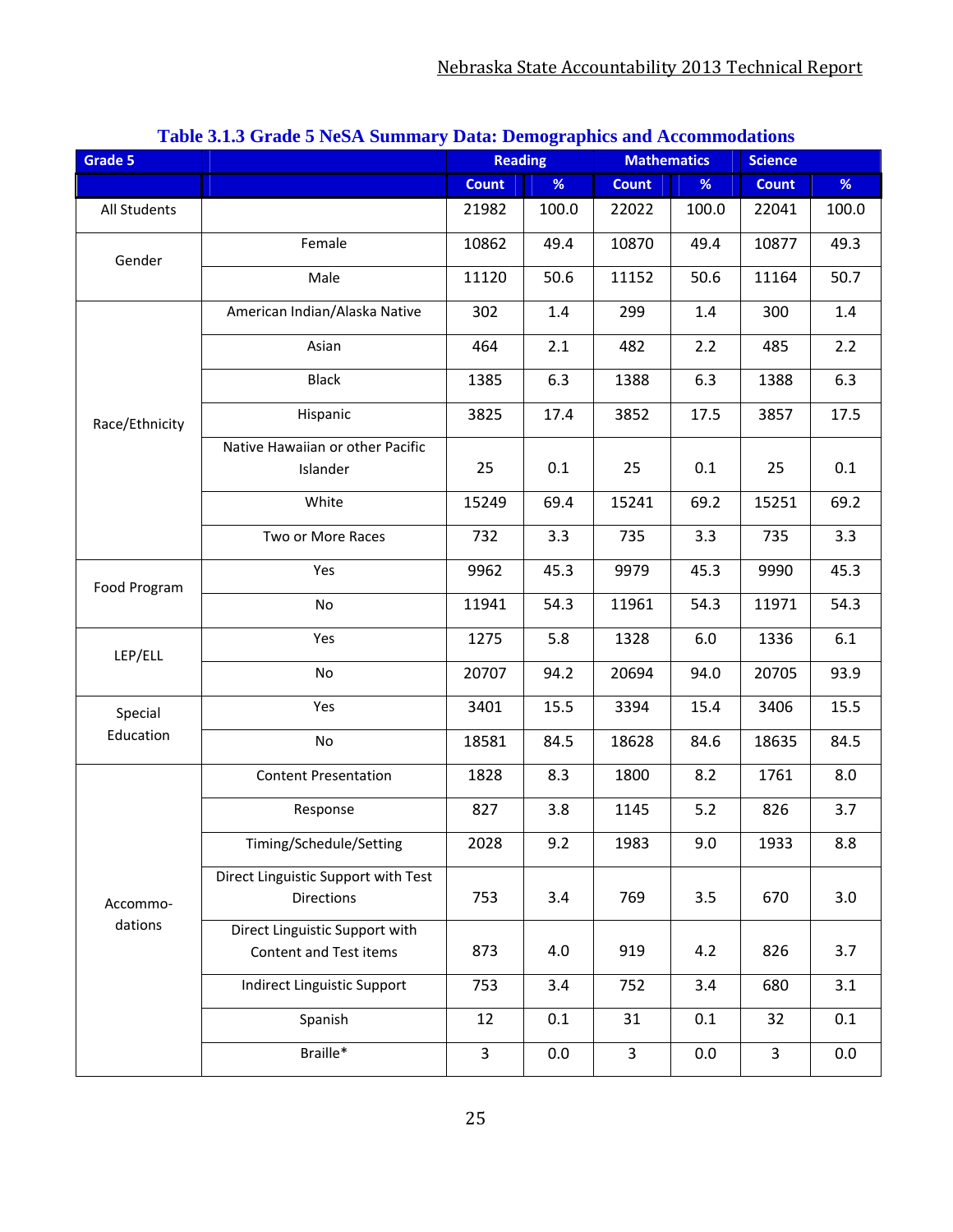### Table 3.1.3 Grade 5 NeSA Summary Data: Demographics and Accommodations

| Grade 5 | | Reading | | Mathematics | | Science | |
|---|---|---|---|---|---|---|---|
| | | Count | % | Count | % | Count | % |
| All Students | | 21982 | 100.0 | 22022 | 100.0 | 22041 | 100.0 |
| Gender | Female | 10862 | 49.4 | 10870 | 49.4 | 10877 | 49.3 |
| | Male | 11120 | 50.6 | 11152 | 50.6 | 11164 | 50.7 |
| Race/Ethnicity | American Indian/Alaska Native | 302 | 1.4 | 299 | 1.4 | 300 | 1.4 |
| | Asian | 464 | 2.1 | 482 | 2.2 | 485 | 2.2 |
| | Black | 1385 | 6.3 | 1388 | 6.3 | 1388 | 6.3 |
| | Hispanic | 3825 | 17.4 | 3852 | 17.5 | 3857 | 17.5 |
| | Native Hawaiian or other Pacific Islander | 25 | 0.1 | 25 | 0.1 | 25 | 0.1 |
| | White | 15249 | 69.4 | 15241 | 69.2 | 15251 | 69.2 |
| | Two or More Races | 732 | 3.3 | 735 | 3.3 | 735 | 3.3 |
| Food Program | Yes | 9962 | 45.3 | 9979 | 45.3 | 9990 | 45.3 |
| | No | 11941 | 54.3 | 11961 | 54.3 | 11971 | 54.3 |
| LEP/ELL | Yes | 1275 | 5.8 | 1328 | 6.0 | 1336 | 6.1 |
| | No | 20707 | 94.2 | 20694 | 94.0 | 20705 | 93.9 |
| Special Education | Yes | 3401 | 15.5 | 3394 | 15.4 | 3406 | 15.5 |
| | No | 18581 | 84.5 | 18628 | 84.6 | 18635 | 84.5 |
| Accommo-dations | Content Presentation | 1828 | 8.3 | 1800 | 8.2 | 1761 | 8.0 |
| | Response | 827 | 3.8 | 1145 | 5.2 | 826 | 3.7 |
| | Timing/Schedule/Setting | 2028 | 9.2 | 1983 | 9.0 | 1933 | 8.8 |
| | Direct Linguistic Support with Test Directions | 753 | 3.4 | 769 | 3.5 | 670 | 3.0 |
| | Direct Linguistic Support with Content and Test items | 873 | 4.0 | 919 | 4.2 | 826 | 3.7 |
| | Indirect Linguistic Support | 753 | 3.4 | 752 | 3.4 | 680 | 3.1 |
| | Spanish | 12 | 0.1 | 31 | 0.1 | 32 | 0.1 |
| | Braille* | 3 | 0.0 | 3 | 0.0 | 3 | 0.0 |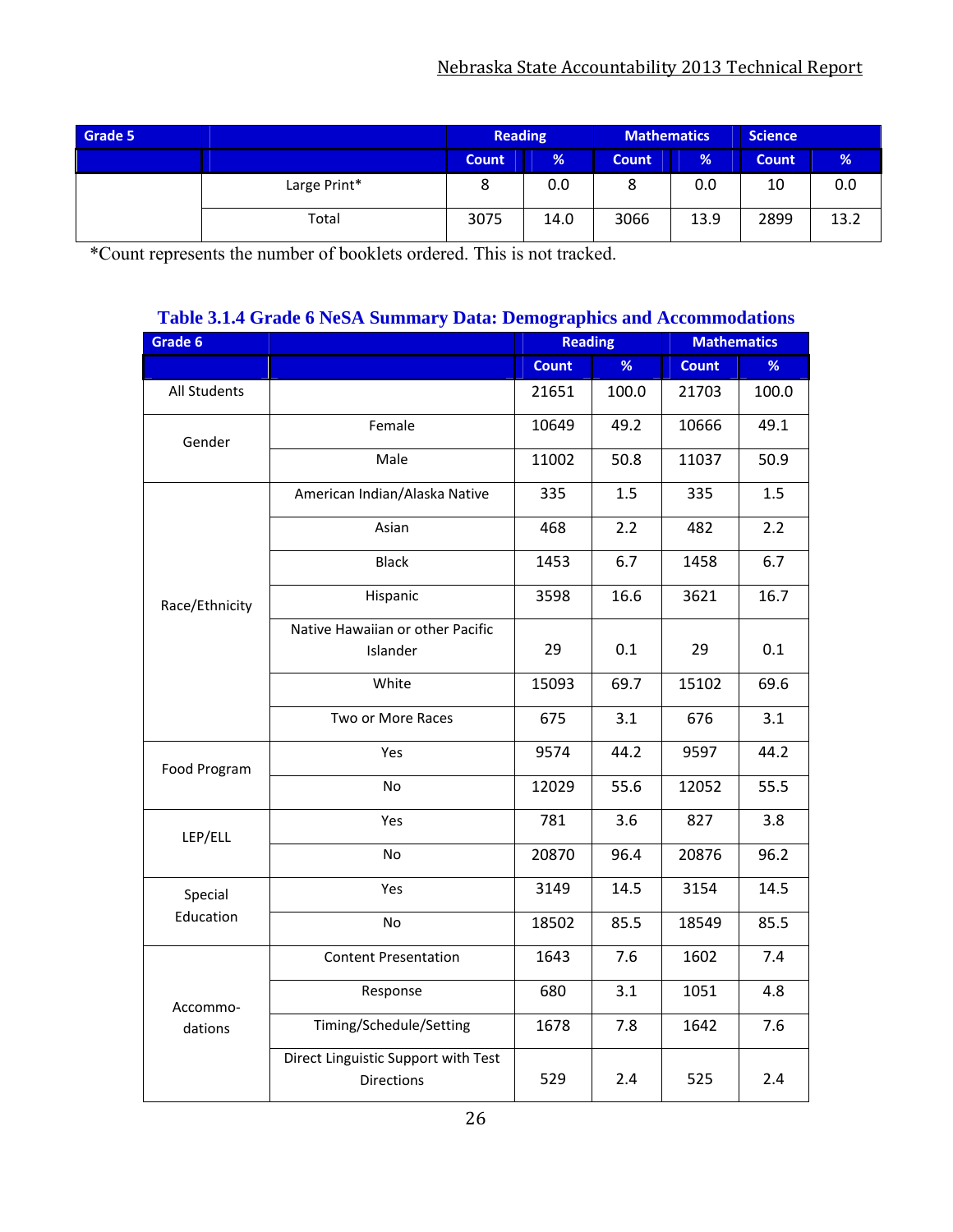| Grade 5 | | Reading | | Mathematics | | Science | |
|---|---|---|---|---|---|---|---|
| | | Count | % | Count | % | Count | % |
| | Large Print* | 8 | 0.0 | 8 | 0.0 | 10 | 0.0 |
| | Total | 3075 | 14.0 | 3066 | 13.9 | 2899 | 13.2 |

*Count represents the number of booklets ordered. This is not tracked.

### Table 3.1.4 Grade 6 NeSA Summary Data: Demographics and Accommodations

| Grade 6 | | Reading | | Mathematics | |
|---|---|---|---|---|---|
| | | Count | % | Count | % |
| All Students | | 21651 | 100.0 | 21703 | 100.0 |
| Gender | Female | 10649 | 49.2 | 10666 | 49.1 |
| | Male | 11002 | 50.8 | 11037 | 50.9 |
| Race/Ethnicity | American Indian/Alaska Native | 335 | 1.5 | 335 | 1.5 |
| | Asian | 468 | 2.2 | 482 | 2.2 |
| | Black | 1453 | 6.7 | 1458 | 6.7 |
| | Hispanic | 3598 | 16.6 | 3621 | 16.7 |
| | Native Hawaiian or other Pacific Islander | 29 | 0.1 | 29 | 0.1 |
| | White | 15093 | 69.7 | 15102 | 69.6 |
| | Two or More Races | 675 | 3.1 | 676 | 3.1 |
| Food Program | Yes | 9574 | 44.2 | 9597 | 44.2 |
| | No | 12029 | 55.6 | 12052 | 55.5 |
| LEP/ELL | Yes | 781 | 3.6 | 827 | 3.8 |
| | No | 20870 | 96.4 | 20876 | 96.2 |
| Special Education | Yes | 3149 | 14.5 | 3154 | 14.5 |
| | No | 18502 | 85.5 | 18549 | 85.5 |
| Accommo-dations | Content Presentation | 1643 | 7.6 | 1602 | 7.4 |
| | Response | 680 | 3.1 | 1051 | 4.8 |
| | Timing/Schedule/Setting | 1678 | 7.8 | 1642 | 7.6 |
| | Direct Linguistic Support with Test Directions | 529 | 2.4 | 525 | 2.4 |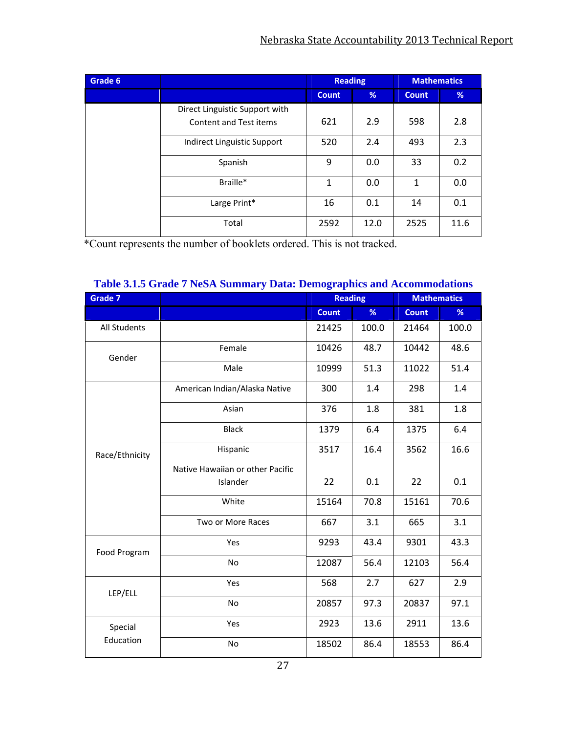| Grade 6 | | Reading | | Mathematics | |
|---|---|---|---|---|---|
| | | Count | % | Count | % |
| | Direct Linguistic Support with Content and Test items | 621 | 2.9 | 598 | 2.8 |
| | Indirect Linguistic Support | 520 | 2.4 | 493 | 2.3 |
| | Spanish | 9 | 0.0 | 33 | 0.2 |
| | Braille* | 1 | 0.0 | 1 | 0.0 |
| | Large Print* | 16 | 0.1 | 14 | 0.1 |
| | Total | 2592 | 12.0 | 2525 | 11.6 |

*Count represents the number of booklets ordered. This is not tracked.

## Table 3.1.5 Grade 7 NeSA Summary Data: Demographics and Accommodations

| Grade 7 | | Reading | | Mathematics | |
|---|---|---|---|---|---|
| | | Count | % | Count | % |
| All Students | | 21425 | 100.0 | 21464 | 100.0 |
| Gender | Female | 10426 | 48.7 | 10442 | 48.6 |
| | Male | 10999 | 51.3 | 11022 | 51.4 |
| Race/Ethnicity | American Indian/Alaska Native | 300 | 1.4 | 298 | 1.4 |
| | Asian | 376 | 1.8 | 381 | 1.8 |
| | Black | 1379 | 6.4 | 1375 | 6.4 |
| | Hispanic | 3517 | 16.4 | 3562 | 16.6 |
| | Native Hawaiian or other Pacific Islander | 22 | 0.1 | 22 | 0.1 |
| | White | 15164 | 70.8 | 15161 | 70.6 |
| | Two or More Races | 667 | 3.1 | 665 | 3.1 |
| Food Program | Yes | 9293 | 43.4 | 9301 | 43.3 |
| | No | 12087 | 56.4 | 12103 | 56.4 |
| LEP/ELL | Yes | 568 | 2.7 | 627 | 2.9 |
| | No | 20857 | 97.3 | 20837 | 97.1 |
| Special Education | Yes | 2923 | 13.6 | 2911 | 13.6 |
| | No | 18502 | 86.4 | 18553 | 86.4 |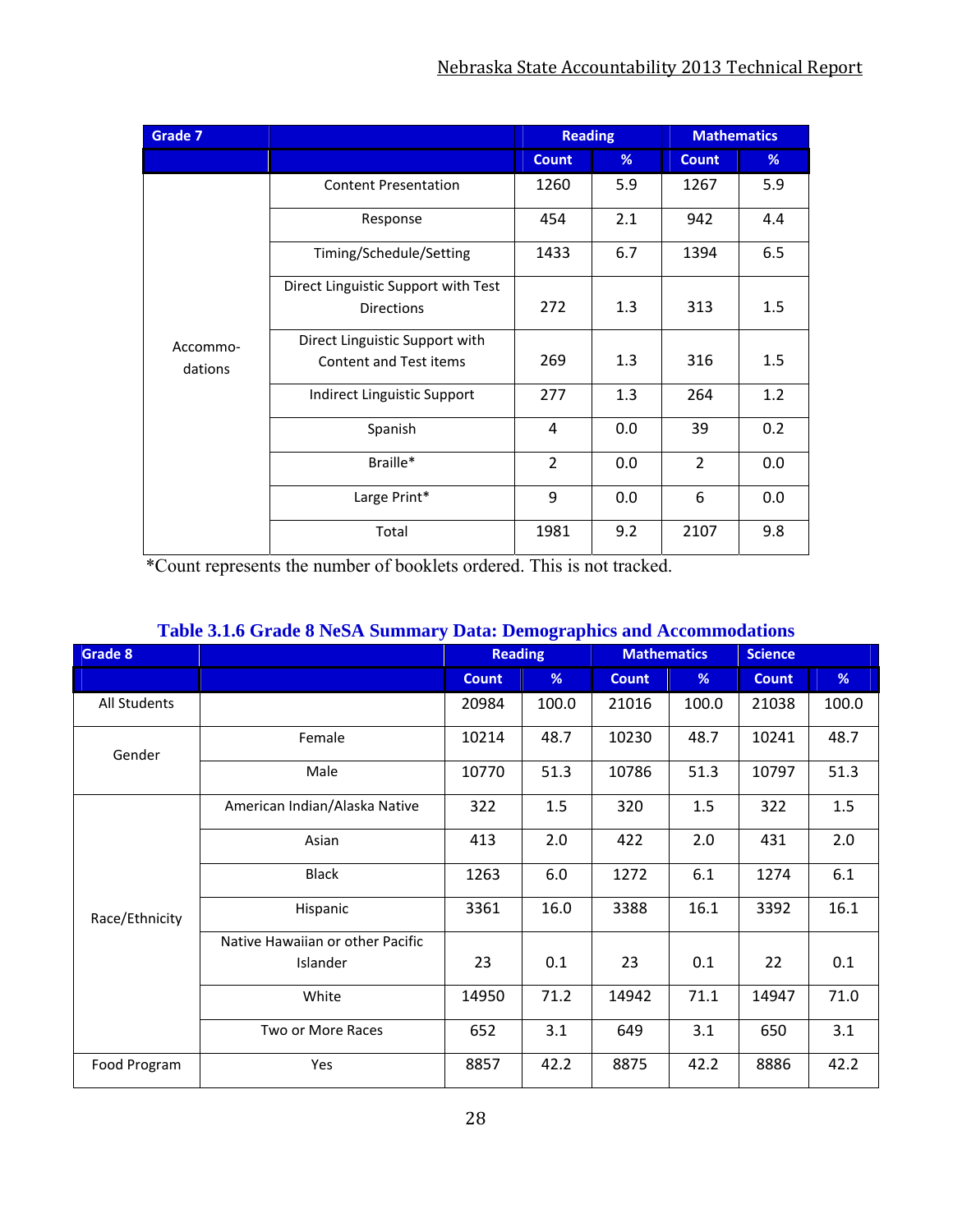| Grade 7 | | Reading | | Mathematics | |
|---|---|---|---|---|---|
| | | Count | % | Count | % |
| Accommo-dations | Content Presentation | 1260 | 5.9 | 1267 | 5.9 |
| | Response | 454 | 2.1 | 942 | 4.4 |
| | Timing/Schedule/Setting | 1433 | 6.7 | 1394 | 6.5 |
| | Direct Linguistic Support with Test Directions | 272 | 1.3 | 313 | 1.5 |
| | Direct Linguistic Support with Content and Test items | 269 | 1.3 | 316 | 1.5 |
| | Indirect Linguistic Support | 277 | 1.3 | 264 | 1.2 |
| | Spanish | 4 | 0.0 | 39 | 0.2 |
| | Braille* | 2 | 0.0 | 2 | 0.0 |
| | Large Print* | 9 | 0.0 | 6 | 0.0 |
| | Total | 1981 | 9.2 | 2107 | 9.8 |

*Count represents the number of booklets ordered. This is not tracked.

## Table 3.1.6 Grade 8 NeSA Summary Data: Demographics and Accommodations

| Grade 8 | | Reading | | Mathematics | | Science | |
|---|---|---|---|---|---|---|---|
| | | Count | % | Count | % | Count | % |
| All Students | | 20984 | 100.0 | 21016 | 100.0 | 21038 | 100.0 |
| Gender | Female | 10214 | 48.7 | 10230 | 48.7 | 10241 | 48.7 |
| | Male | 10770 | 51.3 | 10786 | 51.3 | 10797 | 51.3 |
| Race/Ethnicity | American Indian/Alaska Native | 322 | 1.5 | 320 | 1.5 | 322 | 1.5 |
| | Asian | 413 | 2.0 | 422 | 2.0 | 431 | 2.0 |
| | Black | 1263 | 6.0 | 1272 | 6.1 | 1274 | 6.1 |
| | Hispanic | 3361 | 16.0 | 3388 | 16.1 | 3392 | 16.1 |
| | Native Hawaiian or other Pacific Islander | 23 | 0.1 | 23 | 0.1 | 22 | 0.1 |
| | White | 14950 | 71.2 | 14942 | 71.1 | 14947 | 71.0 |
| | Two or More Races | 652 | 3.1 | 649 | 3.1 | 650 | 3.1 |
| Food Program | Yes | 8857 | 42.2 | 8875 | 42.2 | 8886 | 42.2 |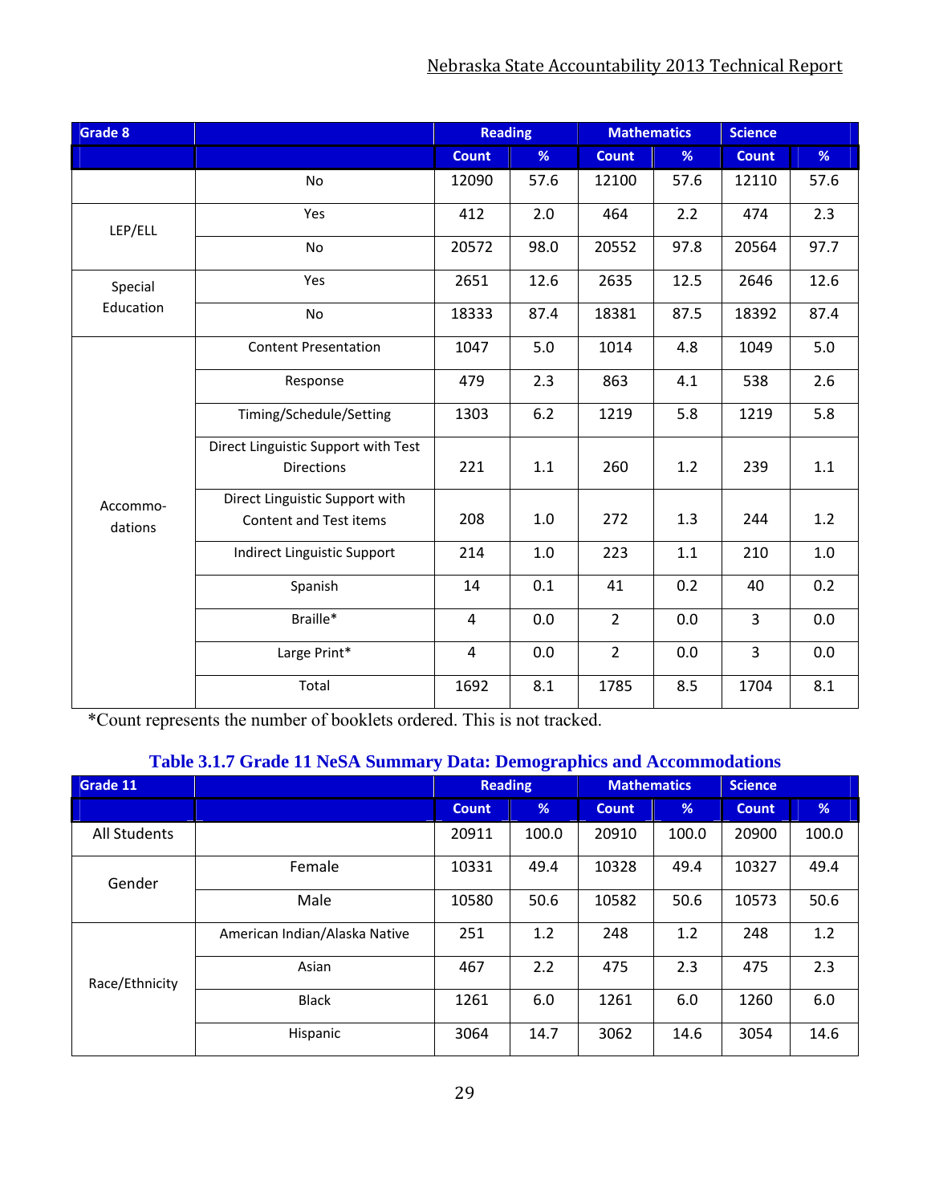| Grade 8 | | Reading | | Mathematics | | Science | |
|---|---|---|---|---|---|---|---|
| | | Count | % | Count | % | Count | % |
| | No | 12090 | 57.6 | 12100 | 57.6 | 12110 | 57.6 |
| LEP/ELL | Yes | 412 | 2.0 | 464 | 2.2 | 474 | 2.3 |
| | No | 20572 | 98.0 | 20552 | 97.8 | 20564 | 97.7 |
| Special Education | Yes | 2651 | 12.6 | 2635 | 12.5 | 2646 | 12.6 |
| | No | 18333 | 87.4 | 18381 | 87.5 | 18392 | 87.4 |
| Accommo-dations | Content Presentation | 1047 | 5.0 | 1014 | 4.8 | 1049 | 5.0 |
| | Response | 479 | 2.3 | 863 | 4.1 | 538 | 2.6 |
| | Timing/Schedule/Setting | 1303 | 6.2 | 1219 | 5.8 | 1219 | 5.8 |
| | Direct Linguistic Support with Test Directions | 221 | 1.1 | 260 | 1.2 | 239 | 1.1 |
| | Direct Linguistic Support with Content and Test items | 208 | 1.0 | 272 | 1.3 | 244 | 1.2 |
| | Indirect Linguistic Support | 214 | 1.0 | 223 | 1.1 | 210 | 1.0 |
| | Spanish | 14 | 0.1 | 41 | 0.2 | 40 | 0.2 |
| | Braille* | 4 | 0.0 | 2 | 0.0 | 3 | 0.0 |
| | Large Print* | 4 | 0.0 | 2 | 0.0 | 3 | 0.0 |
| | Total | 1692 | 8.1 | 1785 | 8.5 | 1704 | 8.1 |

*Count represents the number of booklets ordered. This is not tracked.

**Table 3.1.7 Grade 11 NeSA Summary Data: Demographics and Accommodations**

| Grade 11 | | Reading | | Mathematics | | Science | |
|---|---|---|---|---|---|---|---|
| | | Count | % | Count | % | Count | % |
| All Students | | 20911 | 100.0 | 20910 | 100.0 | 20900 | 100.0 |
| Gender | Female | 10331 | 49.4 | 10328 | 49.4 | 10327 | 49.4 |
| | Male | 10580 | 50.6 | 10582 | 50.6 | 10573 | 50.6 |
| Race/Ethnicity | American Indian/Alaska Native | 251 | 1.2 | 248 | 1.2 | 248 | 1.2 |
| | Asian | 467 | 2.2 | 475 | 2.3 | 475 | 2.3 |
| | Black | 1261 | 6.0 | 1261 | 6.0 | 1260 | 6.0 |
| | Hispanic | 3064 | 14.7 | 3062 | 14.6 | 3054 | 14.6 |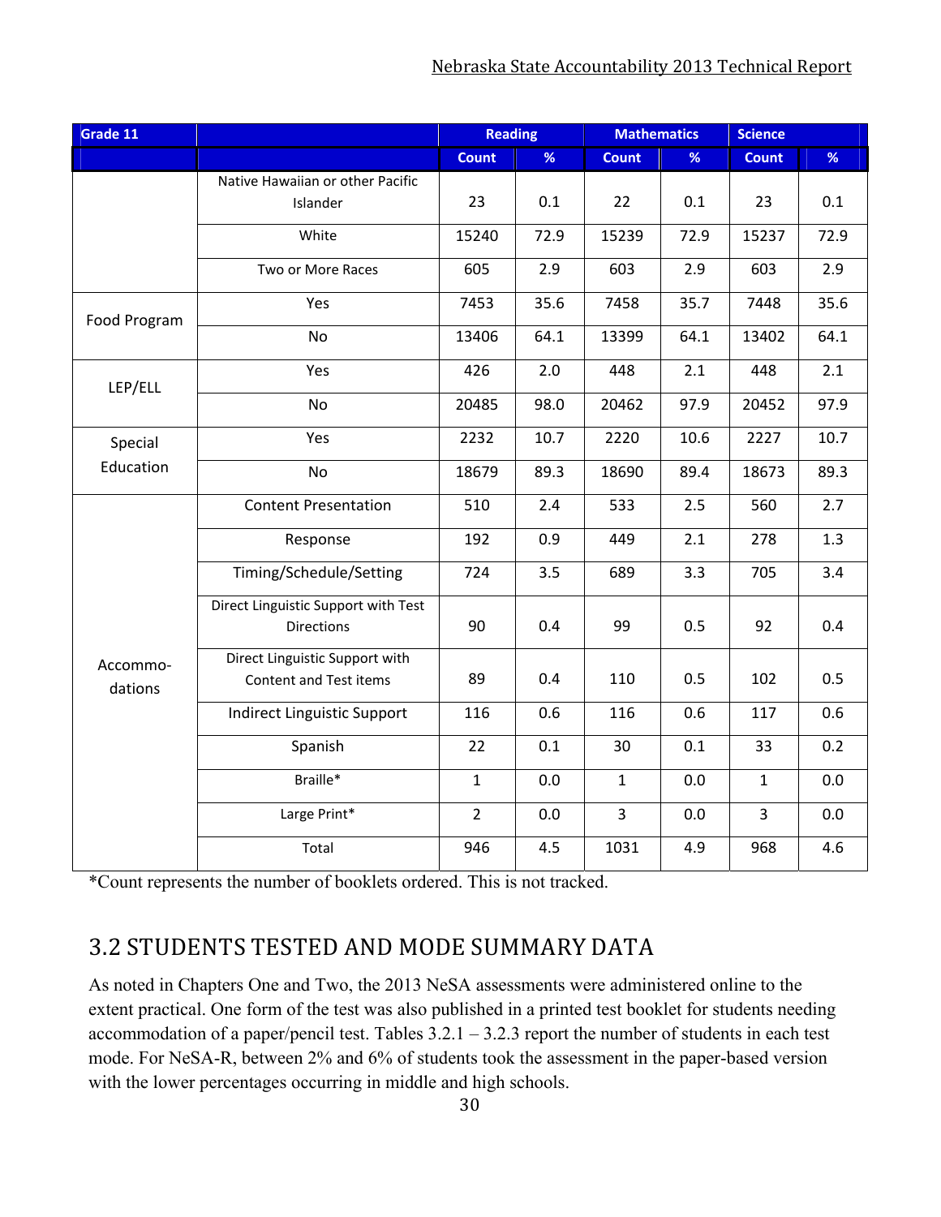| Grade 11 | | Reading | | Mathematics | | Science | |
|---|---|---|---|---|---|---|---|
| | | Count | % | Count | % | Count | % |
| | Native Hawaiian or other Pacific Islander | 23 | 0.1 | 22 | 0.1 | 23 | 0.1 |
| | White | 15240 | 72.9 | 15239 | 72.9 | 15237 | 72.9 |
| | Two or More Races | 605 | 2.9 | 603 | 2.9 | 603 | 2.9 |
| Food Program | Yes | 7453 | 35.6 | 7458 | 35.7 | 7448 | 35.6 |
| | No | 13406 | 64.1 | 13399 | 64.1 | 13402 | 64.1 |
| LEP/ELL | Yes | 426 | 2.0 | 448 | 2.1 | 448 | 2.1 |
| | No | 20485 | 98.0 | 20462 | 97.9 | 20452 | 97.9 |
| Special Education | Yes | 2232 | 10.7 | 2220 | 10.6 | 2227 | 10.7 |
| | No | 18679 | 89.3 | 18690 | 89.4 | 18673 | 89.3 |
| Accommo-dations | Content Presentation | 510 | 2.4 | 533 | 2.5 | 560 | 2.7 |
| | Response | 192 | 0.9 | 449 | 2.1 | 278 | 1.3 |
| | Timing/Schedule/Setting | 724 | 3.5 | 689 | 3.3 | 705 | 3.4 |
| | Direct Linguistic Support with Test Directions | 90 | 0.4 | 99 | 0.5 | 92 | 0.4 |
| | Direct Linguistic Support with Content and Test items | 89 | 0.4 | 110 | 0.5 | 102 | 0.5 |
| | Indirect Linguistic Support | 116 | 0.6 | 116 | 0.6 | 117 | 0.6 |
| | Spanish | 22 | 0.1 | 30 | 0.1 | 33 | 0.2 |
| | Braille* | 1 | 0.0 | 1 | 0.0 | 1 | 0.0 |
| | Large Print* | 2 | 0.0 | 3 | 0.0 | 3 | 0.0 |
| | Total | 946 | 4.5 | 1031 | 4.9 | 968 | 4.6 |

*Count represents the number of booklets ordered. This is not tracked.

## 3.2 STUDENTS TESTED AND MODE SUMMARY DATA

As noted in Chapters One and Two, the 2013 NeSA assessments were administered online to the extent practical. One form of the test was also published in a printed test booklet for students needing accommodation of a paper/pencil test. Tables 3.2.1 – 3.2.3 report the number of students in each test mode. For NeSA-R, between 2% and 6% of students took the assessment in the paper-based version with the lower percentages occurring in middle and high schools.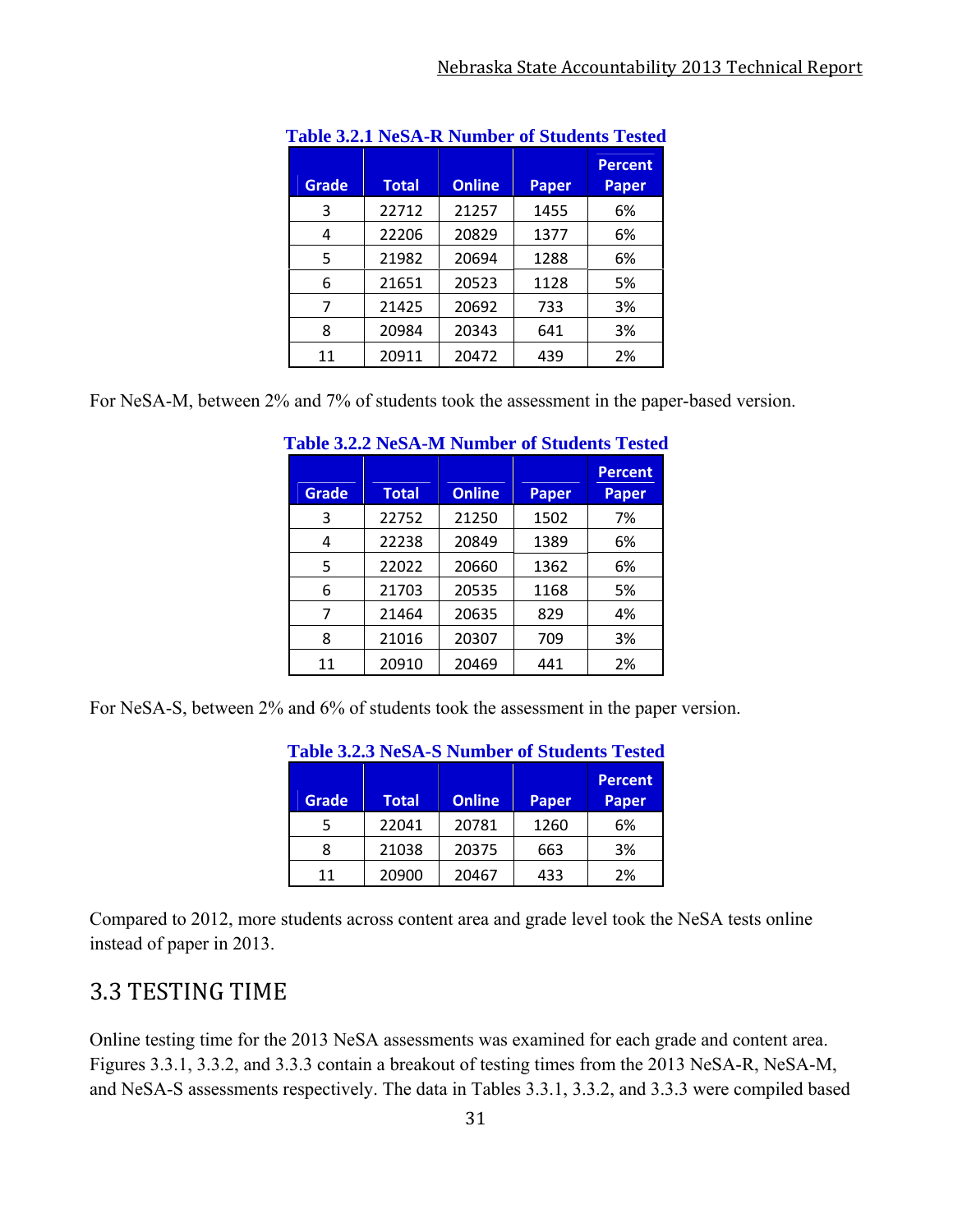**Table 3.2.1 NeSA-R Number of Students Tested**

| Grade | Total | Online | Paper | Percent Paper |
|---|---|---|---|---|
| 3 | 22712 | 21257 | 1455 | 6% |
| 4 | 22206 | 20829 | 1377 | 6% |
| 5 | 21982 | 20694 | 1288 | 6% |
| 6 | 21651 | 20523 | 1128 | 5% |
| 7 | 21425 | 20692 | 733 | 3% |
| 8 | 20984 | 20343 | 641 | 3% |
| 11 | 20911 | 20472 | 439 | 2% |

For NeSA-M, between 2% and 7% of students took the assessment in the paper-based version.

**Table 3.2.2 NeSA-M Number of Students Tested**

| Grade | Total | Online | Paper | Percent Paper |
|---|---|---|---|---|
| 3 | 22752 | 21250 | 1502 | 7% |
| 4 | 22238 | 20849 | 1389 | 6% |
| 5 | 22022 | 20660 | 1362 | 6% |
| 6 | 21703 | 20535 | 1168 | 5% |
| 7 | 21464 | 20635 | 829 | 4% |
| 8 | 21016 | 20307 | 709 | 3% |
| 11 | 20910 | 20469 | 441 | 2% |

For NeSA-S, between 2% and 6% of students took the assessment in the paper version.

**Table 3.2.3 NeSA-S Number of Students Tested**

| Grade | Total | Online | Paper | Percent Paper |
|---|---|---|---|---|
| 5 | 22041 | 20781 | 1260 | 6% |
| 8 | 21038 | 20375 | 663 | 3% |
| 11 | 20900 | 20467 | 433 | 2% |

Compared to 2012, more students across content area and grade level took the NeSA tests online instead of paper in 2013.

## 3.3 TESTING TIME

Online testing time for the 2013 NeSA assessments was examined for each grade and content area. Figures 3.3.1, 3.3.2, and 3.3.3 contain a breakout of testing times from the 2013 NeSA-R, NeSA-M, and NeSA-S assessments respectively. The data in Tables 3.3.1, 3.3.2, and 3.3.3 were compiled based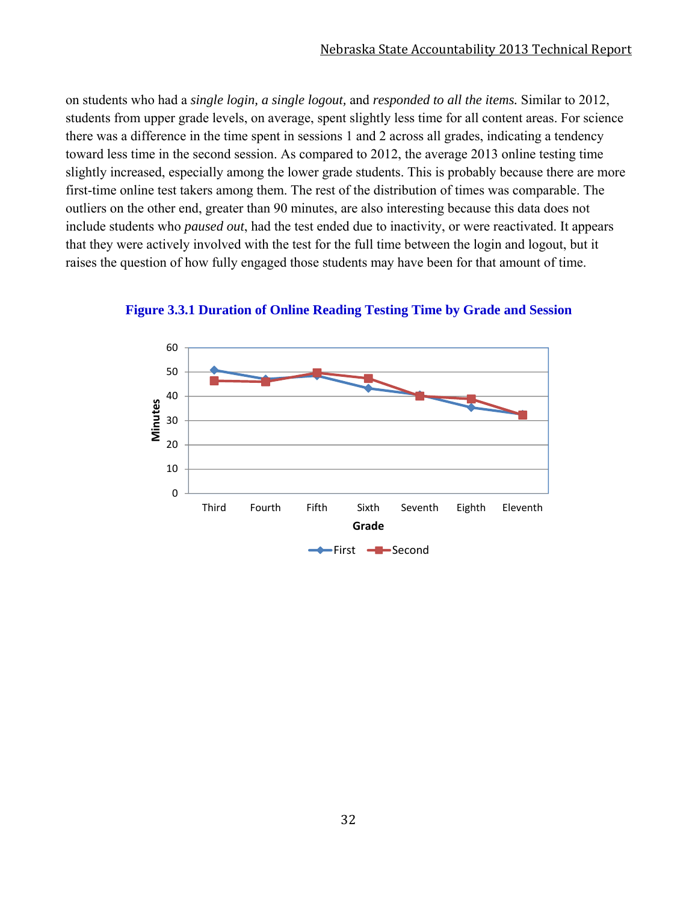on students who had a *single login, a single logout,* and *responded to all the items.* Similar to 2012, students from upper grade levels, on average, spent slightly less time for all content areas. For science there was a difference in the time spent in sessions 1 and 2 across all grades, indicating a tendency toward less time in the second session. As compared to 2012, the average 2013 online testing time slightly increased, especially among the lower grade students. This is probably because there are more first-time online test takers among them. The rest of the distribution of times was comparable. The outliers on the other end, greater than 90 minutes, are also interesting because this data does not include students who *paused out*, had the test ended due to inactivity, or were reactivated. It appears that they were actively involved with the test for the full time between the login and logout, but it raises the question of how fully engaged those students may have been for that amount of time.

**Figure 3.3.1 Duration of Online Reading Testing Time by Grade and Session**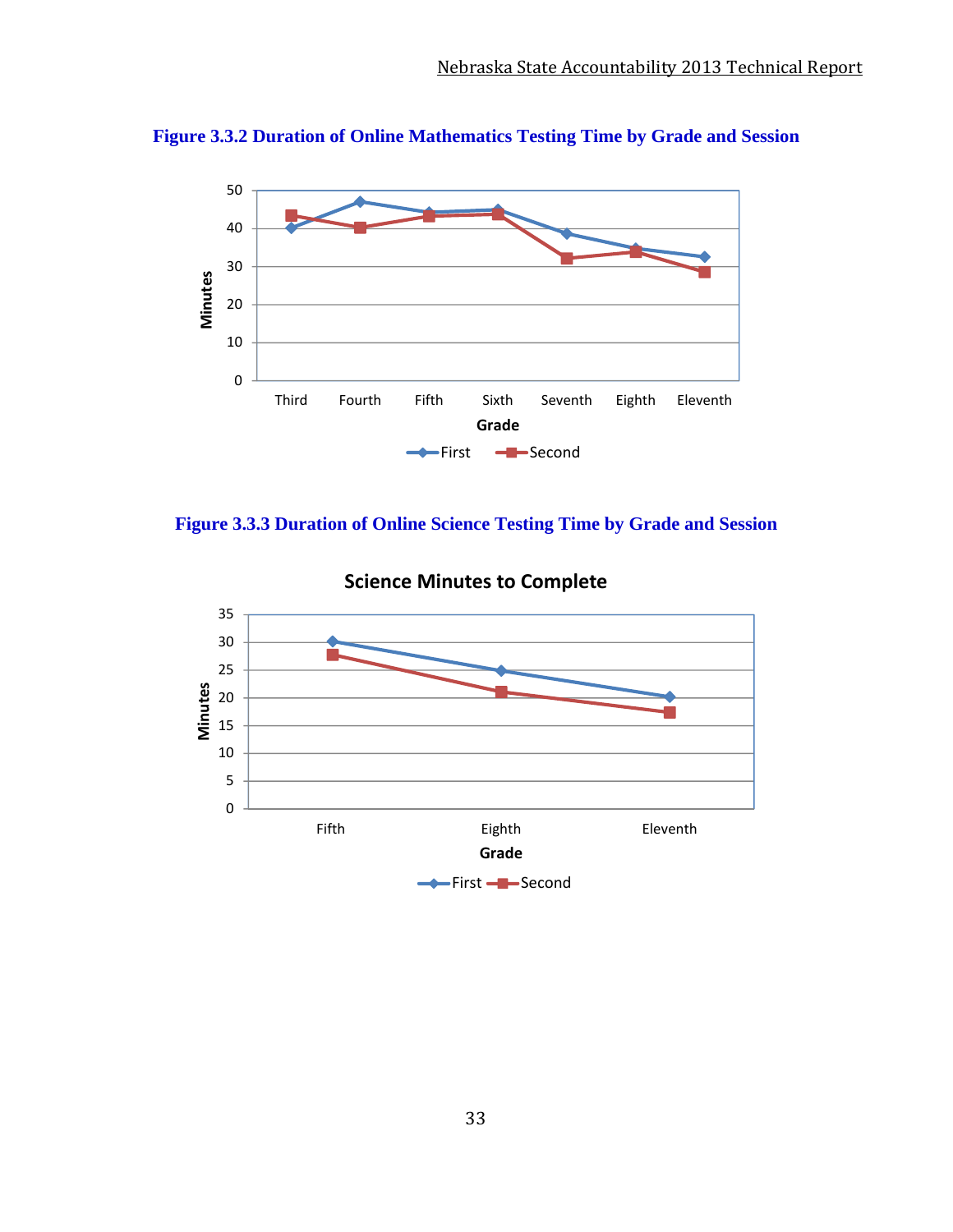**Figure 3.3.2 Duration of Online Mathematics Testing Time by Grade and Session**

**Figure 3.3.3 Duration of Online Science Testing Time by Grade and Session**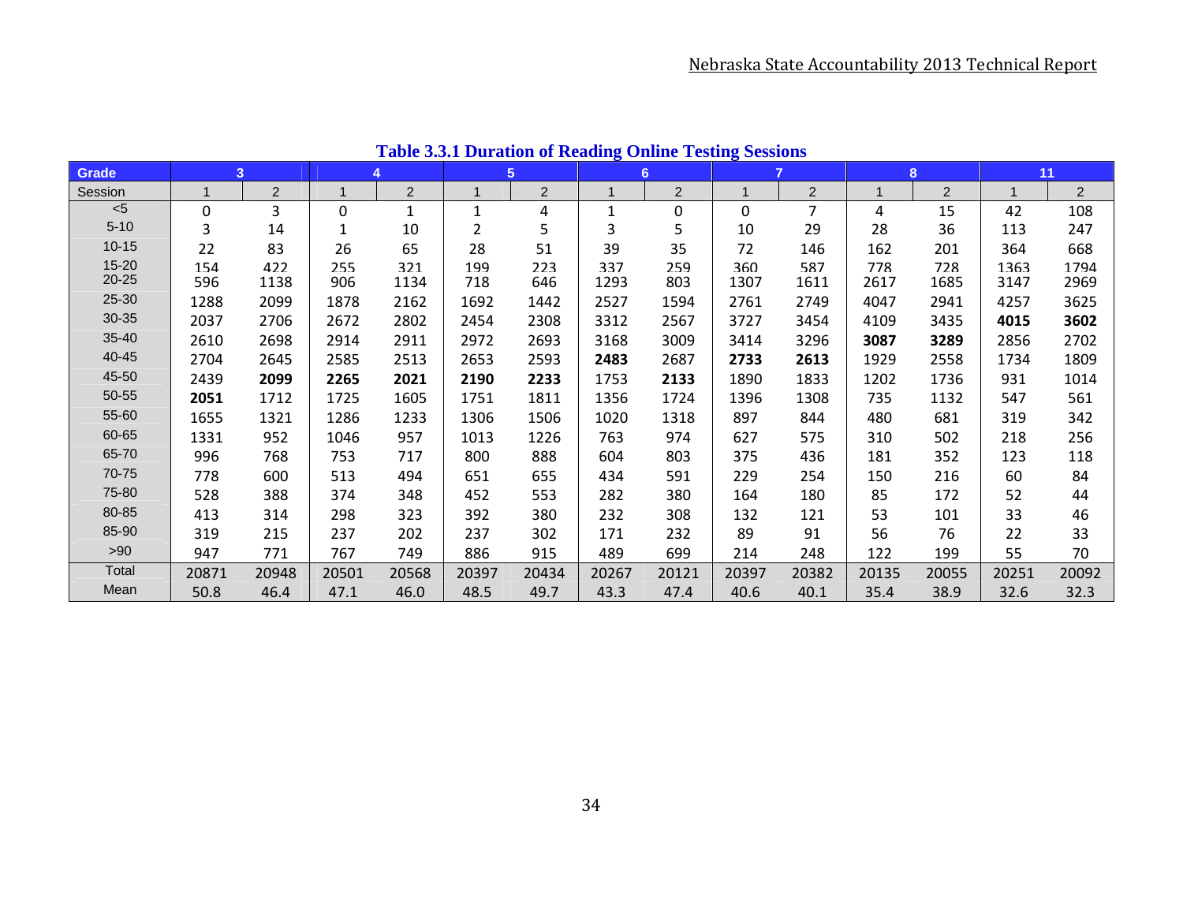**Table 3.3.1 Duration of Reading Online Testing Sessions**

| Grade | 3 | | 4 | | 5 | | 6 | | 7 | | 8 | | 11 | |
|---|---|---|---|---|---|---|---|---|---|---|---|---|---|---|
| Session | 1 | 2 | 1 | 2 | 1 | 2 | 1 | 2 | 1 | 2 | 1 | 2 | 1 | 2 |
| <5 | 0 | 3 | 0 | 1 | 1 | 4 | 1 | 0 | 0 | 7 | 4 | 15 | 42 | 108 |
| 5-10 | 3 | 14 | 1 | 10 | 2 | 5 | 3 | 5 | 10 | 29 | 28 | 36 | 113 | 247 |
| 10-15 | 22 | 83 | 26 | 65 | 28 | 51 | 39 | 35 | 72 | 146 | 162 | 201 | 364 | 668 |
| 15-20 | 154 | 422 | 255 | 321 | 199 | 223 | 337 | 259 | 360 | 587 | 778 | 728 | 1363 | 1794 |
| 20-25 | 596 | 1138 | 906 | 1134 | 718 | 646 | 1293 | 803 | 1307 | 1611 | 2617 | 1685 | 3147 | 2969 |
| 25-30 | 1288 | 2099 | 1878 | 2162 | 1692 | 1442 | 2527 | 1594 | 2761 | 2749 | 4047 | 2941 | 4257 | 3625 |
| 30-35 | 2037 | 2706 | 2672 | 2802 | 2454 | 2308 | 3312 | 2567 | 3727 | 3454 | 4109 | 3435 | **4015** | **3602** |
| 35-40 | 2610 | 2698 | 2914 | 2911 | 2972 | 2693 | 3168 | 3009 | 3414 | 3296 | **3087** | **3289** | 2856 | 2702 |
| 40-45 | 2704 | 2645 | 2585 | 2513 | 2653 | 2593 | **2483** | 2687 | **2733** | **2613** | 1929 | 2558 | 1734 | 1809 |
| 45-50 | 2439 | **2099** | **2265** | **2021** | **2190** | **2233** | 1753 | **2133** | 1890 | 1833 | 1202 | 1736 | 931 | 1014 |
| 50-55 | **2051** | 1712 | 1725 | 1605 | 1751 | 1811 | 1356 | 1724 | 1396 | 1308 | 735 | 1132 | 547 | 561 |
| 55-60 | 1655 | 1321 | 1286 | 1233 | 1306 | 1506 | 1020 | 1318 | 897 | 844 | 480 | 681 | 319 | 342 |
| 60-65 | 1331 | 952 | 1046 | 957 | 1013 | 1226 | 763 | 974 | 627 | 575 | 310 | 502 | 218 | 256 |
| 65-70 | 996 | 768 | 753 | 717 | 800 | 888 | 604 | 803 | 375 | 436 | 181 | 352 | 123 | 118 |
| 70-75 | 778 | 600 | 513 | 494 | 651 | 655 | 434 | 591 | 229 | 254 | 150 | 216 | 60 | 84 |
| 75-80 | 528 | 388 | 374 | 348 | 452 | 553 | 282 | 380 | 164 | 180 | 85 | 172 | 52 | 44 |
| 80-85 | 413 | 314 | 298 | 323 | 392 | 380 | 232 | 308 | 132 | 121 | 53 | 101 | 33 | 46 |
| 85-90 | 319 | 215 | 237 | 202 | 237 | 302 | 171 | 232 | 89 | 91 | 56 | 76 | 22 | 33 |
| >90 | 947 | 771 | 767 | 749 | 886 | 915 | 489 | 699 | 214 | 248 | 122 | 199 | 55 | 70 |
| Total | 20871 | 20948 | 20501 | 20568 | 20397 | 20434 | 20267 | 20121 | 20397 | 20382 | 20135 | 20055 | 20251 | 20092 |
| Mean | 50.8 | 46.4 | 47.1 | 46.0 | 48.5 | 49.7 | 43.3 | 47.4 | 40.6 | 40.1 | 35.4 | 38.9 | 32.6 | 32.3 |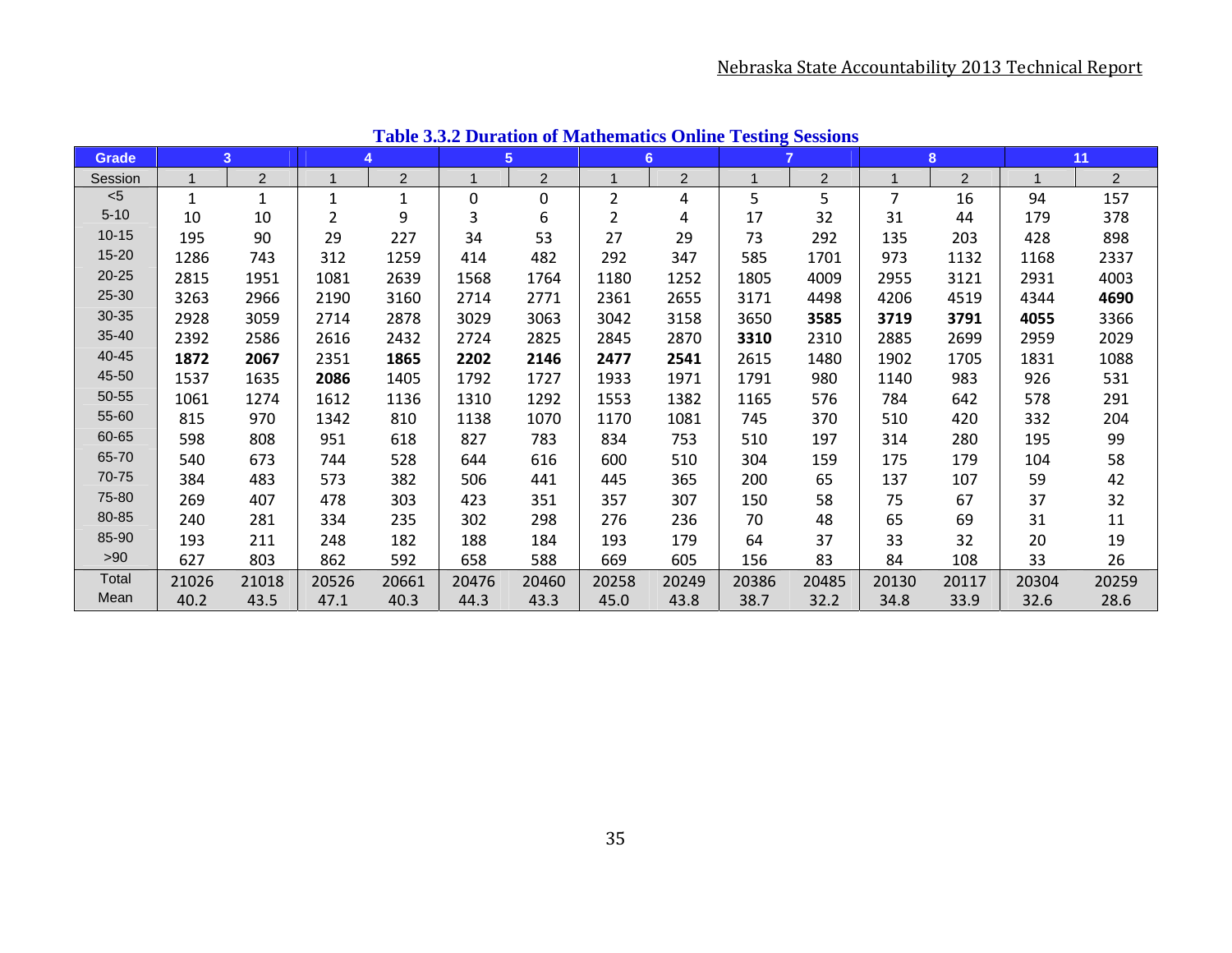### Table 3.3.2 Duration of Mathematics Online Testing Sessions

| Grade | 3 | | 4 | | 5 | | 6 | | 7 | | 8 | | 11 | |
|---|---|---|---|---|---|---|---|---|---|---|---|---|---|---|
| Session | 1 | 2 | 1 | 2 | 1 | 2 | 1 | 2 | 1 | 2 | 1 | 2 | 1 | 2 |
| <5 | 1 | 1 | 1 | 1 | 0 | 0 | 2 | 4 | 5 | 5 | 7 | 16 | 94 | 157 |
| 5-10 | 10 | 10 | 2 | 9 | 3 | 6 | 2 | 4 | 17 | 32 | 31 | 44 | 179 | 378 |
| 10-15 | 195 | 90 | 29 | 227 | 34 | 53 | 27 | 29 | 73 | 292 | 135 | 203 | 428 | 898 |
| 15-20 | 1286 | 743 | 312 | 1259 | 414 | 482 | 292 | 347 | 585 | 1701 | 973 | 1132 | 1168 | 2337 |
| 20-25 | 2815 | 1951 | 1081 | 2639 | 1568 | 1764 | 1180 | 1252 | 1805 | 4009 | 2955 | 3121 | 2931 | 4003 |
| 25-30 | 3263 | 2966 | 2190 | 3160 | 2714 | 2771 | 2361 | 2655 | 3171 | 4498 | 4206 | 4519 | 4344 | **4690** |
| 30-35 | 2928 | 3059 | 2714 | 2878 | 3029 | 3063 | 3042 | 3158 | 3650 | **3585** | **3719** | **3791** | **4055** | 3366 |
| 35-40 | 2392 | 2586 | 2616 | 2432 | 2724 | 2825 | 2845 | 2870 | **3310** | 2310 | 2885 | 2699 | 2959 | 2029 |
| 40-45 | **1872** | **2067** | 2351 | **1865** | **2202** | **2146** | **2477** | **2541** | 2615 | 1480 | 1902 | 1705 | 1831 | 1088 |
| 45-50 | 1537 | 1635 | **2086** | 1405 | 1792 | 1727 | 1933 | 1971 | 1791 | 980 | 1140 | 983 | 926 | 531 |
| 50-55 | 1061 | 1274 | 1612 | 1136 | 1310 | 1292 | 1553 | 1382 | 1165 | 576 | 784 | 642 | 578 | 291 |
| 55-60 | 815 | 970 | 1342 | 810 | 1138 | 1070 | 1170 | 1081 | 745 | 370 | 510 | 420 | 332 | 204 |
| 60-65 | 598 | 808 | 951 | 618 | 827 | 783 | 834 | 753 | 510 | 197 | 314 | 280 | 195 | 99 |
| 65-70 | 540 | 673 | 744 | 528 | 644 | 616 | 600 | 510 | 304 | 159 | 175 | 179 | 104 | 58 |
| 70-75 | 384 | 483 | 573 | 382 | 506 | 441 | 445 | 365 | 200 | 65 | 137 | 107 | 59 | 42 |
| 75-80 | 269 | 407 | 478 | 303 | 423 | 351 | 357 | 307 | 150 | 58 | 75 | 67 | 37 | 32 |
| 80-85 | 240 | 281 | 334 | 235 | 302 | 298 | 276 | 236 | 70 | 48 | 65 | 69 | 31 | 11 |
| 85-90 | 193 | 211 | 248 | 182 | 188 | 184 | 193 | 179 | 64 | 37 | 33 | 32 | 20 | 19 |
| >90 | 627 | 803 | 862 | 592 | 658 | 588 | 669 | 605 | 156 | 83 | 84 | 108 | 33 | 26 |
| Total | 21026 | 21018 | 20526 | 20661 | 20476 | 20460 | 20258 | 20249 | 20386 | 20485 | 20130 | 20117 | 20304 | 20259 |
| Mean | 40.2 | 43.5 | 47.1 | 40.3 | 44.3 | 43.3 | 45.0 | 43.8 | 38.7 | 32.2 | 34.8 | 33.9 | 32.6 | 28.6 |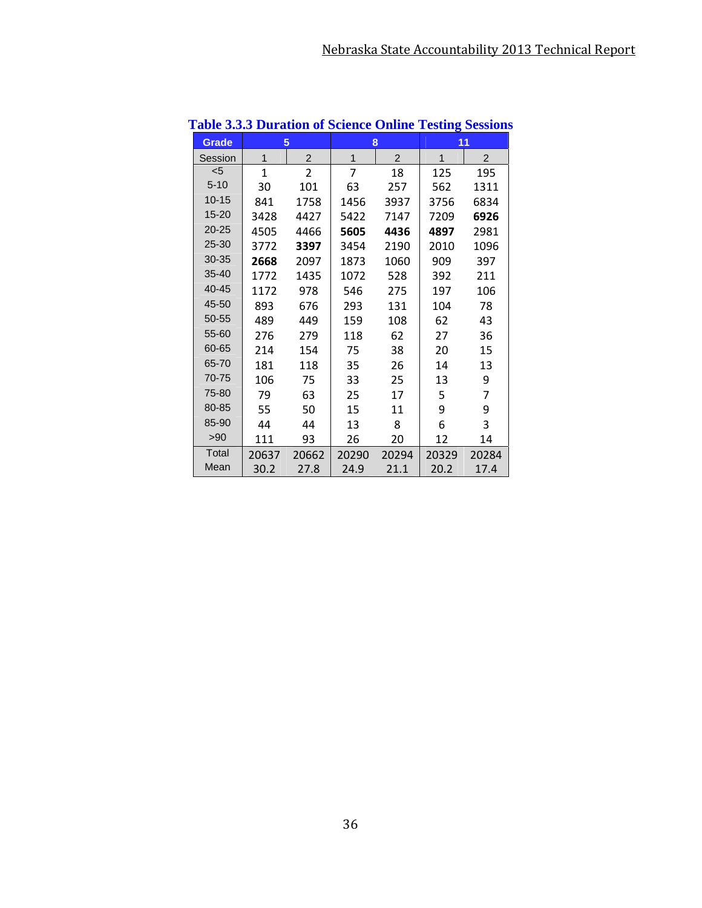**Table 3.3.3 Duration of Science Online Testing Sessions**

| Grade | 5 | | 8 | | 11 | |
|---|---|---|---|---|---|---|
| Session | 1 | 2 | 1 | 2 | 1 | 2 |
| <5 | 1 | 2 | 7 | 18 | 125 | 195 |
| 5-10 | 30 | 101 | 63 | 257 | 562 | 1311 |
| 10-15 | 841 | 1758 | 1456 | 3937 | 3756 | 6834 |
| 15-20 | 3428 | 4427 | 5422 | 7147 | 7209 | **6926** |
| 20-25 | 4505 | 4466 | **5605** | **4436** | **4897** | 2981 |
| 25-30 | 3772 | **3397** | 3454 | 2190 | 2010 | 1096 |
| 30-35 | **2668** | 2097 | 1873 | 1060 | 909 | 397 |
| 35-40 | 1772 | 1435 | 1072 | 528 | 392 | 211 |
| 40-45 | 1172 | 978 | 546 | 275 | 197 | 106 |
| 45-50 | 893 | 676 | 293 | 131 | 104 | 78 |
| 50-55 | 489 | 449 | 159 | 108 | 62 | 43 |
| 55-60 | 276 | 279 | 118 | 62 | 27 | 36 |
| 60-65 | 214 | 154 | 75 | 38 | 20 | 15 |
| 65-70 | 181 | 118 | 35 | 26 | 14 | 13 |
| 70-75 | 106 | 75 | 33 | 25 | 13 | 9 |
| 75-80 | 79 | 63 | 25 | 17 | 5 | 7 |
| 80-85 | 55 | 50 | 15 | 11 | 9 | 9 |
| 85-90 | 44 | 44 | 13 | 8 | 6 | 3 |
| >90 | 111 | 93 | 26 | 20 | 12 | 14 |
| Total | 20637 | 20662 | 20290 | 20294 | 20329 | 20284 |
| Mean | 30.2 | 27.8 | 24.9 | 21.1 | 20.2 | 17.4 |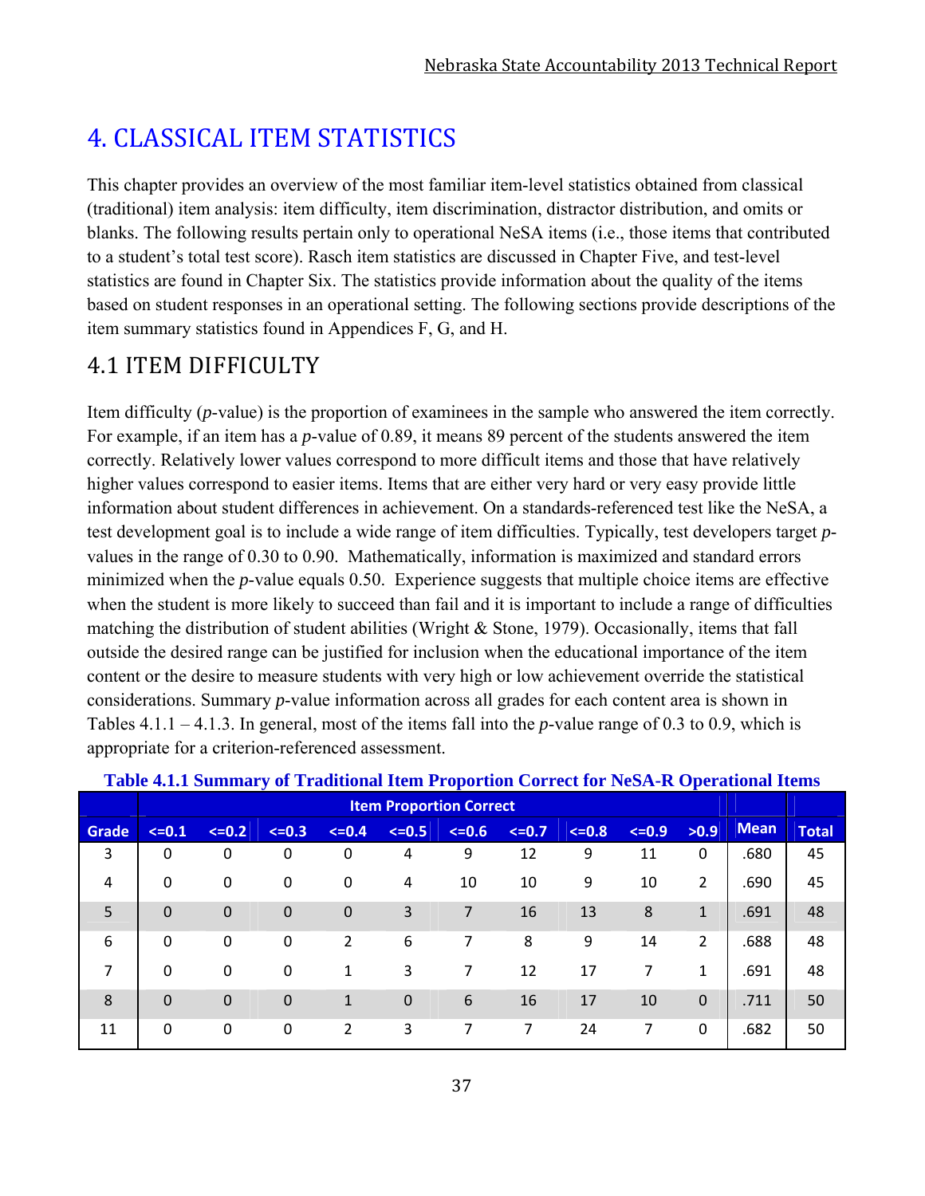# 4. CLASSICAL ITEM STATISTICS

This chapter provides an overview of the most familiar item-level statistics obtained from classical (traditional) item analysis: item difficulty, item discrimination, distractor distribution, and omits or blanks. The following results pertain only to operational NeSA items (i.e., those items that contributed to a student's total test score). Rasch item statistics are discussed in Chapter Five, and test-level statistics are found in Chapter Six. The statistics provide information about the quality of the items based on student responses in an operational setting. The following sections provide descriptions of the item summary statistics found in Appendices F, G, and H.

## 4.1 ITEM DIFFICULTY

Item difficulty (*p*-value) is the proportion of examinees in the sample who answered the item correctly. For example, if an item has a *p*-value of 0.89, it means 89 percent of the students answered the item correctly. Relatively lower values correspond to more difficult items and those that have relatively higher values correspond to easier items. Items that are either very hard or very easy provide little information about student differences in achievement. On a standards-referenced test like the NeSA, a test development goal is to include a wide range of item difficulties. Typically, test developers target *p*-values in the range of 0.30 to 0.90. Mathematically, information is maximized and standard errors minimized when the *p*-value equals 0.50. Experience suggests that multiple choice items are effective when the student is more likely to succeed than fail and it is important to include a range of difficulties matching the distribution of student abilities (Wright & Stone, 1979). Occasionally, items that fall outside the desired range can be justified for inclusion when the educational importance of the item content or the desire to measure students with very high or low achievement override the statistical considerations. Summary *p*-value information across all grades for each content area is shown in Tables 4.1.1 – 4.1.3. In general, most of the items fall into the *p*-value range of 0.3 to 0.9, which is appropriate for a criterion-referenced assessment.

**Table 4.1.1 Summary of Traditional Item Proportion Correct for NeSA-R Operational Items**

| | Item Proportion Correct | | | | | | | | | | | |
|---|---|---|---|---|---|---|---|---|---|---|---|---|
| Grade | <=0.1 | <=0.2 | <=0.3 | <=0.4 | <=0.5 | <=0.6 | <=0.7 | <=0.8 | <=0.9 | >0.9 | Mean | Total |
| 3 | 0 | 0 | 0 | 0 | 4 | 9 | 12 | 9 | 11 | 0 | .680 | 45 |
| 4 | 0 | 0 | 0 | 0 | 4 | 10 | 10 | 9 | 10 | 2 | .690 | 45 |
| 5 | 0 | 0 | 0 | 0 | 3 | 7 | 16 | 13 | 8 | 1 | .691 | 48 |
| 6 | 0 | 0 | 0 | 2 | 6 | 7 | 8 | 9 | 14 | 2 | .688 | 48 |
| 7 | 0 | 0 | 0 | 1 | 3 | 7 | 12 | 17 | 7 | 1 | .691 | 48 |
| 8 | 0 | 0 | 0 | 1 | 0 | 6 | 16 | 17 | 10 | 0 | .711 | 50 |
| 11 | 0 | 0 | 0 | 2 | 3 | 7 | 7 | 24 | 7 | 0 | .682 | 50 |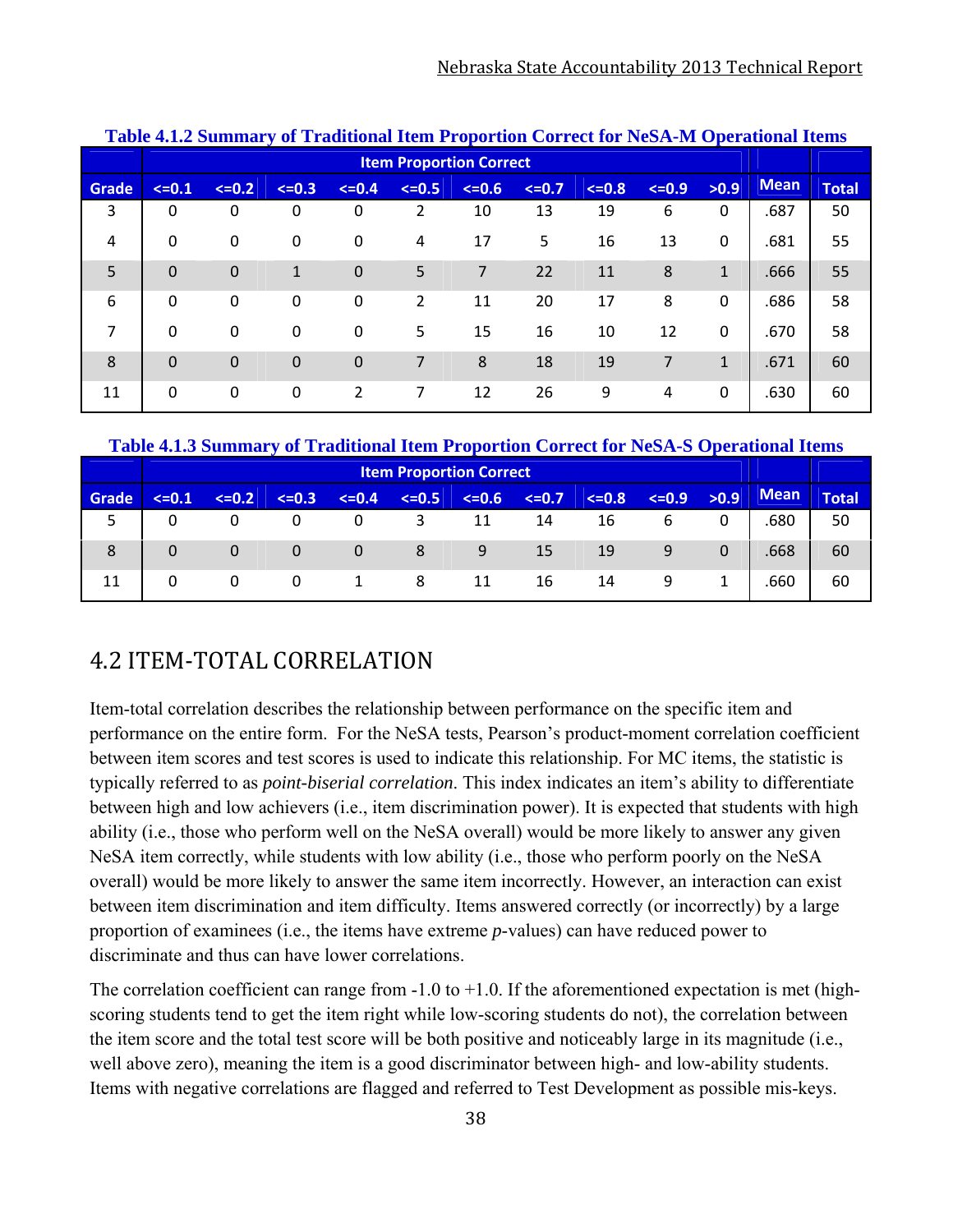**Table 4.1.2 Summary of Traditional Item Proportion Correct for NeSA-M Operational Items**

| | Item Proportion Correct | | | | | | | | | | | |
|---|---|---|---|---|---|---|---|---|---|---|---|---|
| Grade | <=0.1 | <=0.2 | <=0.3 | <=0.4 | <=0.5 | <=0.6 | <=0.7 | <=0.8 | <=0.9 | >0.9 | Mean | Total |
| 3 | 0 | 0 | 0 | 0 | 2 | 10 | 13 | 19 | 6 | 0 | .687 | 50 |
| 4 | 0 | 0 | 0 | 0 | 4 | 17 | 5 | 16 | 13 | 0 | .681 | 55 |
| 5 | 0 | 0 | 1 | 0 | 5 | 7 | 22 | 11 | 8 | 1 | .666 | 55 |
| 6 | 0 | 0 | 0 | 0 | 2 | 11 | 20 | 17 | 8 | 0 | .686 | 58 |
| 7 | 0 | 0 | 0 | 0 | 5 | 15 | 16 | 10 | 12 | 0 | .670 | 58 |
| 8 | 0 | 0 | 0 | 0 | 7 | 8 | 18 | 19 | 7 | 1 | .671 | 60 |
| 11 | 0 | 0 | 0 | 2 | 7 | 12 | 26 | 9 | 4 | 0 | .630 | 60 |

**Table 4.1.3 Summary of Traditional Item Proportion Correct for NeSA-S Operational Items**

| | Item Proportion Correct | | | | | | | | | | | |
|---|---|---|---|---|---|---|---|---|---|---|---|---|
| Grade | <=0.1 | <=0.2 | <=0.3 | <=0.4 | <=0.5 | <=0.6 | <=0.7 | <=0.8 | <=0.9 | >0.9 | Mean | Total |
| 5 | 0 | 0 | 0 | 0 | 3 | 11 | 14 | 16 | 6 | 0 | .680 | 50 |
| 8 | 0 | 0 | 0 | 0 | 8 | 9 | 15 | 19 | 9 | 0 | .668 | 60 |
| 11 | 0 | 0 | 0 | 1 | 8 | 11 | 16 | 14 | 9 | 1 | .660 | 60 |

## 4.2 ITEM-TOTAL CORRELATION

Item-total correlation describes the relationship between performance on the specific item and performance on the entire form. For the NeSA tests, Pearson's product-moment correlation coefficient between item scores and test scores is used to indicate this relationship. For MC items, the statistic is typically referred to as *point-biserial correlation*. This index indicates an item's ability to differentiate between high and low achievers (i.e., item discrimination power). It is expected that students with high ability (i.e., those who perform well on the NeSA overall) would be more likely to answer any given NeSA item correctly, while students with low ability (i.e., those who perform poorly on the NeSA overall) would be more likely to answer the same item incorrectly. However, an interaction can exist between item discrimination and item difficulty. Items answered correctly (or incorrectly) by a large proportion of examinees (i.e., the items have extreme *p*-values) can have reduced power to discriminate and thus can have lower correlations.

The correlation coefficient can range from -1.0 to +1.0. If the aforementioned expectation is met (high-scoring students tend to get the item right while low-scoring students do not), the correlation between the item score and the total test score will be both positive and noticeably large in its magnitude (i.e., well above zero), meaning the item is a good discriminator between high- and low-ability students. Items with negative correlations are flagged and referred to Test Development as possible mis-keys.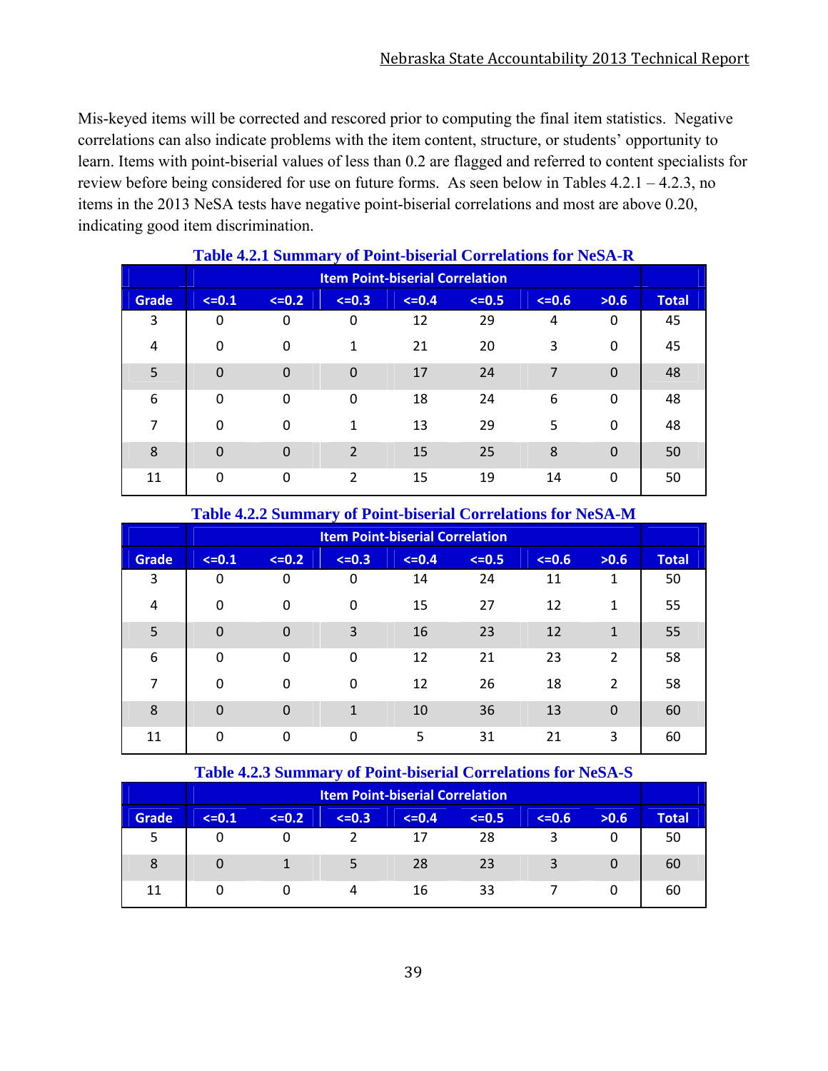Mis-keyed items will be corrected and rescored prior to computing the final item statistics. Negative correlations can also indicate problems with the item content, structure, or students' opportunity to learn. Items with point-biserial values of less than 0.2 are flagged and referred to content specialists for review before being considered for use on future forms. As seen below in Tables 4.2.1 – 4.2.3, no items in the 2013 NeSA tests have negative point-biserial correlations and most are above 0.20, indicating good item discrimination.

**Table 4.2.1 Summary of Point-biserial Correlations for NeSA-R**

| | Item Point-biserial Correlation | | | | | | | |
|---|---|---|---|---|---|---|---|---|
| Grade | <=0.1 | <=0.2 | <=0.3 | <=0.4 | <=0.5 | <=0.6 | >0.6 | Total |
| 3 | 0 | 0 | 0 | 12 | 29 | 4 | 0 | 45 |
| 4 | 0 | 0 | 1 | 21 | 20 | 3 | 0 | 45 |
| 5 | 0 | 0 | 0 | 17 | 24 | 7 | 0 | 48 |
| 6 | 0 | 0 | 0 | 18 | 24 | 6 | 0 | 48 |
| 7 | 0 | 0 | 1 | 13 | 29 | 5 | 0 | 48 |
| 8 | 0 | 0 | 2 | 15 | 25 | 8 | 0 | 50 |
| 11 | 0 | 0 | 2 | 15 | 19 | 14 | 0 | 50 |

**Table 4.2.2 Summary of Point-biserial Correlations for NeSA-M**

| | Item Point-biserial Correlation | | | | | | | |
|---|---|---|---|---|---|---|---|---|
| Grade | <=0.1 | <=0.2 | <=0.3 | <=0.4 | <=0.5 | <=0.6 | >0.6 | Total |
| 3 | 0 | 0 | 0 | 14 | 24 | 11 | 1 | 50 |
| 4 | 0 | 0 | 0 | 15 | 27 | 12 | 1 | 55 |
| 5 | 0 | 0 | 3 | 16 | 23 | 12 | 1 | 55 |
| 6 | 0 | 0 | 0 | 12 | 21 | 23 | 2 | 58 |
| 7 | 0 | 0 | 0 | 12 | 26 | 18 | 2 | 58 |
| 8 | 0 | 0 | 1 | 10 | 36 | 13 | 0 | 60 |
| 11 | 0 | 0 | 0 | 5 | 31 | 21 | 3 | 60 |

**Table 4.2.3 Summary of Point-biserial Correlations for NeSA-S**

| | Item Point-biserial Correlation | | | | | | | |
|---|---|---|---|---|---|---|---|---|
| Grade | <=0.1 | <=0.2 | <=0.3 | <=0.4 | <=0.5 | <=0.6 | >0.6 | Total |
| 5 | 0 | 0 | 2 | 17 | 28 | 3 | 0 | 50 |
| 8 | 0 | 1 | 5 | 28 | 23 | 3 | 0 | 60 |
| 11 | 0 | 0 | 4 | 16 | 33 | 7 | 0 | 60 |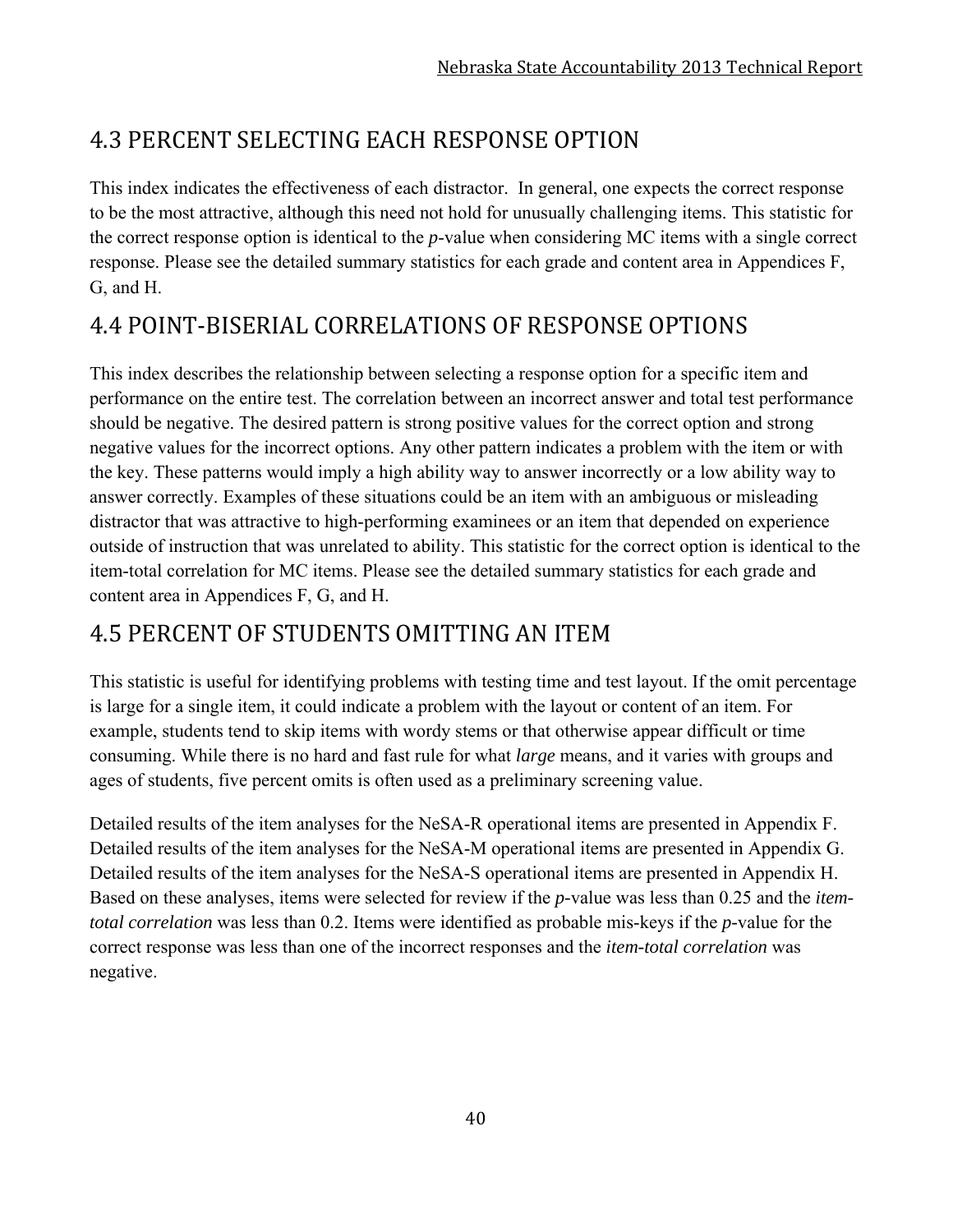## 4.3 PERCENT SELECTING EACH RESPONSE OPTION

This index indicates the effectiveness of each distractor. In general, one expects the correct response to be the most attractive, although this need not hold for unusually challenging items. This statistic for the correct response option is identical to the *p*-value when considering MC items with a single correct response. Please see the detailed summary statistics for each grade and content area in Appendices F, G, and H.

## 4.4 POINT-BISERIAL CORRELATIONS OF RESPONSE OPTIONS

This index describes the relationship between selecting a response option for a specific item and performance on the entire test. The correlation between an incorrect answer and total test performance should be negative. The desired pattern is strong positive values for the correct option and strong negative values for the incorrect options. Any other pattern indicates a problem with the item or with the key. These patterns would imply a high ability way to answer incorrectly or a low ability way to answer correctly. Examples of these situations could be an item with an ambiguous or misleading distractor that was attractive to high-performing examinees or an item that depended on experience outside of instruction that was unrelated to ability. This statistic for the correct option is identical to the item-total correlation for MC items. Please see the detailed summary statistics for each grade and content area in Appendices F, G, and H.

## 4.5 PERCENT OF STUDENTS OMITTING AN ITEM

This statistic is useful for identifying problems with testing time and test layout. If the omit percentage is large for a single item, it could indicate a problem with the layout or content of an item. For example, students tend to skip items with wordy stems or that otherwise appear difficult or time consuming. While there is no hard and fast rule for what *large* means, and it varies with groups and ages of students, five percent omits is often used as a preliminary screening value.

Detailed results of the item analyses for the NeSA-R operational items are presented in Appendix F. Detailed results of the item analyses for the NeSA-M operational items are presented in Appendix G. Detailed results of the item analyses for the NeSA-S operational items are presented in Appendix H. Based on these analyses, items were selected for review if the *p*-value was less than 0.25 and the *item-total correlation* was less than 0.2. Items were identified as probable mis-keys if the *p*-value for the correct response was less than one of the incorrect responses and the *item-total correlation* was negative.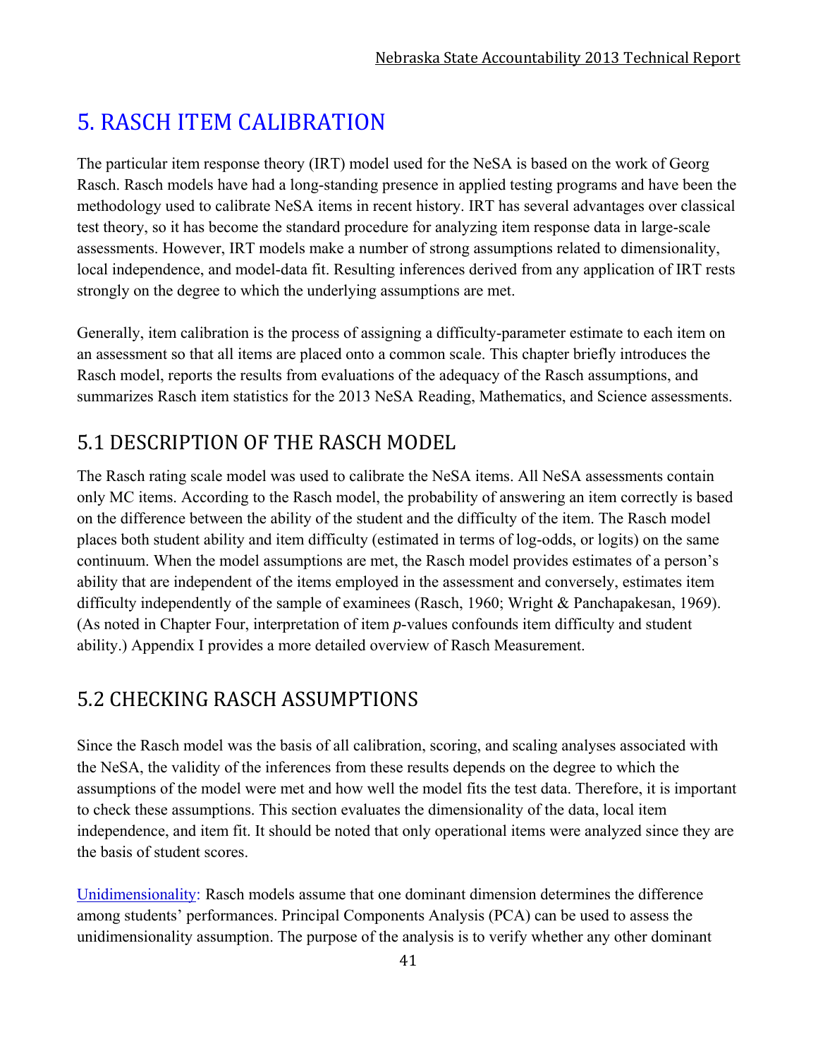# 5. RASCH ITEM CALIBRATION

The particular item response theory (IRT) model used for the NeSA is based on the work of Georg Rasch. Rasch models have had a long-standing presence in applied testing programs and have been the methodology used to calibrate NeSA items in recent history. IRT has several advantages over classical test theory, so it has become the standard procedure for analyzing item response data in large-scale assessments. However, IRT models make a number of strong assumptions related to dimensionality, local independence, and model-data fit. Resulting inferences derived from any application of IRT rests strongly on the degree to which the underlying assumptions are met.

Generally, item calibration is the process of assigning a difficulty-parameter estimate to each item on an assessment so that all items are placed onto a common scale. This chapter briefly introduces the Rasch model, reports the results from evaluations of the adequacy of the Rasch assumptions, and summarizes Rasch item statistics for the 2013 NeSA Reading, Mathematics, and Science assessments.

## 5.1 DESCRIPTION OF THE RASCH MODEL

The Rasch rating scale model was used to calibrate the NeSA items. All NeSA assessments contain only MC items. According to the Rasch model, the probability of answering an item correctly is based on the difference between the ability of the student and the difficulty of the item. The Rasch model places both student ability and item difficulty (estimated in terms of log-odds, or logits) on the same continuum. When the model assumptions are met, the Rasch model provides estimates of a person's ability that are independent of the items employed in the assessment and conversely, estimates item difficulty independently of the sample of examinees (Rasch, 1960; Wright & Panchapakesan, 1969). (As noted in Chapter Four, interpretation of item *p*-values confounds item difficulty and student ability.) Appendix I provides a more detailed overview of Rasch Measurement.

## 5.2 CHECKING RASCH ASSUMPTIONS

Since the Rasch model was the basis of all calibration, scoring, and scaling analyses associated with the NeSA, the validity of the inferences from these results depends on the degree to which the assumptions of the model were met and how well the model fits the test data. Therefore, it is important to check these assumptions. This section evaluates the dimensionality of the data, local item independence, and item fit. It should be noted that only operational items were analyzed since they are the basis of student scores.

Unidimensionality: Rasch models assume that one dominant dimension determines the difference among students' performances. Principal Components Analysis (PCA) can be used to assess the unidimensionality assumption. The purpose of the analysis is to verify whether any other dominant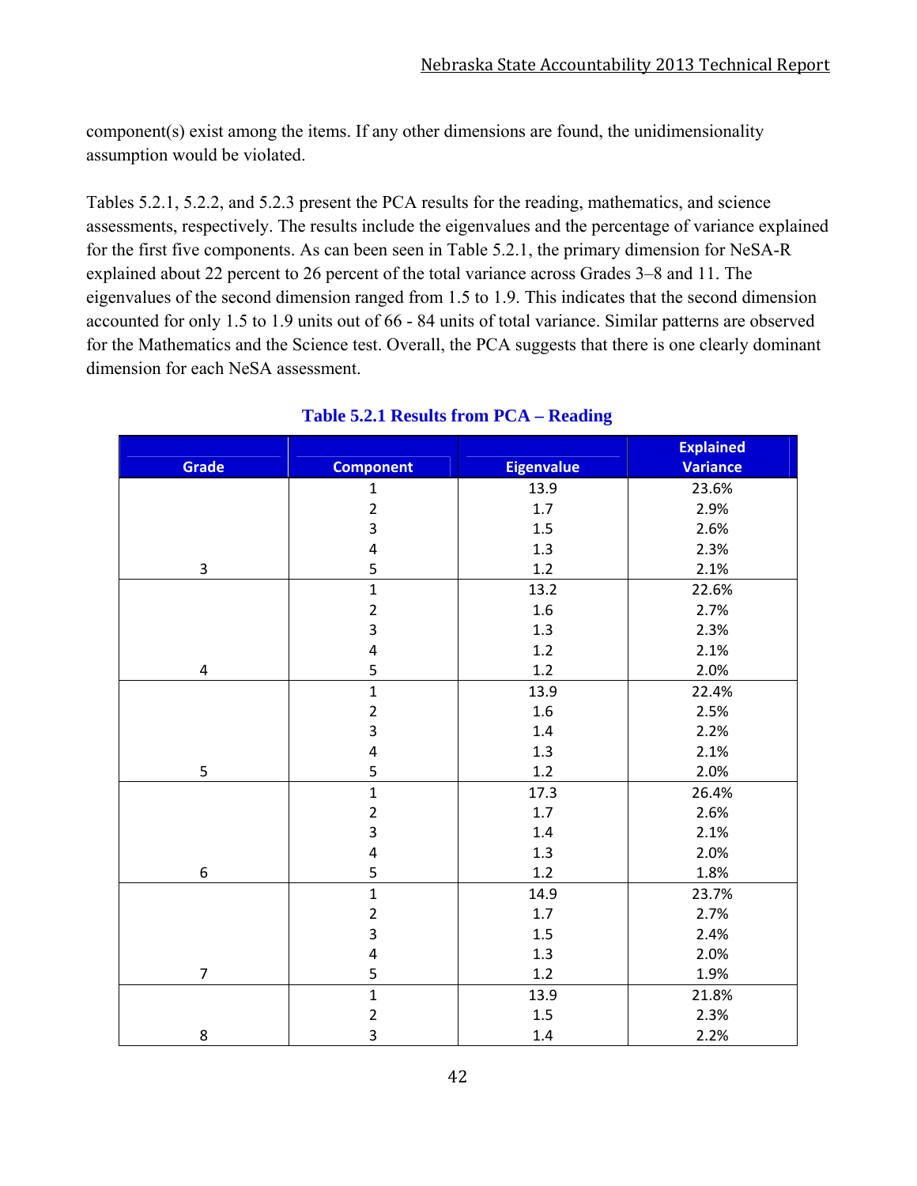component(s) exist among the items. If any other dimensions are found, the unidimensionality assumption would be violated.

Tables 5.2.1, 5.2.2, and 5.2.3 present the PCA results for the reading, mathematics, and science assessments, respectively. The results include the eigenvalues and the percentage of variance explained for the first five components. As can been seen in Table 5.2.1, the primary dimension for NeSA-R explained about 22 percent to 26 percent of the total variance across Grades 3–8 and 11. The eigenvalues of the second dimension ranged from 1.5 to 1.9. This indicates that the second dimension accounted for only 1.5 to 1.9 units out of 66 - 84 units of total variance. Similar patterns are observed for the Mathematics and the Science test. Overall, the PCA suggests that there is one clearly dominant dimension for each NeSA assessment.

**Table 5.2.1 Results from PCA – Reading**

| Grade | Component | Eigenvalue | Explained Variance |
|---|---|---|---|
| 3 | 1 | 13.9 | 23.6% |
| | 2 | 1.7 | 2.9% |
| | 3 | 1.5 | 2.6% |
| | 4 | 1.3 | 2.3% |
| | 5 | 1.2 | 2.1% |
| 4 | 1 | 13.2 | 22.6% |
| | 2 | 1.6 | 2.7% |
| | 3 | 1.3 | 2.3% |
| | 4 | 1.2 | 2.1% |
| | 5 | 1.2 | 2.0% |
| 5 | 1 | 13.9 | 22.4% |
| | 2 | 1.6 | 2.5% |
| | 3 | 1.4 | 2.2% |
| | 4 | 1.3 | 2.1% |
| | 5 | 1.2 | 2.0% |
| 6 | 1 | 17.3 | 26.4% |
| | 2 | 1.7 | 2.6% |
| | 3 | 1.4 | 2.1% |
| | 4 | 1.3 | 2.0% |
| | 5 | 1.2 | 1.8% |
| 7 | 1 | 14.9 | 23.7% |
| | 2 | 1.7 | 2.7% |
| | 3 | 1.5 | 2.4% |
| | 4 | 1.3 | 2.0% |
| | 5 | 1.2 | 1.9% |
| 8 | 1 | 13.9 | 21.8% |
| | 2 | 1.5 | 2.3% |
| | 3 | 1.4 | 2.2% |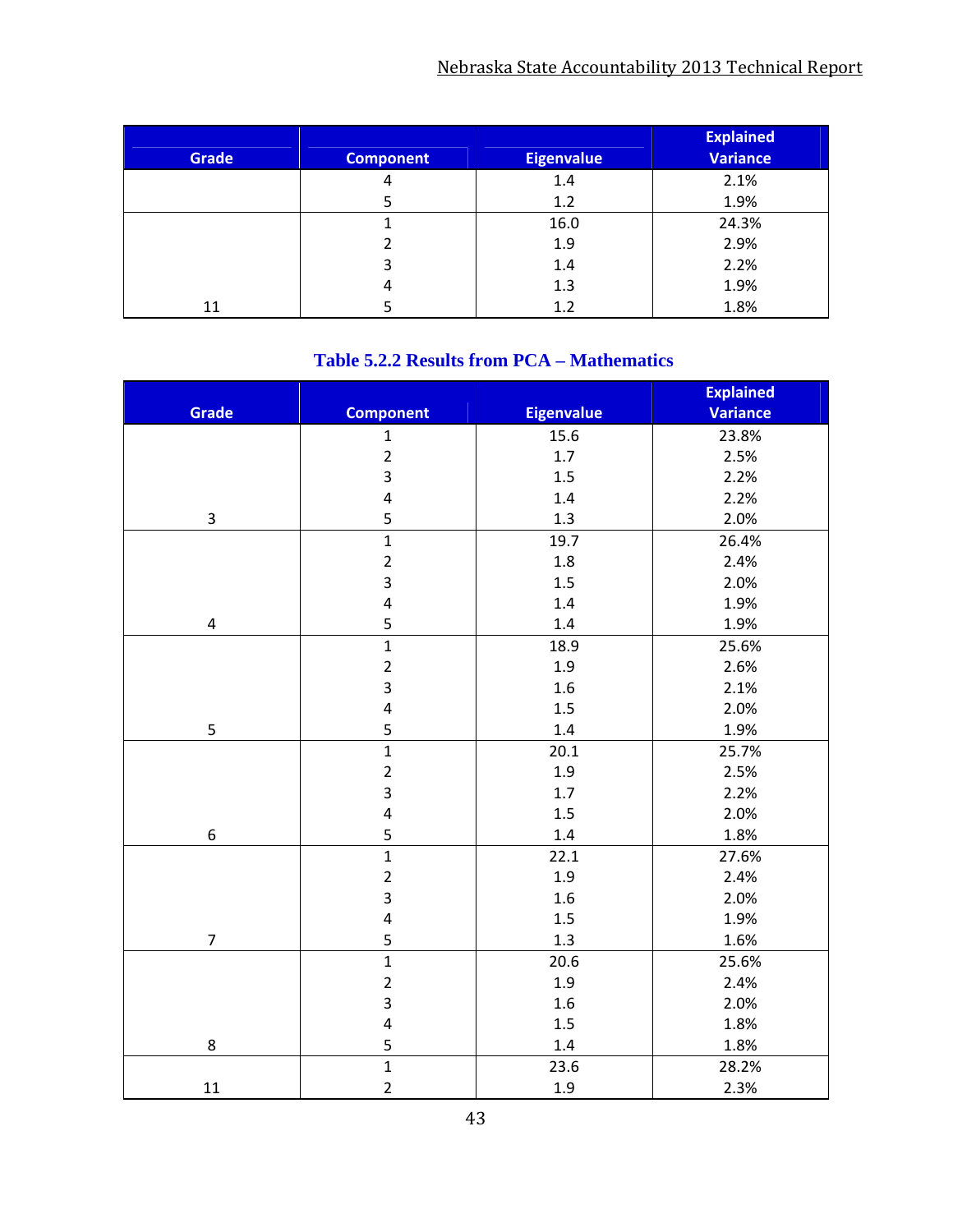| Grade | Component | Eigenvalue | Explained Variance |
|---|---|---|---|
| | 4 | 1.4 | 2.1% |
| | 5 | 1.2 | 1.9% |
| | 1 | 16.0 | 24.3% |
| | 2 | 1.9 | 2.9% |
| | 3 | 1.4 | 2.2% |
| | 4 | 1.3 | 1.9% |
| 11 | 5 | 1.2 | 1.8% |

**Table 5.2.2 Results from PCA – Mathematics**

| Grade | Component | Eigenvalue | Explained Variance |
|---|---|---|---|
| | 1 | 15.6 | 23.8% |
| | 2 | 1.7 | 2.5% |
| | 3 | 1.5 | 2.2% |
| | 4 | 1.4 | 2.2% |
| 3 | 5 | 1.3 | 2.0% |
| | 1 | 19.7 | 26.4% |
| | 2 | 1.8 | 2.4% |
| | 3 | 1.5 | 2.0% |
| | 4 | 1.4 | 1.9% |
| 4 | 5 | 1.4 | 1.9% |
| | 1 | 18.9 | 25.6% |
| | 2 | 1.9 | 2.6% |
| | 3 | 1.6 | 2.1% |
| | 4 | 1.5 | 2.0% |
| 5 | 5 | 1.4 | 1.9% |
| | 1 | 20.1 | 25.7% |
| | 2 | 1.9 | 2.5% |
| | 3 | 1.7 | 2.2% |
| | 4 | 1.5 | 2.0% |
| 6 | 5 | 1.4 | 1.8% |
| | 1 | 22.1 | 27.6% |
| | 2 | 1.9 | 2.4% |
| | 3 | 1.6 | 2.0% |
| | 4 | 1.5 | 1.9% |
| 7 | 5 | 1.3 | 1.6% |
| | 1 | 20.6 | 25.6% |
| | 2 | 1.9 | 2.4% |
| | 3 | 1.6 | 2.0% |
| | 4 | 1.5 | 1.8% |
| 8 | 5 | 1.4 | 1.8% |
| | 1 | 23.6 | 28.2% |
| 11 | 2 | 1.9 | 2.3% |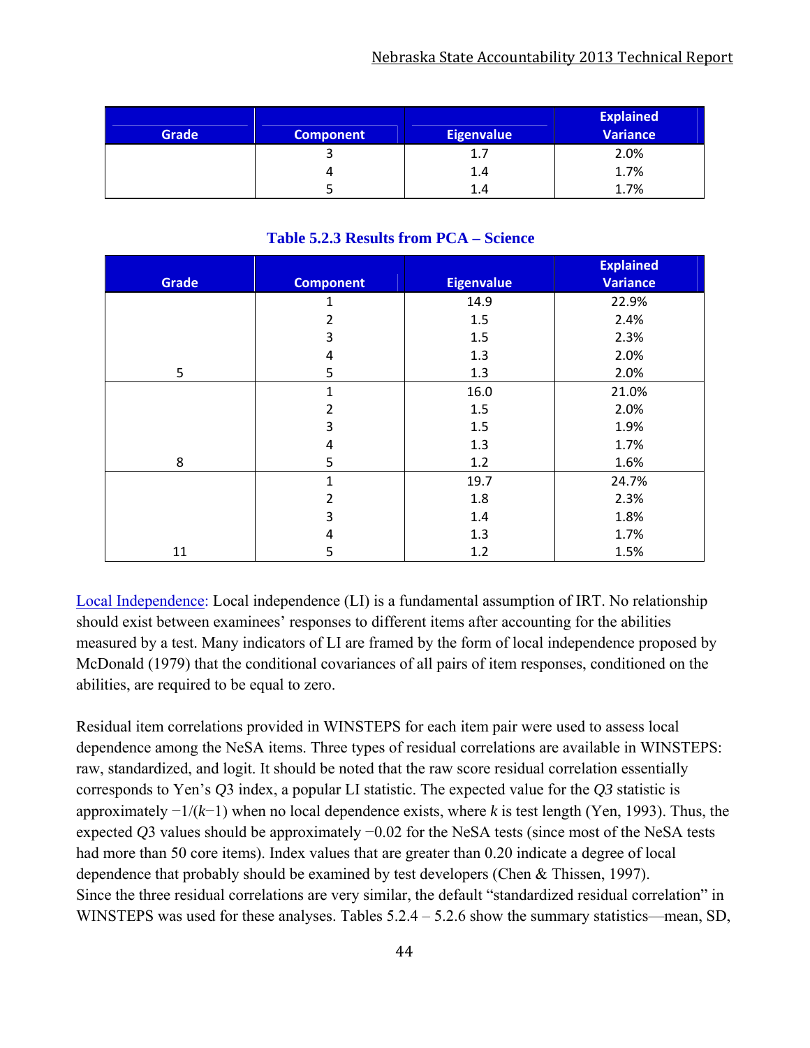| Grade | Component | Eigenvalue | Explained Variance |
|---|---|---|---|
| | 3 | 1.7 | 2.0% |
| | 4 | 1.4 | 1.7% |
| | 5 | 1.4 | 1.7% |

**Table 5.2.3 Results from PCA – Science**

| Grade | Component | Eigenvalue | Explained Variance |
|---|---|---|---|
| | 1 | 14.9 | 22.9% |
| | 2 | 1.5 | 2.4% |
| | 3 | 1.5 | 2.3% |
| | 4 | 1.3 | 2.0% |
| 5 | 5 | 1.3 | 2.0% |
| | 1 | 16.0 | 21.0% |
| | 2 | 1.5 | 2.0% |
| | 3 | 1.5 | 1.9% |
| | 4 | 1.3 | 1.7% |
| 8 | 5 | 1.2 | 1.6% |
| | 1 | 19.7 | 24.7% |
| | 2 | 1.8 | 2.3% |
| | 3 | 1.4 | 1.8% |
| | 4 | 1.3 | 1.7% |
| 11 | 5 | 1.2 | 1.5% |

Local Independence: Local independence (LI) is a fundamental assumption of IRT. No relationship should exist between examinees' responses to different items after accounting for the abilities measured by a test. Many indicators of LI are framed by the form of local independence proposed by McDonald (1979) that the conditional covariances of all pairs of item responses, conditioned on the abilities, are required to be equal to zero.

Residual item correlations provided in WINSTEPS for each item pair were used to assess local dependence among the NeSA items. Three types of residual correlations are available in WINSTEPS: raw, standardized, and logit. It should be noted that the raw score residual correlation essentially corresponds to Yen's *Q*3 index, a popular LI statistic. The expected value for the *Q3* statistic is approximately $-1/(k-1)$ when no local dependence exists, where *k* is test length (Yen, 1993). Thus, the expected *Q*3 values should be approximately −0.02 for the NeSA tests (since most of the NeSA tests had more than 50 core items). Index values that are greater than 0.20 indicate a degree of local dependence that probably should be examined by test developers (Chen & Thissen, 1997). Since the three residual correlations are very similar, the default "standardized residual correlation" in WINSTEPS was used for these analyses. Tables 5.2.4 – 5.2.6 show the summary statistics—mean, SD,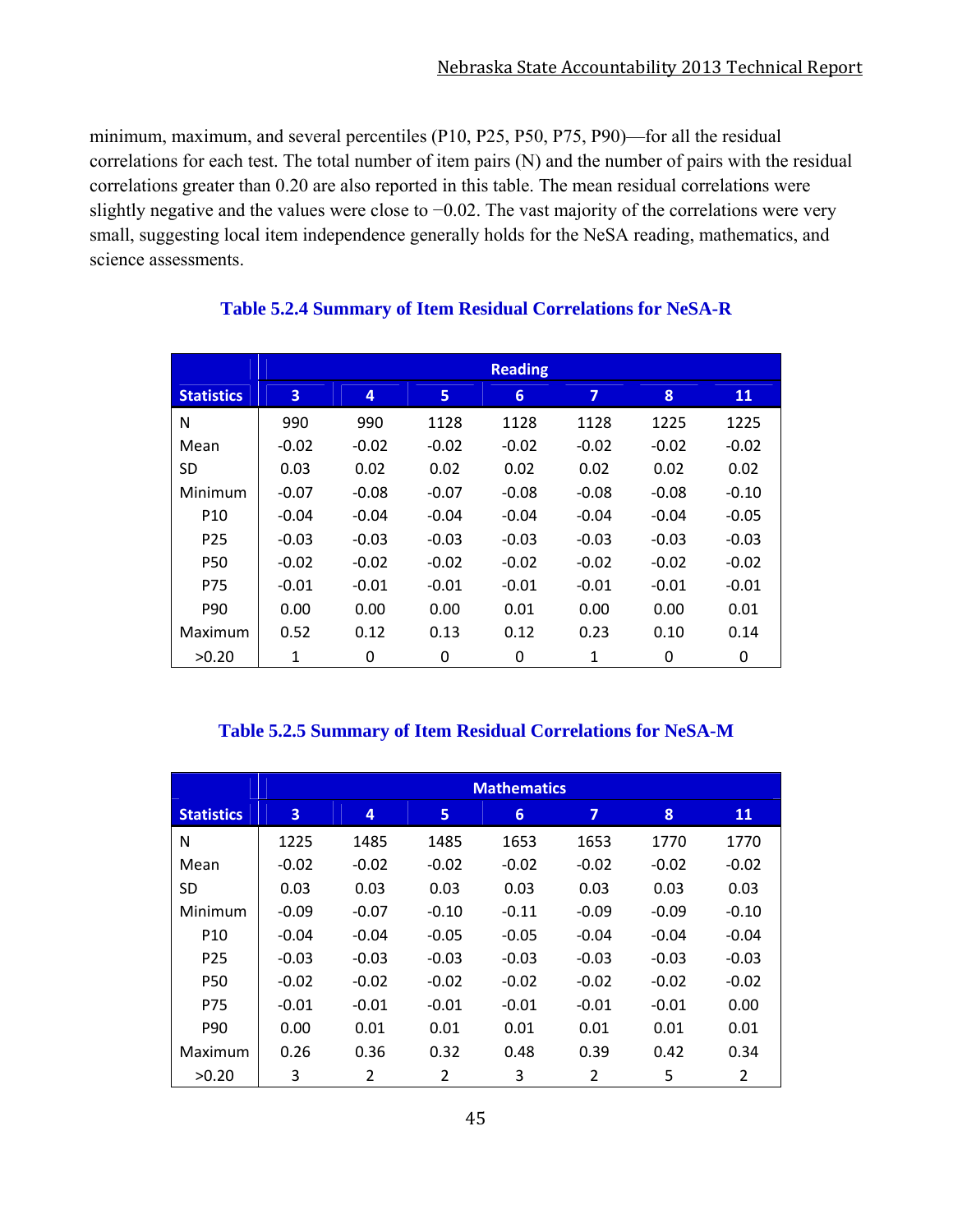minimum, maximum, and several percentiles (P10, P25, P50, P75, P90)—for all the residual correlations for each test. The total number of item pairs (N) and the number of pairs with the residual correlations greater than 0.20 are also reported in this table. The mean residual correlations were slightly negative and the values were close to −0.02. The vast majority of the correlations were very small, suggesting local item independence generally holds for the NeSA reading, mathematics, and science assessments.

**Table 5.2.4 Summary of Item Residual Correlations for NeSA-R**

| | Reading | | | | | | |
|---|---|---|---|---|---|---|---|
| **Statistics** | **3** | **4** | **5** | **6** | **7** | **8** | **11** |
| N | 990 | 990 | 1128 | 1128 | 1128 | 1225 | 1225 |
| Mean | -0.02 | -0.02 | -0.02 | -0.02 | -0.02 | -0.02 | -0.02 |
| SD | 0.03 | 0.02 | 0.02 | 0.02 | 0.02 | 0.02 | 0.02 |
| Minimum | -0.07 | -0.08 | -0.07 | -0.08 | -0.08 | -0.08 | -0.10 |
| P10 | -0.04 | -0.04 | -0.04 | -0.04 | -0.04 | -0.04 | -0.05 |
| P25 | -0.03 | -0.03 | -0.03 | -0.03 | -0.03 | -0.03 | -0.03 |
| P50 | -0.02 | -0.02 | -0.02 | -0.02 | -0.02 | -0.02 | -0.02 |
| P75 | -0.01 | -0.01 | -0.01 | -0.01 | -0.01 | -0.01 | -0.01 |
| P90 | 0.00 | 0.00 | 0.00 | 0.01 | 0.00 | 0.00 | 0.01 |
| Maximum | 0.52 | 0.12 | 0.13 | 0.12 | 0.23 | 0.10 | 0.14 |
| >0.20 | 1 | 0 | 0 | 0 | 1 | 0 | 0 |

**Table 5.2.5 Summary of Item Residual Correlations for NeSA-M**

| | Mathematics | | | | | | |
|---|---|---|---|---|---|---|---|
| **Statistics** | **3** | **4** | **5** | **6** | **7** | **8** | **11** |
| N | 1225 | 1485 | 1485 | 1653 | 1653 | 1770 | 1770 |
| Mean | -0.02 | -0.02 | -0.02 | -0.02 | -0.02 | -0.02 | -0.02 |
| SD | 0.03 | 0.03 | 0.03 | 0.03 | 0.03 | 0.03 | 0.03 |
| Minimum | -0.09 | -0.07 | -0.10 | -0.11 | -0.09 | -0.09 | -0.10 |
| P10 | -0.04 | -0.04 | -0.05 | -0.05 | -0.04 | -0.04 | -0.04 |
| P25 | -0.03 | -0.03 | -0.03 | -0.03 | -0.03 | -0.03 | -0.03 |
| P50 | -0.02 | -0.02 | -0.02 | -0.02 | -0.02 | -0.02 | -0.02 |
| P75 | -0.01 | -0.01 | -0.01 | -0.01 | -0.01 | -0.01 | 0.00 |
| P90 | 0.00 | 0.01 | 0.01 | 0.01 | 0.01 | 0.01 | 0.01 |
| Maximum | 0.26 | 0.36 | 0.32 | 0.48 | 0.39 | 0.42 | 0.34 |
| >0.20 | 3 | 2 | 2 | 3 | 2 | 5 | 2 |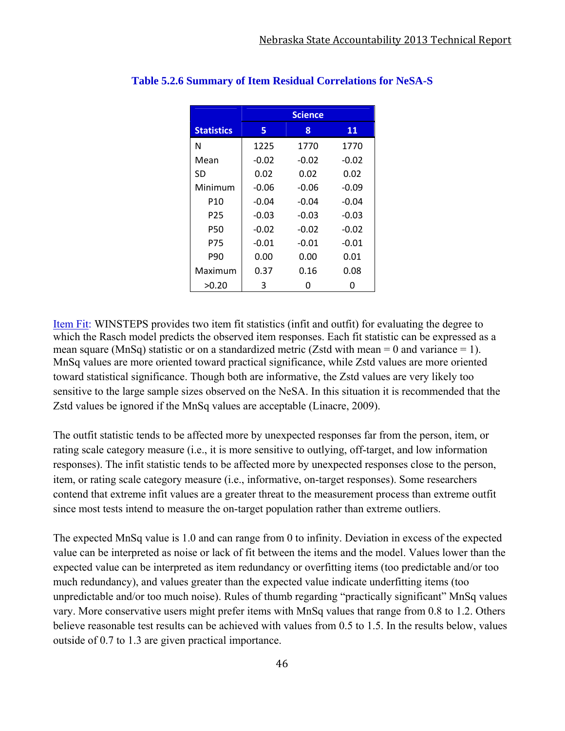**Table 5.2.6 Summary of Item Residual Correlations for NeSA-S**

| | Science | | |
|---|---|---|---|
| **Statistics** | **5** | **8** | **11** |
| N | 1225 | 1770 | 1770 |
| Mean | -0.02 | -0.02 | -0.02 |
| SD | 0.02 | 0.02 | 0.02 |
| Minimum | -0.06 | -0.06 | -0.09 |
| P10 | -0.04 | -0.04 | -0.04 |
| P25 | -0.03 | -0.03 | -0.03 |
| P50 | -0.02 | -0.02 | -0.02 |
| P75 | -0.01 | -0.01 | -0.01 |
| P90 | 0.00 | 0.00 | 0.01 |
| Maximum | 0.37 | 0.16 | 0.08 |
| >0.20 | 3 | 0 | 0 |

Item Fit: WINSTEPS provides two item fit statistics (infit and outfit) for evaluating the degree to which the Rasch model predicts the observed item responses. Each fit statistic can be expressed as a mean square (MnSq) statistic or on a standardized metric (Zstd with mean = 0 and variance = 1). MnSq values are more oriented toward practical significance, while Zstd values are more oriented toward statistical significance. Though both are informative, the Zstd values are very likely too sensitive to the large sample sizes observed on the NeSA. In this situation it is recommended that the Zstd values be ignored if the MnSq values are acceptable (Linacre, 2009).

The outfit statistic tends to be affected more by unexpected responses far from the person, item, or rating scale category measure (i.e., it is more sensitive to outlying, off-target, and low information responses). The infit statistic tends to be affected more by unexpected responses close to the person, item, or rating scale category measure (i.e., informative, on-target responses). Some researchers contend that extreme infit values are a greater threat to the measurement process than extreme outfit since most tests intend to measure the on-target population rather than extreme outliers.

The expected MnSq value is 1.0 and can range from 0 to infinity. Deviation in excess of the expected value can be interpreted as noise or lack of fit between the items and the model. Values lower than the expected value can be interpreted as item redundancy or overfitting items (too predictable and/or too much redundancy), and values greater than the expected value indicate underfitting items (too unpredictable and/or too much noise). Rules of thumb regarding "practically significant" MnSq values vary. More conservative users might prefer items with MnSq values that range from 0.8 to 1.2. Others believe reasonable test results can be achieved with values from 0.5 to 1.5. In the results below, values outside of 0.7 to 1.3 are given practical importance.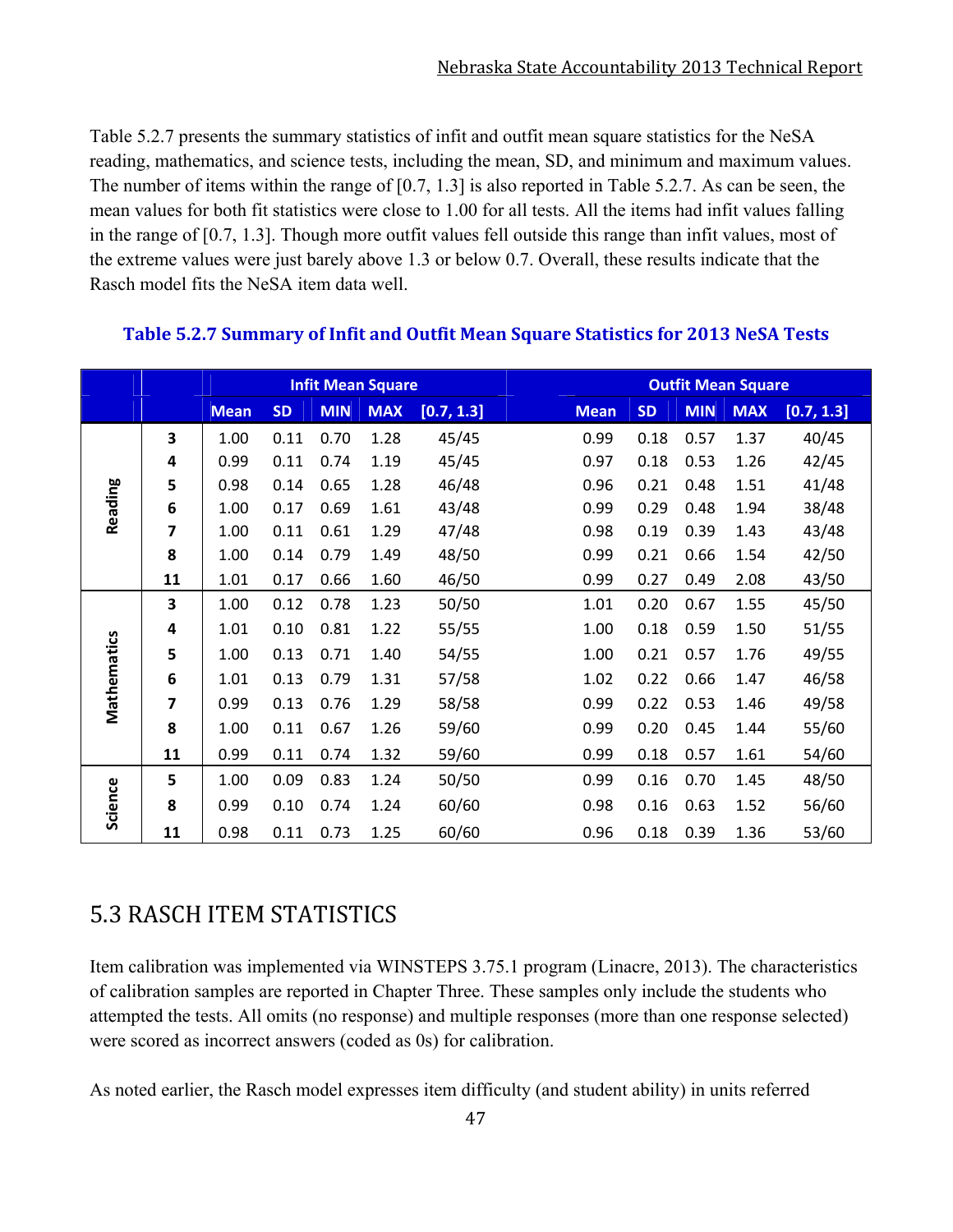Table 5.2.7 presents the summary statistics of infit and outfit mean square statistics for the NeSA reading, mathematics, and science tests, including the mean, SD, and minimum and maximum values. The number of items within the range of [0.7, 1.3] is also reported in Table 5.2.7. As can be seen, the mean values for both fit statistics were close to 1.00 for all tests. All the items had infit values falling in the range of [0.7, 1.3]. Though more outfit values fell outside this range than infit values, most of the extreme values were just barely above 1.3 or below 0.7. Overall, these results indicate that the Rasch model fits the NeSA item data well.

**Table 5.2.7 Summary of Infit and Outfit Mean Square Statistics for 2013 NeSA Tests**

| | | Infit Mean Square | | | | | Outfit Mean Square | | | | |
|---|---|---|---|---|---|---|---|---|---|---|---|
| | | Mean | SD | MIN | MAX | [0.7, 1.3] | Mean | SD | MIN | MAX | [0.7, 1.3] |
| Reading | 3 | 1.00 | 0.11 | 0.70 | 1.28 | 45/45 | 0.99 | 0.18 | 0.57 | 1.37 | 40/45 |
| | 4 | 0.99 | 0.11 | 0.74 | 1.19 | 45/45 | 0.97 | 0.18 | 0.53 | 1.26 | 42/45 |
| | 5 | 0.98 | 0.14 | 0.65 | 1.28 | 46/48 | 0.96 | 0.21 | 0.48 | 1.51 | 41/48 |
| | 6 | 1.00 | 0.17 | 0.69 | 1.61 | 43/48 | 0.99 | 0.29 | 0.48 | 1.94 | 38/48 |
| | 7 | 1.00 | 0.11 | 0.61 | 1.29 | 47/48 | 0.98 | 0.19 | 0.39 | 1.43 | 43/48 |
| | 8 | 1.00 | 0.14 | 0.79 | 1.49 | 48/50 | 0.99 | 0.21 | 0.66 | 1.54 | 42/50 |
| | 11 | 1.01 | 0.17 | 0.66 | 1.60 | 46/50 | 0.99 | 0.27 | 0.49 | 2.08 | 43/50 |
| Mathematics | 3 | 1.00 | 0.12 | 0.78 | 1.23 | 50/50 | 1.01 | 0.20 | 0.67 | 1.55 | 45/50 |
| | 4 | 1.01 | 0.10 | 0.81 | 1.22 | 55/55 | 1.00 | 0.18 | 0.59 | 1.50 | 51/55 |
| | 5 | 1.00 | 0.13 | 0.71 | 1.40 | 54/55 | 1.00 | 0.21 | 0.57 | 1.76 | 49/55 |
| | 6 | 1.01 | 0.13 | 0.79 | 1.31 | 57/58 | 1.02 | 0.22 | 0.66 | 1.47 | 46/58 |
| | 7 | 0.99 | 0.13 | 0.76 | 1.29 | 58/58 | 0.99 | 0.22 | 0.53 | 1.46 | 49/58 |
| | 8 | 1.00 | 0.11 | 0.67 | 1.26 | 59/60 | 0.99 | 0.20 | 0.45 | 1.44 | 55/60 |
| | 11 | 0.99 | 0.11 | 0.74 | 1.32 | 59/60 | 0.99 | 0.18 | 0.57 | 1.61 | 54/60 |
| Science | 5 | 1.00 | 0.09 | 0.83 | 1.24 | 50/50 | 0.99 | 0.16 | 0.70 | 1.45 | 48/50 |
| | 8 | 0.99 | 0.10 | 0.74 | 1.24 | 60/60 | 0.98 | 0.16 | 0.63 | 1.52 | 56/60 |
| | 11 | 0.98 | 0.11 | 0.73 | 1.25 | 60/60 | 0.96 | 0.18 | 0.39 | 1.36 | 53/60 |

## 5.3 RASCH ITEM STATISTICS

Item calibration was implemented via WINSTEPS 3.75.1 program (Linacre, 2013). The characteristics of calibration samples are reported in Chapter Three. These samples only include the students who attempted the tests. All omits (no response) and multiple responses (more than one response selected) were scored as incorrect answers (coded as 0s) for calibration.

As noted earlier, the Rasch model expresses item difficulty (and student ability) in units referred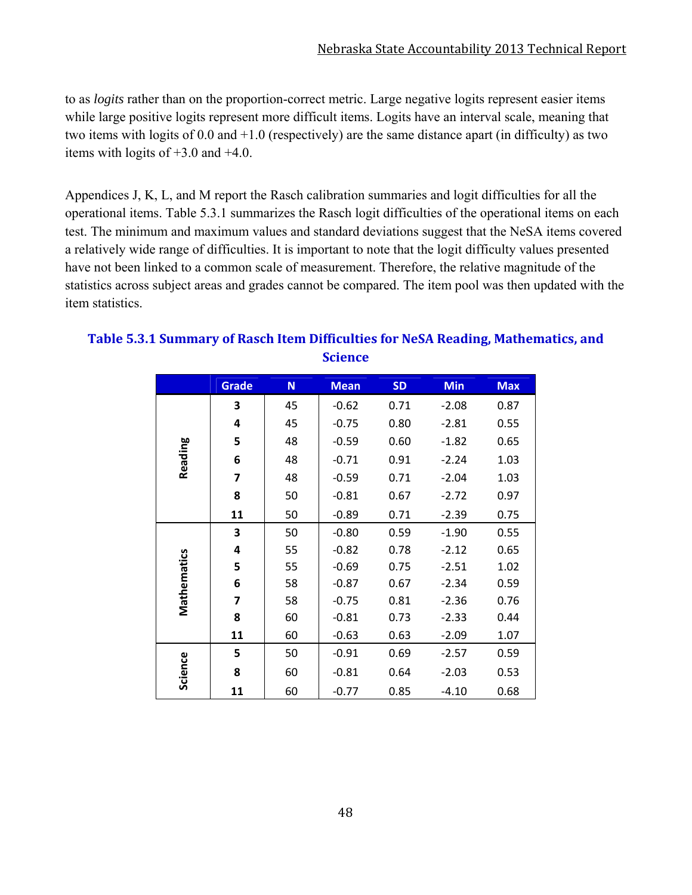to as *logits* rather than on the proportion-correct metric. Large negative logits represent easier items while large positive logits represent more difficult items. Logits have an interval scale, meaning that two items with logits of 0.0 and +1.0 (respectively) are the same distance apart (in difficulty) as two items with logits of +3.0 and +4.0.

Appendices J, K, L, and M report the Rasch calibration summaries and logit difficulties for all the operational items. Table 5.3.1 summarizes the Rasch logit difficulties of the operational items on each test. The minimum and maximum values and standard deviations suggest that the NeSA items covered a relatively wide range of difficulties. It is important to note that the logit difficulty values presented have not been linked to a common scale of measurement. Therefore, the relative magnitude of the statistics across subject areas and grades cannot be compared. The item pool was then updated with the item statistics.

**Table 5.3.1 Summary of Rasch Item Difficulties for NeSA Reading, Mathematics, and Science**

| | Grade | N | Mean | SD | Min | Max |
|---|---|---|---|---|---|---|
| **Reading** | **3** | 45 | -0.62 | 0.71 | -2.08 | 0.87 |
| | **4** | 45 | -0.75 | 0.80 | -2.81 | 0.55 |
| | **5** | 48 | -0.59 | 0.60 | -1.82 | 0.65 |
| | **6** | 48 | -0.71 | 0.91 | -2.24 | 1.03 |
| | **7** | 48 | -0.59 | 0.71 | -2.04 | 1.03 |
| | **8** | 50 | -0.81 | 0.67 | -2.72 | 0.97 |
| | **11** | 50 | -0.89 | 0.71 | -2.39 | 0.75 |
| **Mathematics** | **3** | 50 | -0.80 | 0.59 | -1.90 | 0.55 |
| | **4** | 55 | -0.82 | 0.78 | -2.12 | 0.65 |
| | **5** | 55 | -0.69 | 0.75 | -2.51 | 1.02 |
| | **6** | 58 | -0.87 | 0.67 | -2.34 | 0.59 |
| | **7** | 58 | -0.75 | 0.81 | -2.36 | 0.76 |
| | **8** | 60 | -0.81 | 0.73 | -2.33 | 0.44 |
| | **11** | 60 | -0.63 | 0.63 | -2.09 | 1.07 |
| **Science** | **5** | 50 | -0.91 | 0.69 | -2.57 | 0.59 |
| | **8** | 60 | -0.81 | 0.64 | -2.03 | 0.53 |
| | **11** | 60 | -0.77 | 0.85 | -4.10 | 0.68 |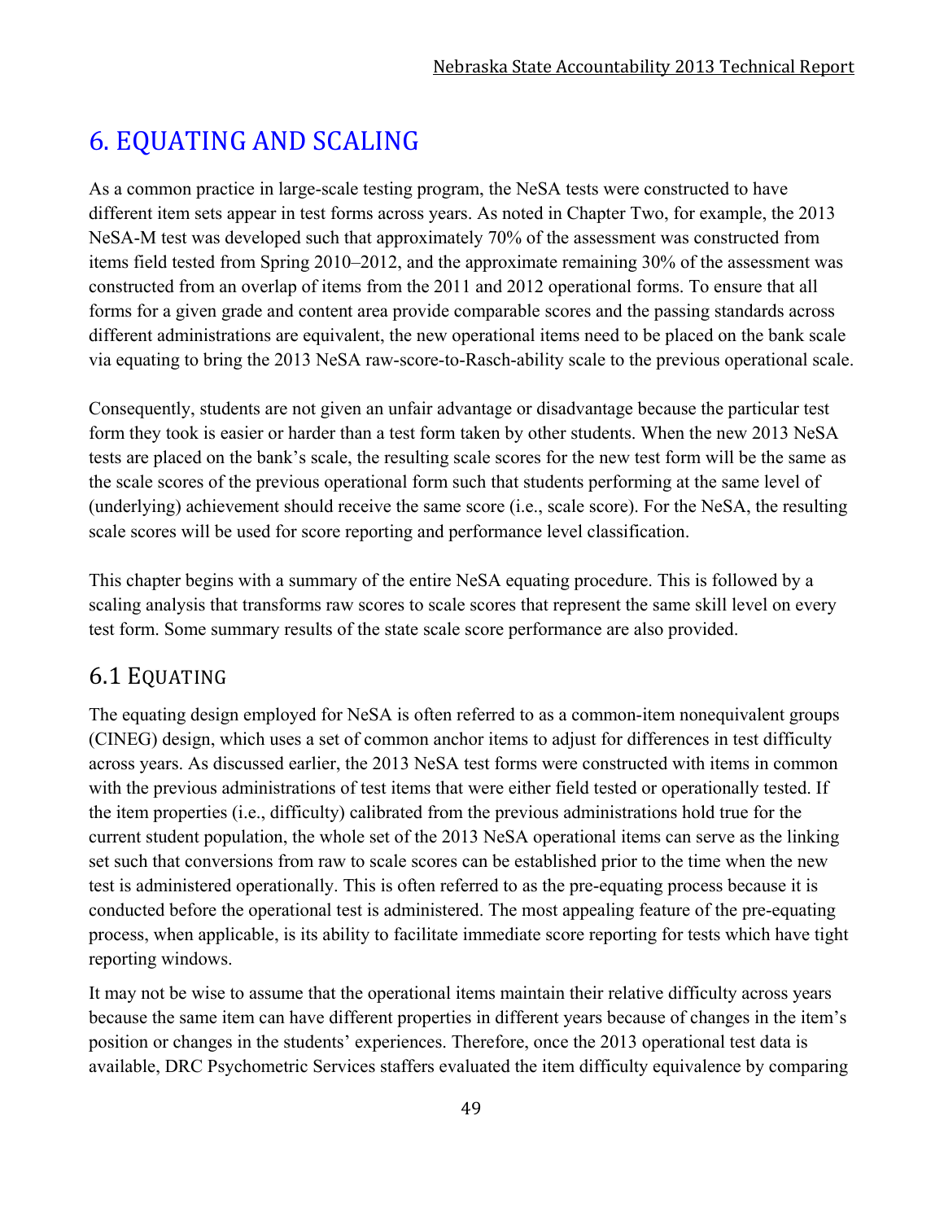# 6. EQUATING AND SCALING

As a common practice in large-scale testing program, the NeSA tests were constructed to have different item sets appear in test forms across years. As noted in Chapter Two, for example, the 2013 NeSA-M test was developed such that approximately 70% of the assessment was constructed from items field tested from Spring 2010–2012, and the approximate remaining 30% of the assessment was constructed from an overlap of items from the 2011 and 2012 operational forms. To ensure that all forms for a given grade and content area provide comparable scores and the passing standards across different administrations are equivalent, the new operational items need to be placed on the bank scale via equating to bring the 2013 NeSA raw-score-to-Rasch-ability scale to the previous operational scale.

Consequently, students are not given an unfair advantage or disadvantage because the particular test form they took is easier or harder than a test form taken by other students. When the new 2013 NeSA tests are placed on the bank's scale, the resulting scale scores for the new test form will be the same as the scale scores of the previous operational form such that students performing at the same level of (underlying) achievement should receive the same score (i.e., scale score). For the NeSA, the resulting scale scores will be used for score reporting and performance level classification.

This chapter begins with a summary of the entire NeSA equating procedure. This is followed by a scaling analysis that transforms raw scores to scale scores that represent the same skill level on every test form. Some summary results of the state scale score performance are also provided.

## 6.1 EQUATING

The equating design employed for NeSA is often referred to as a common-item nonequivalent groups (CINEG) design, which uses a set of common anchor items to adjust for differences in test difficulty across years. As discussed earlier, the 2013 NeSA test forms were constructed with items in common with the previous administrations of test items that were either field tested or operationally tested. If the item properties (i.e., difficulty) calibrated from the previous administrations hold true for the current student population, the whole set of the 2013 NeSA operational items can serve as the linking set such that conversions from raw to scale scores can be established prior to the time when the new test is administered operationally. This is often referred to as the pre-equating process because it is conducted before the operational test is administered. The most appealing feature of the pre-equating process, when applicable, is its ability to facilitate immediate score reporting for tests which have tight reporting windows.

It may not be wise to assume that the operational items maintain their relative difficulty across years because the same item can have different properties in different years because of changes in the item's position or changes in the students' experiences. Therefore, once the 2013 operational test data is available, DRC Psychometric Services staffers evaluated the item difficulty equivalence by comparing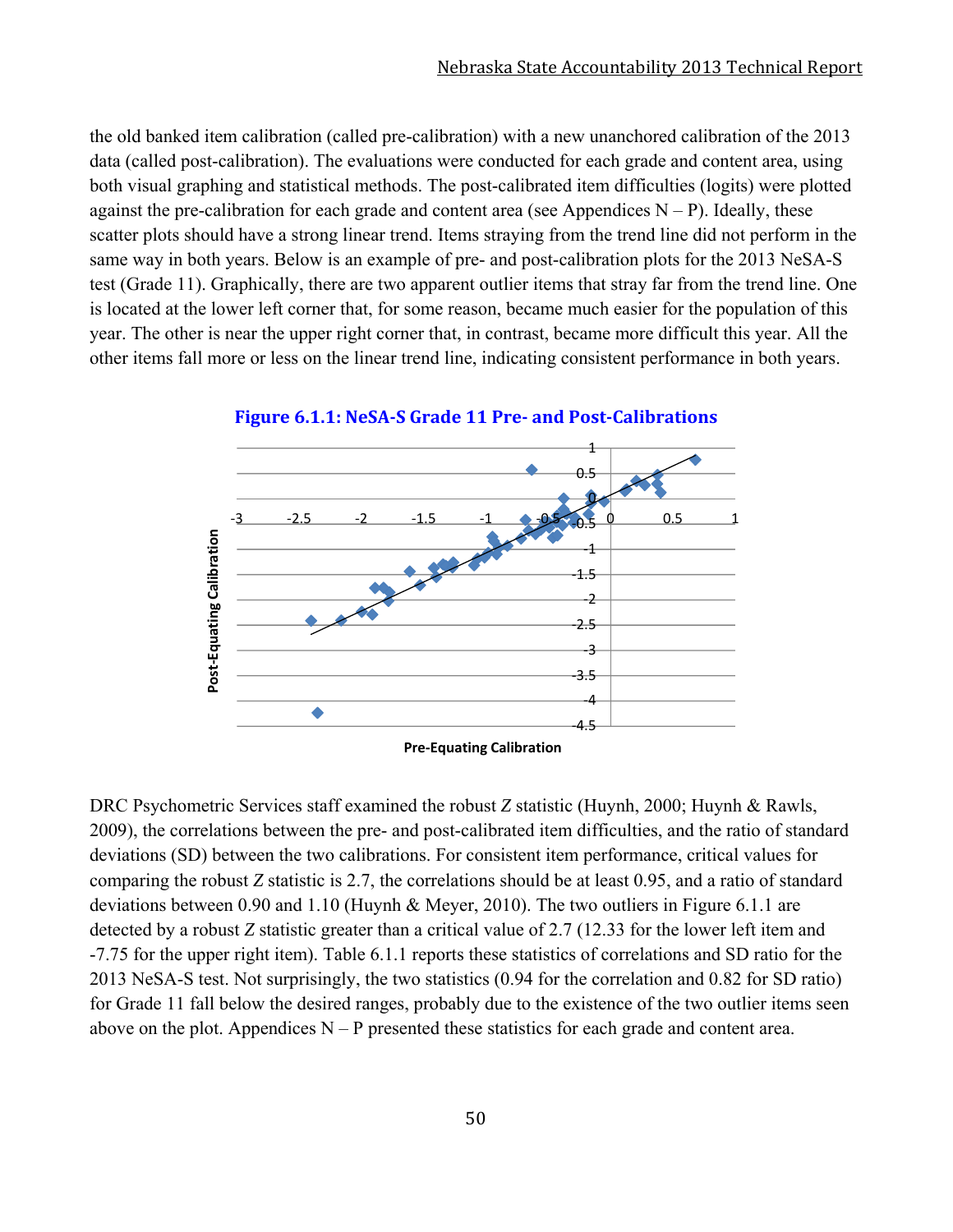the old banked item calibration (called pre-calibration) with a new unanchored calibration of the 2013 data (called post-calibration). The evaluations were conducted for each grade and content area, using both visual graphing and statistical methods. The post-calibrated item difficulties (logits) were plotted against the pre-calibration for each grade and content area (see Appendices N – P). Ideally, these scatter plots should have a strong linear trend. Items straying from the trend line did not perform in the same way in both years. Below is an example of pre- and post-calibration plots for the 2013 NeSA-S test (Grade 11). Graphically, there are two apparent outlier items that stray far from the trend line. One is located at the lower left corner that, for some reason, became much easier for the population of this year. The other is near the upper right corner that, in contrast, became more difficult this year. All the other items fall more or less on the linear trend line, indicating consistent performance in both years.

**Figure 6.1.1: NeSA-S Grade 11 Pre- and Post-Calibrations**

DRC Psychometric Services staff examined the robust *Z* statistic (Huynh, 2000; Huynh & Rawls, 2009), the correlations between the pre- and post-calibrated item difficulties, and the ratio of standard deviations (SD) between the two calibrations. For consistent item performance, critical values for comparing the robust *Z* statistic is 2.7, the correlations should be at least 0.95, and a ratio of standard deviations between 0.90 and 1.10 (Huynh & Meyer, 2010). The two outliers in Figure 6.1.1 are detected by a robust *Z* statistic greater than a critical value of 2.7 (12.33 for the lower left item and -7.75 for the upper right item). Table 6.1.1 reports these statistics of correlations and SD ratio for the 2013 NeSA-S test. Not surprisingly, the two statistics (0.94 for the correlation and 0.82 for SD ratio) for Grade 11 fall below the desired ranges, probably due to the existence of the two outlier items seen above on the plot. Appendices N – P presented these statistics for each grade and content area.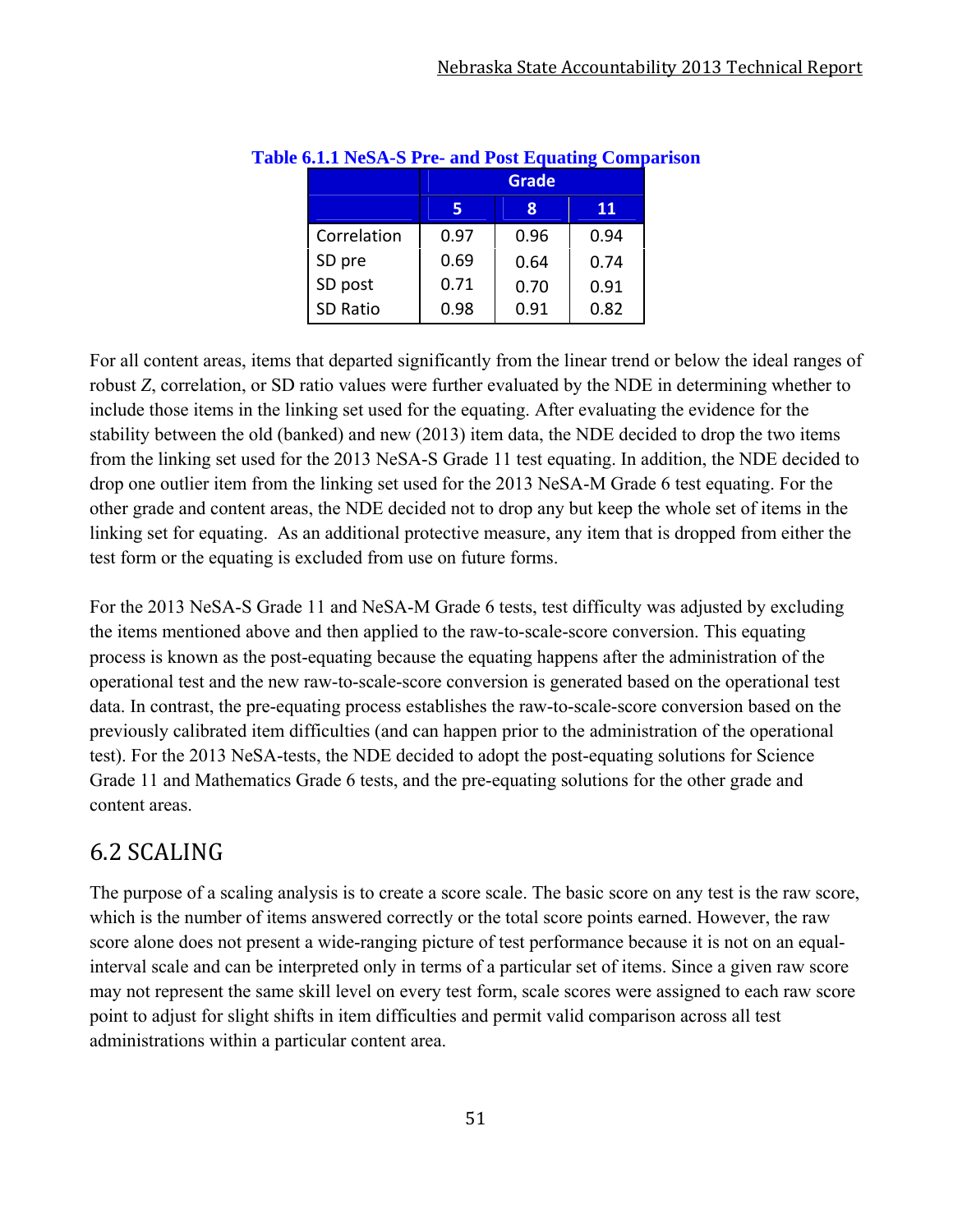**Table 6.1.1 NeSA-S Pre- and Post Equating Comparison**

| | Grade | | |
|---|---|---|---|
| | 5 | 8 | 11 |
| Correlation | 0.97 | 0.96 | 0.94 |
| SD pre | 0.69 | 0.64 | 0.74 |
| SD post | 0.71 | 0.70 | 0.91 |
| SD Ratio | 0.98 | 0.91 | 0.82 |

For all content areas, items that departed significantly from the linear trend or below the ideal ranges of robust *Z*, correlation, or SD ratio values were further evaluated by the NDE in determining whether to include those items in the linking set used for the equating. After evaluating the evidence for the stability between the old (banked) and new (2013) item data, the NDE decided to drop the two items from the linking set used for the 2013 NeSA-S Grade 11 test equating. In addition, the NDE decided to drop one outlier item from the linking set used for the 2013 NeSA-M Grade 6 test equating. For the other grade and content areas, the NDE decided not to drop any but keep the whole set of items in the linking set for equating. As an additional protective measure, any item that is dropped from either the test form or the equating is excluded from use on future forms.

For the 2013 NeSA-S Grade 11 and NeSA-M Grade 6 tests, test difficulty was adjusted by excluding the items mentioned above and then applied to the raw-to-scale-score conversion. This equating process is known as the post-equating because the equating happens after the administration of the operational test and the new raw-to-scale-score conversion is generated based on the operational test data. In contrast, the pre-equating process establishes the raw-to-scale-score conversion based on the previously calibrated item difficulties (and can happen prior to the administration of the operational test). For the 2013 NeSA-tests, the NDE decided to adopt the post-equating solutions for Science Grade 11 and Mathematics Grade 6 tests, and the pre-equating solutions for the other grade and content areas.

## 6.2 SCALING

The purpose of a scaling analysis is to create a score scale. The basic score on any test is the raw score, which is the number of items answered correctly or the total score points earned. However, the raw score alone does not present a wide-ranging picture of test performance because it is not on an equal-interval scale and can be interpreted only in terms of a particular set of items. Since a given raw score may not represent the same skill level on every test form, scale scores were assigned to each raw score point to adjust for slight shifts in item difficulties and permit valid comparison across all test administrations within a particular content area.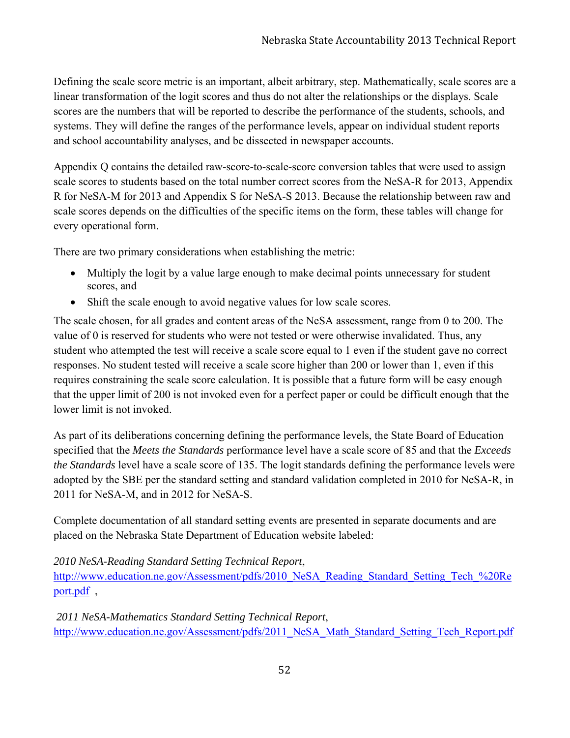Defining the scale score metric is an important, albeit arbitrary, step. Mathematically, scale scores are a linear transformation of the logit scores and thus do not alter the relationships or the displays. Scale scores are the numbers that will be reported to describe the performance of the students, schools, and systems. They will define the ranges of the performance levels, appear on individual student reports and school accountability analyses, and be dissected in newspaper accounts.

Appendix Q contains the detailed raw-score-to-scale-score conversion tables that were used to assign scale scores to students based on the total number correct scores from the NeSA-R for 2013, Appendix R for NeSA-M for 2013 and Appendix S for NeSA-S 2013. Because the relationship between raw and scale scores depends on the difficulties of the specific items on the form, these tables will change for every operational form.

There are two primary considerations when establishing the metric:

- Multiply the logit by a value large enough to make decimal points unnecessary for student scores, and
- Shift the scale enough to avoid negative values for low scale scores.

The scale chosen, for all grades and content areas of the NeSA assessment, range from 0 to 200. The value of 0 is reserved for students who were not tested or were otherwise invalidated. Thus, any student who attempted the test will receive a scale score equal to 1 even if the student gave no correct responses. No student tested will receive a scale score higher than 200 or lower than 1, even if this requires constraining the scale score calculation. It is possible that a future form will be easy enough that the upper limit of 200 is not invoked even for a perfect paper or could be difficult enough that the lower limit is not invoked.

As part of its deliberations concerning defining the performance levels, the State Board of Education specified that the *Meets the Standards* performance level have a scale score of 85 and that the *Exceeds the Standards* level have a scale score of 135. The logit standards defining the performance levels were adopted by the SBE per the standard setting and standard validation completed in 2010 for NeSA-R, in 2011 for NeSA-M, and in 2012 for NeSA-S.

Complete documentation of all standard setting events are presented in separate documents and are placed on the Nebraska State Department of Education website labeled:

*2010 NeSA-Reading Standard Setting Technical Report*, http://www.education.ne.gov/Assessment/pdfs/2010_NeSA_Reading_Standard_Setting_Tech_%20Report.pdf ,

*2011 NeSA-Mathematics Standard Setting Technical Report*, http://www.education.ne.gov/Assessment/pdfs/2011_NeSA_Math_Standard_Setting_Tech_Report.pdf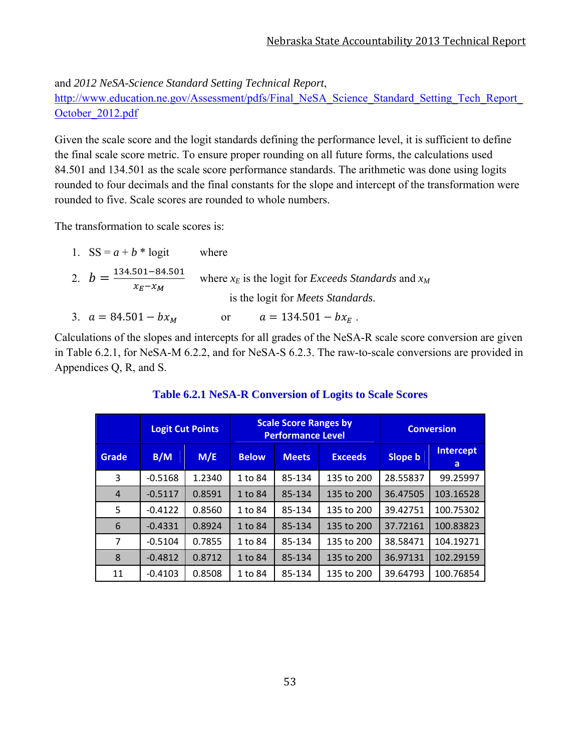and *2012 NeSA-Science Standard Setting Technical Report*, http://www.education.ne.gov/Assessment/pdfs/Final_NeSA_Science_Standard_Setting_Tech_Report_October_2012.pdf

Given the scale score and the logit standards defining the performance level, it is sufficient to define the final scale score metric. To ensure proper rounding on all future forms, the calculations used 84.501 and 134.501 as the scale score performance standards. The arithmetic was done using logits rounded to four decimals and the final constants for the slope and intercept of the transformation were rounded to five. Scale scores are rounded to whole numbers.

The transformation to scale scores is:

1. SS = $a + b$ * logit where
2. $b = \frac{134.501 - 84.501}{x_E - x_M}$ where $x_E$ is the logit for *Exceeds Standards* and $x_M$ is the logit for *Meets Standards*.
3. $a = 84.501 - bx_M$ or $a = 134.501 - bx_E$ .

Calculations of the slopes and intercepts for all grades of the NeSA-R scale score conversion are given in Table 6.2.1, for NeSA-M 6.2.2, and for NeSA-S 6.2.3. The raw-to-scale conversions are provided in Appendices Q, R, and S.

**Table 6.2.1 NeSA-R Conversion of Logits to Scale Scores**

| | Logit Cut Points | | Scale Score Ranges by Performance Level | | | Conversion | |
|---|---|---|---|---|---|---|---|
| Grade | B/M | M/E | Below | Meets | Exceeds | Slope b | Intercept a |
| 3 | -0.5168 | 1.2340 | 1 to 84 | 85-134 | 135 to 200 | 28.55837 | 99.25997 |
| 4 | -0.5117 | 0.8591 | 1 to 84 | 85-134 | 135 to 200 | 36.47505 | 103.16528 |
| 5 | -0.4122 | 0.8560 | 1 to 84 | 85-134 | 135 to 200 | 39.42751 | 100.75302 |
| 6 | -0.4331 | 0.8924 | 1 to 84 | 85-134 | 135 to 200 | 37.72161 | 100.83823 |
| 7 | -0.5104 | 0.7855 | 1 to 84 | 85-134 | 135 to 200 | 38.58471 | 104.19271 |
| 8 | -0.4812 | 0.8712 | 1 to 84 | 85-134 | 135 to 200 | 36.97131 | 102.29159 |
| 11 | -0.4103 | 0.8508 | 1 to 84 | 85-134 | 135 to 200 | 39.64793 | 100.76854 |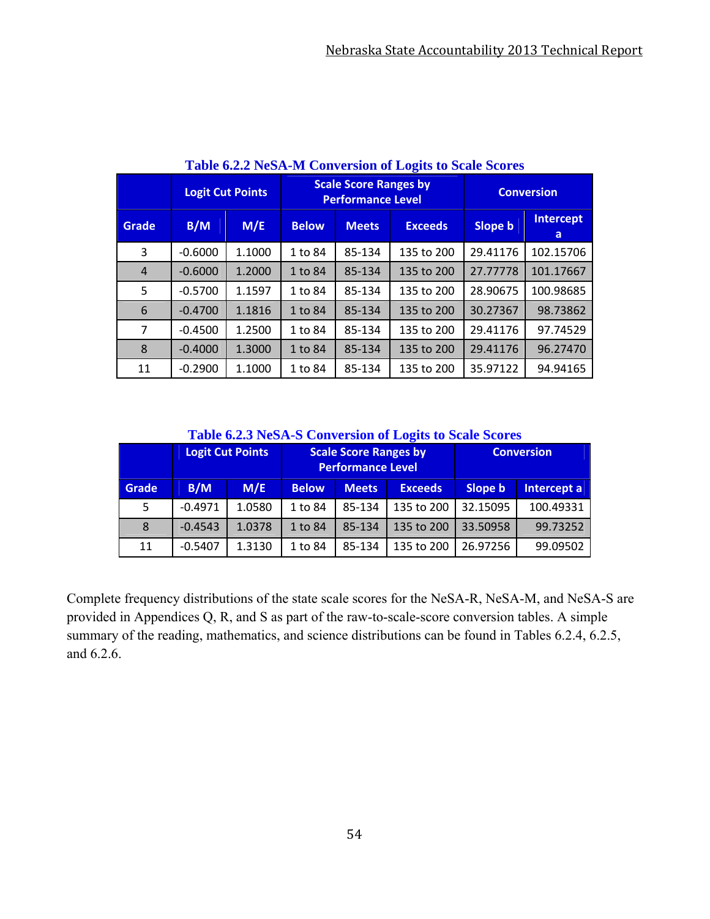**Table 6.2.2 NeSA-M Conversion of Logits to Scale Scores**

| | Logit Cut Points | | Scale Score Ranges by Performance Level | | | Conversion | |
|---|---|---|---|---|---|---|---|
| Grade | B/M | M/E | Below | Meets | Exceeds | Slope b | Intercept a |
| 3 | -0.6000 | 1.1000 | 1 to 84 | 85-134 | 135 to 200 | 29.41176 | 102.15706 |
| 4 | -0.6000 | 1.2000 | 1 to 84 | 85-134 | 135 to 200 | 27.77778 | 101.17667 |
| 5 | -0.5700 | 1.1597 | 1 to 84 | 85-134 | 135 to 200 | 28.90675 | 100.98685 |
| 6 | -0.4700 | 1.1816 | 1 to 84 | 85-134 | 135 to 200 | 30.27367 | 98.73862 |
| 7 | -0.4500 | 1.2500 | 1 to 84 | 85-134 | 135 to 200 | 29.41176 | 97.74529 |
| 8 | -0.4000 | 1.3000 | 1 to 84 | 85-134 | 135 to 200 | 29.41176 | 96.27470 |
| 11 | -0.2900 | 1.1000 | 1 to 84 | 85-134 | 135 to 200 | 35.97122 | 94.94165 |

**Table 6.2.3 NeSA-S Conversion of Logits to Scale Scores**

| | Logit Cut Points | | Scale Score Ranges by Performance Level | | | Conversion | |
|---|---|---|---|---|---|---|---|
| Grade | B/M | M/E | Below | Meets | Exceeds | Slope b | Intercept a |
| 5 | -0.4971 | 1.0580 | 1 to 84 | 85-134 | 135 to 200 | 32.15095 | 100.49331 |
| 8 | -0.4543 | 1.0378 | 1 to 84 | 85-134 | 135 to 200 | 33.50958 | 99.73252 |
| 11 | -0.5407 | 1.3130 | 1 to 84 | 85-134 | 135 to 200 | 26.97256 | 99.09502 |

Complete frequency distributions of the state scale scores for the NeSA-R, NeSA-M, and NeSA-S are provided in Appendices Q, R, and S as part of the raw-to-scale-score conversion tables. A simple summary of the reading, mathematics, and science distributions can be found in Tables 6.2.4, 6.2.5, and 6.2.6.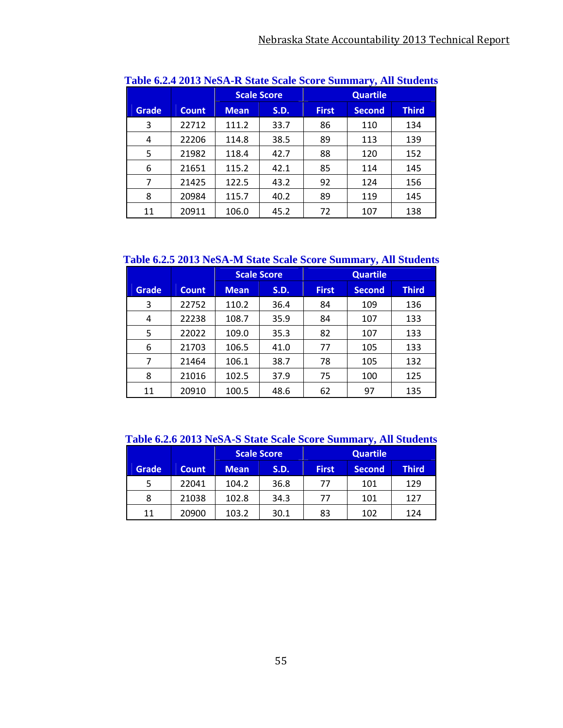**Table 6.2.4 2013 NeSA-R State Scale Score Summary, All Students**

| | | Scale Score | | Quartile | | |
|---|---|---|---|---|---|---|
| Grade | Count | Mean | S.D. | First | Second | Third |
| 3 | 22712 | 111.2 | 33.7 | 86 | 110 | 134 |
| 4 | 22206 | 114.8 | 38.5 | 89 | 113 | 139 |
| 5 | 21982 | 118.4 | 42.7 | 88 | 120 | 152 |
| 6 | 21651 | 115.2 | 42.1 | 85 | 114 | 145 |
| 7 | 21425 | 122.5 | 43.2 | 92 | 124 | 156 |
| 8 | 20984 | 115.7 | 40.2 | 89 | 119 | 145 |
| 11 | 20911 | 106.0 | 45.2 | 72 | 107 | 138 |

**Table 6.2.5 2013 NeSA-M State Scale Score Summary, All Students**

| | | Scale Score | | Quartile | | |
|---|---|---|---|---|---|---|
| Grade | Count | Mean | S.D. | First | Second | Third |
| 3 | 22752 | 110.2 | 36.4 | 84 | 109 | 136 |
| 4 | 22238 | 108.7 | 35.9 | 84 | 107 | 133 |
| 5 | 22022 | 109.0 | 35.3 | 82 | 107 | 133 |
| 6 | 21703 | 106.5 | 41.0 | 77 | 105 | 133 |
| 7 | 21464 | 106.1 | 38.7 | 78 | 105 | 132 |
| 8 | 21016 | 102.5 | 37.9 | 75 | 100 | 125 |
| 11 | 20910 | 100.5 | 48.6 | 62 | 97 | 135 |

**Table 6.2.6 2013 NeSA-S State Scale Score Summary, All Students**

| | | Scale Score | | Quartile | | |
|---|---|---|---|---|---|---|
| Grade | Count | Mean | S.D. | First | Second | Third |
| 5 | 22041 | 104.2 | 36.8 | 77 | 101 | 129 |
| 8 | 21038 | 102.8 | 34.3 | 77 | 101 | 127 |
| 11 | 20900 | 103.2 | 30.1 | 83 | 102 | 124 |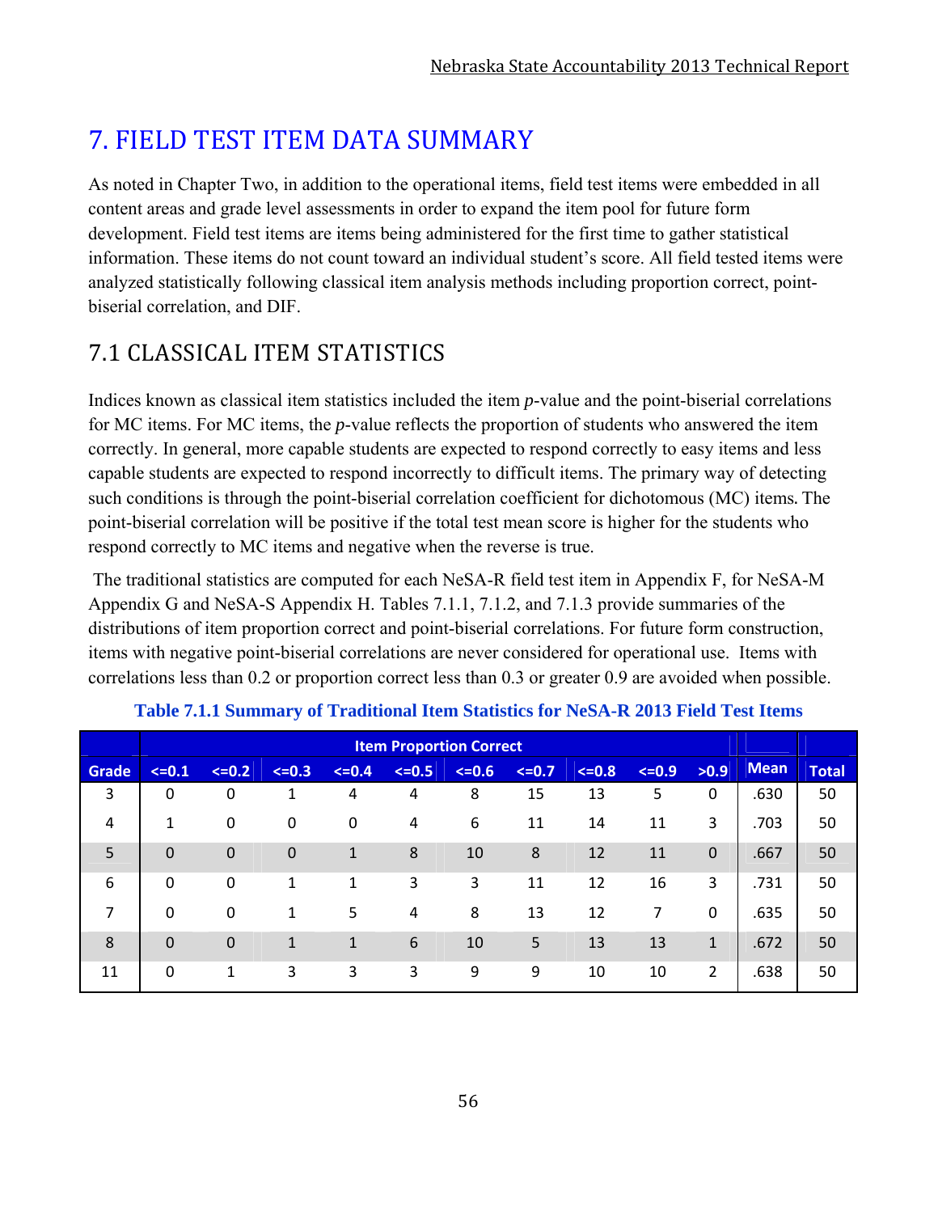# 7. FIELD TEST ITEM DATA SUMMARY

As noted in Chapter Two, in addition to the operational items, field test items were embedded in all content areas and grade level assessments in order to expand the item pool for future form development. Field test items are items being administered for the first time to gather statistical information. These items do not count toward an individual student's score. All field tested items were analyzed statistically following classical item analysis methods including proportion correct, point-biserial correlation, and DIF.

## 7.1 CLASSICAL ITEM STATISTICS

Indices known as classical item statistics included the item *p*-value and the point-biserial correlations for MC items. For MC items, the *p*-value reflects the proportion of students who answered the item correctly. In general, more capable students are expected to respond correctly to easy items and less capable students are expected to respond incorrectly to difficult items. The primary way of detecting such conditions is through the point-biserial correlation coefficient for dichotomous (MC) items. The point-biserial correlation will be positive if the total test mean score is higher for the students who respond correctly to MC items and negative when the reverse is true.

The traditional statistics are computed for each NeSA-R field test item in Appendix F, for NeSA-M Appendix G and NeSA-S Appendix H. Tables 7.1.1, 7.1.2, and 7.1.3 provide summaries of the distributions of item proportion correct and point-biserial correlations. For future form construction, items with negative point-biserial correlations are never considered for operational use. Items with correlations less than 0.2 or proportion correct less than 0.3 or greater 0.9 are avoided when possible.

**Table 7.1.1 Summary of Traditional Item Statistics for NeSA-R 2013 Field Test Items**

| | Item Proportion Correct | | | | | | | | | | | |
|---|---|---|---|---|---|---|---|---|---|---|---|---|
| Grade | <=0.1 | <=0.2 | <=0.3 | <=0.4 | <=0.5 | <=0.6 | <=0.7 | <=0.8 | <=0.9 | >0.9 | Mean | Total |
| 3 | 0 | 0 | 1 | 4 | 4 | 8 | 15 | 13 | 5 | 0 | .630 | 50 |
| 4 | 1 | 0 | 0 | 0 | 4 | 6 | 11 | 14 | 11 | 3 | .703 | 50 |
| 5 | 0 | 0 | 0 | 1 | 8 | 10 | 8 | 12 | 11 | 0 | .667 | 50 |
| 6 | 0 | 0 | 1 | 1 | 3 | 3 | 11 | 12 | 16 | 3 | .731 | 50 |
| 7 | 0 | 0 | 1 | 5 | 4 | 8 | 13 | 12 | 7 | 0 | .635 | 50 |
| 8 | 0 | 0 | 1 | 1 | 6 | 10 | 5 | 13 | 13 | 1 | .672 | 50 |
| 11 | 0 | 1 | 3 | 3 | 3 | 9 | 9 | 10 | 10 | 2 | .638 | 50 |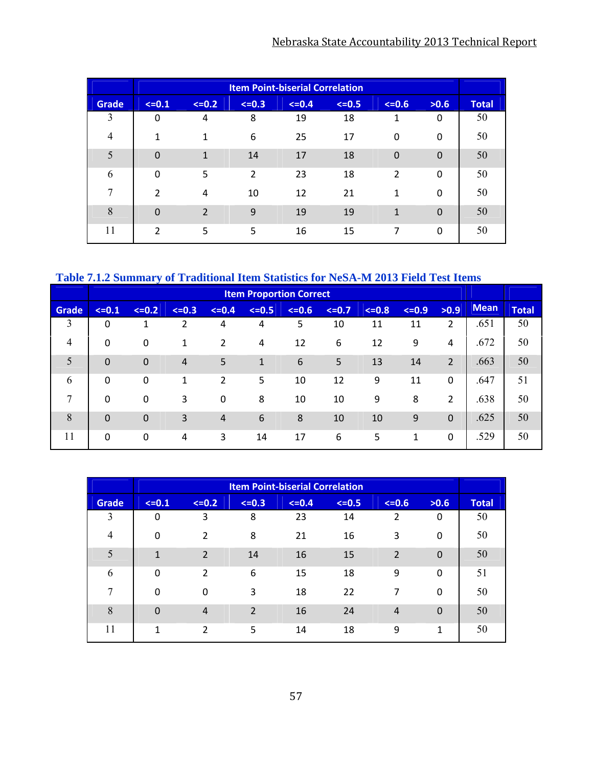| Grade | Item Point-biserial Correlation | | | | | | | Total |
|---|---|---|---|---|---|---|---|---|
| | <=0.1 | <=0.2 | <=0.3 | <=0.4 | <=0.5 | <=0.6 | >0.6 | |
| 3 | 0 | 4 | 8 | 19 | 18 | 1 | 0 | 50 |
| 4 | 1 | 1 | 6 | 25 | 17 | 0 | 0 | 50 |
| 5 | 0 | 1 | 14 | 17 | 18 | 0 | 0 | 50 |
| 6 | 0 | 5 | 2 | 23 | 18 | 2 | 0 | 50 |
| 7 | 2 | 4 | 10 | 12 | 21 | 1 | 0 | 50 |
| 8 | 0 | 2 | 9 | 19 | 19 | 1 | 0 | 50 |
| 11 | 2 | 5 | 5 | 16 | 15 | 7 | 0 | 50 |

### Table 7.1.2 Summary of Traditional Item Statistics for NeSA-M 2013 Field Test Items

| Grade | Item Proportion Correct | | | | | | | | | | Mean | Total |
|---|---|---|---|---|---|---|---|---|---|---|---|---|
| | <=0.1 | <=0.2 | <=0.3 | <=0.4 | <=0.5 | <=0.6 | <=0.7 | <=0.8 | <=0.9 | >0.9 | | |
| 3 | 0 | 1 | 2 | 4 | 4 | 5 | 10 | 11 | 11 | 2 | .651 | 50 |
| 4 | 0 | 0 | 1 | 2 | 4 | 12 | 6 | 12 | 9 | 4 | .672 | 50 |
| 5 | 0 | 0 | 4 | 5 | 1 | 6 | 5 | 13 | 14 | 2 | .663 | 50 |
| 6 | 0 | 0 | 1 | 2 | 5 | 10 | 12 | 9 | 11 | 0 | .647 | 51 |
| 7 | 0 | 0 | 3 | 0 | 8 | 10 | 10 | 9 | 8 | 2 | .638 | 50 |
| 8 | 0 | 0 | 3 | 4 | 6 | 8 | 10 | 10 | 9 | 0 | .625 | 50 |
| 11 | 0 | 0 | 4 | 3 | 14 | 17 | 6 | 5 | 1 | 0 | .529 | 50 |

| Grade | Item Point-biserial Correlation | | | | | | | Total |
|---|---|---|---|---|---|---|---|---|
| | <=0.1 | <=0.2 | <=0.3 | <=0.4 | <=0.5 | <=0.6 | >0.6 | |
| 3 | 0 | 3 | 8 | 23 | 14 | 2 | 0 | 50 |
| 4 | 0 | 2 | 8 | 21 | 16 | 3 | 0 | 50 |
| 5 | 1 | 2 | 14 | 16 | 15 | 2 | 0 | 50 |
| 6 | 0 | 2 | 6 | 15 | 18 | 9 | 0 | 51 |
| 7 | 0 | 0 | 3 | 18 | 22 | 7 | 0 | 50 |
| 8 | 0 | 4 | 2 | 16 | 24 | 4 | 0 | 50 |
| 11 | 1 | 2 | 5 | 14 | 18 | 9 | 1 | 50 |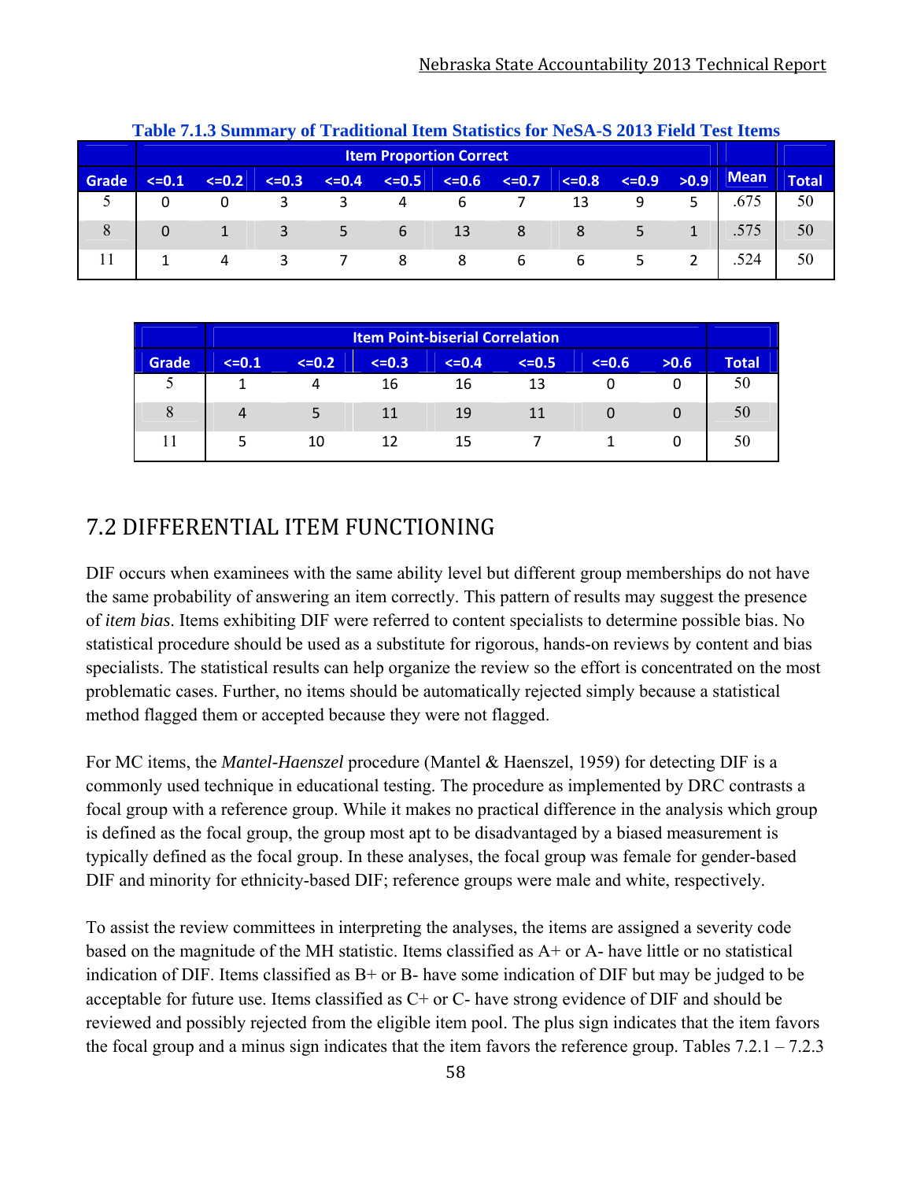**Table 7.1.3 Summary of Traditional Item Statistics for NeSA-S 2013 Field Test Items**

| | Item Proportion Correct | | | | | | | | | | | |
|---|---|---|---|---|---|---|---|---|---|---|---|---|
| Grade | <=0.1 | <=0.2 | <=0.3 | <=0.4 | <=0.5 | <=0.6 | <=0.7 | <=0.8 | <=0.9 | >0.9 | Mean | Total |
| 5 | 0 | 0 | 3 | 3 | 4 | 6 | 7 | 13 | 9 | 5 | .675 | 50 |
| 8 | 0 | 1 | 3 | 5 | 6 | 13 | 8 | 8 | 5 | 1 | .575 | 50 |
| 11 | 1 | 4 | 3 | 7 | 8 | 8 | 6 | 6 | 5 | 2 | .524 | 50 |

| | Item Point-biserial Correlation | | | | | | | |
|---|---|---|---|---|---|---|---|---|
| Grade | <=0.1 | <=0.2 | <=0.3 | <=0.4 | <=0.5 | <=0.6 | >0.6 | Total |
| 5 | 1 | 4 | 16 | 16 | 13 | 0 | 0 | 50 |
| 8 | 4 | 5 | 11 | 19 | 11 | 0 | 0 | 50 |
| 11 | 5 | 10 | 12 | 15 | 7 | 1 | 0 | 50 |

## 7.2 DIFFERENTIAL ITEM FUNCTIONING

DIF occurs when examinees with the same ability level but different group memberships do not have the same probability of answering an item correctly. This pattern of results may suggest the presence of *item bias*. Items exhibiting DIF were referred to content specialists to determine possible bias. No statistical procedure should be used as a substitute for rigorous, hands-on reviews by content and bias specialists. The statistical results can help organize the review so the effort is concentrated on the most problematic cases. Further, no items should be automatically rejected simply because a statistical method flagged them or accepted because they were not flagged.

For MC items, the *Mantel-Haenszel* procedure (Mantel & Haenszel, 1959) for detecting DIF is a commonly used technique in educational testing. The procedure as implemented by DRC contrasts a focal group with a reference group. While it makes no practical difference in the analysis which group is defined as the focal group, the group most apt to be disadvantaged by a biased measurement is typically defined as the focal group. In these analyses, the focal group was female for gender-based DIF and minority for ethnicity-based DIF; reference groups were male and white, respectively.

To assist the review committees in interpreting the analyses, the items are assigned a severity code based on the magnitude of the MH statistic. Items classified as A+ or A- have little or no statistical indication of DIF. Items classified as B+ or B- have some indication of DIF but may be judged to be acceptable for future use. Items classified as C+ or C- have strong evidence of DIF and should be reviewed and possibly rejected from the eligible item pool. The plus sign indicates that the item favors the focal group and a minus sign indicates that the item favors the reference group. Tables 7.2.1 – 7.2.3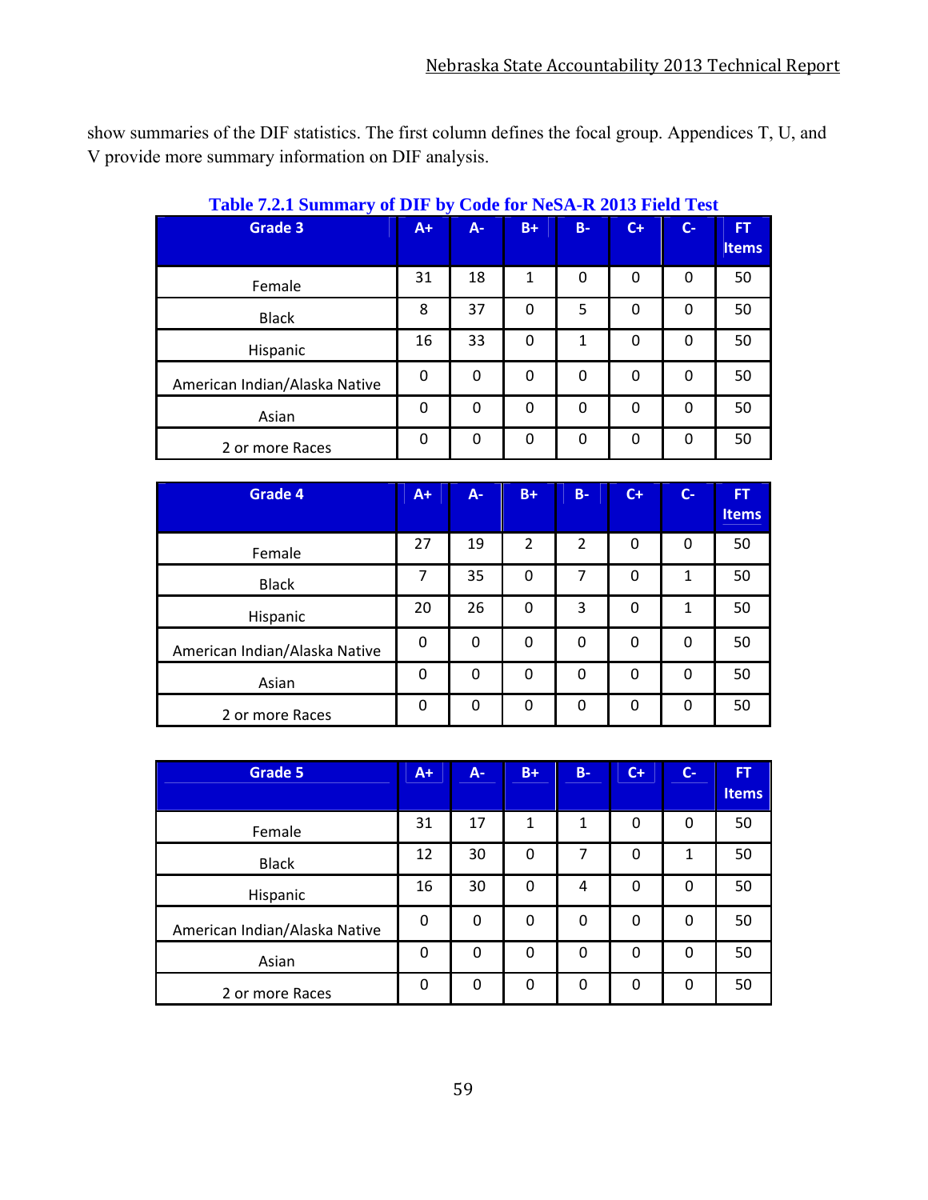show summaries of the DIF statistics. The first column defines the focal group. Appendices T, U, and V provide more summary information on DIF analysis.

**Table 7.2.1 Summary of DIF by Code for NeSA-R 2013 Field Test**

| Grade 3 | A+ | A- | B+ | B- | C+ | C- | FT Items |
|---|---|---|---|---|---|---|---|
| Female | 31 | 18 | 1 | 0 | 0 | 0 | 50 |
| Black | 8 | 37 | 0 | 5 | 0 | 0 | 50 |
| Hispanic | 16 | 33 | 0 | 1 | 0 | 0 | 50 |
| American Indian/Alaska Native | 0 | 0 | 0 | 0 | 0 | 0 | 50 |
| Asian | 0 | 0 | 0 | 0 | 0 | 0 | 50 |
| 2 or more Races | 0 | 0 | 0 | 0 | 0 | 0 | 50 |

| Grade 4 | A+ | A- | B+ | B- | C+ | C- | FT Items |
|---|---|---|---|---|---|---|---|
| Female | 27 | 19 | 2 | 2 | 0 | 0 | 50 |
| Black | 7 | 35 | 0 | 7 | 0 | 1 | 50 |
| Hispanic | 20 | 26 | 0 | 3 | 0 | 1 | 50 |
| American Indian/Alaska Native | 0 | 0 | 0 | 0 | 0 | 0 | 50 |
| Asian | 0 | 0 | 0 | 0 | 0 | 0 | 50 |
| 2 or more Races | 0 | 0 | 0 | 0 | 0 | 0 | 50 |

| Grade 5 | A+ | A- | B+ | B- | C+ | C- | FT Items |
|---|---|---|---|---|---|---|---|
| Female | 31 | 17 | 1 | 1 | 0 | 0 | 50 |
| Black | 12 | 30 | 0 | 7 | 0 | 1 | 50 |
| Hispanic | 16 | 30 | 0 | 4 | 0 | 0 | 50 |
| American Indian/Alaska Native | 0 | 0 | 0 | 0 | 0 | 0 | 50 |
| Asian | 0 | 0 | 0 | 0 | 0 | 0 | 50 |
| 2 or more Races | 0 | 0 | 0 | 0 | 0 | 0 | 50 |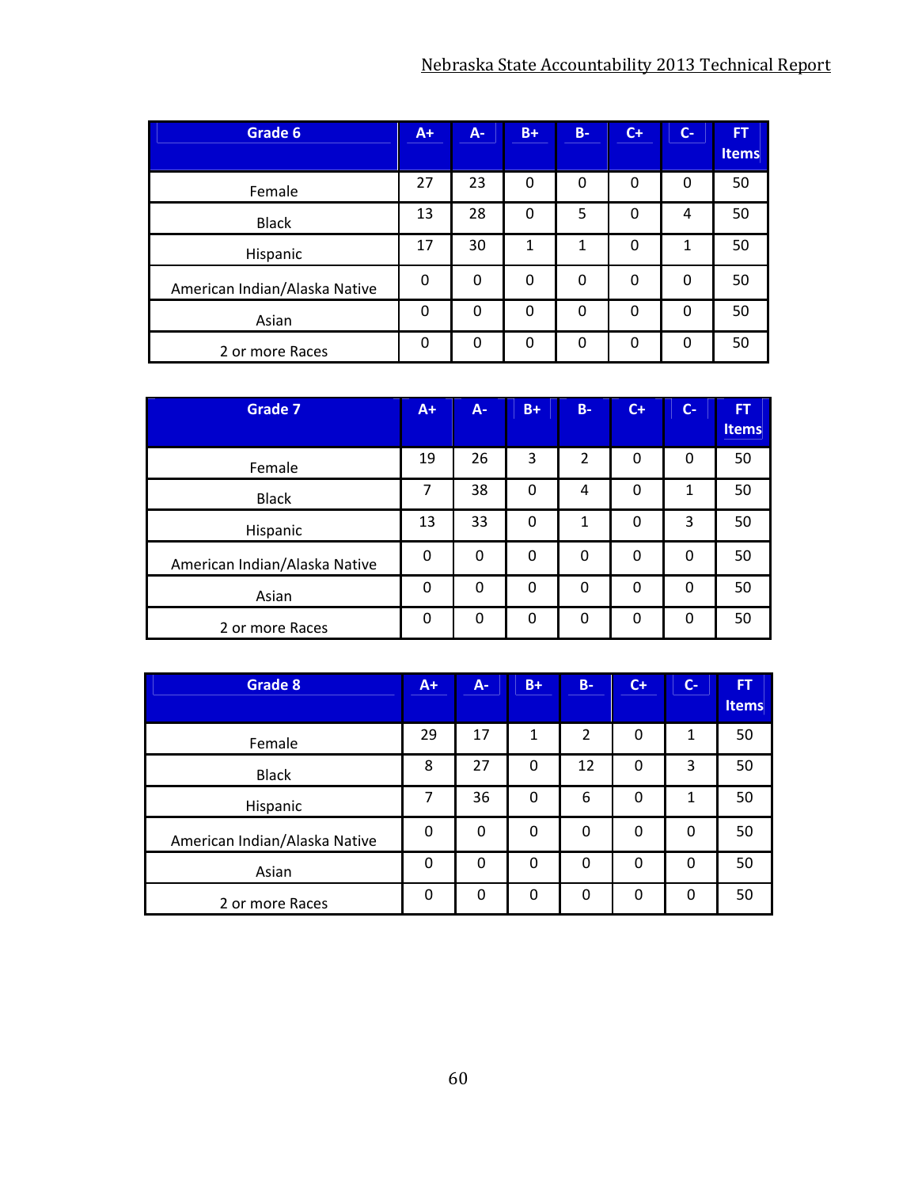| Grade 6 | A+ | A- | B+ | B- | C+ | C- | FT Items |
|---|---|---|---|---|---|---|---|
| Female | 27 | 23 | 0 | 0 | 0 | 0 | 50 |
| Black | 13 | 28 | 0 | 5 | 0 | 4 | 50 |
| Hispanic | 17 | 30 | 1 | 1 | 0 | 1 | 50 |
| American Indian/Alaska Native | 0 | 0 | 0 | 0 | 0 | 0 | 50 |
| Asian | 0 | 0 | 0 | 0 | 0 | 0 | 50 |
| 2 or more Races | 0 | 0 | 0 | 0 | 0 | 0 | 50 |

| Grade 7 | A+ | A- | B+ | B- | C+ | C- | FT Items |
|---|---|---|---|---|---|---|---|
| Female | 19 | 26 | 3 | 2 | 0 | 0 | 50 |
| Black | 7 | 38 | 0 | 4 | 0 | 1 | 50 |
| Hispanic | 13 | 33 | 0 | 1 | 0 | 3 | 50 |
| American Indian/Alaska Native | 0 | 0 | 0 | 0 | 0 | 0 | 50 |
| Asian | 0 | 0 | 0 | 0 | 0 | 0 | 50 |
| 2 or more Races | 0 | 0 | 0 | 0 | 0 | 0 | 50 |

| Grade 8 | A+ | A- | B+ | B- | C+ | C- | FT Items |
|---|---|---|---|---|---|---|---|
| Female | 29 | 17 | 1 | 2 | 0 | 1 | 50 |
| Black | 8 | 27 | 0 | 12 | 0 | 3 | 50 |
| Hispanic | 7 | 36 | 0 | 6 | 0 | 1 | 50 |
| American Indian/Alaska Native | 0 | 0 | 0 | 0 | 0 | 0 | 50 |
| Asian | 0 | 0 | 0 | 0 | 0 | 0 | 50 |
| 2 or more Races | 0 | 0 | 0 | 0 | 0 | 0 | 50 |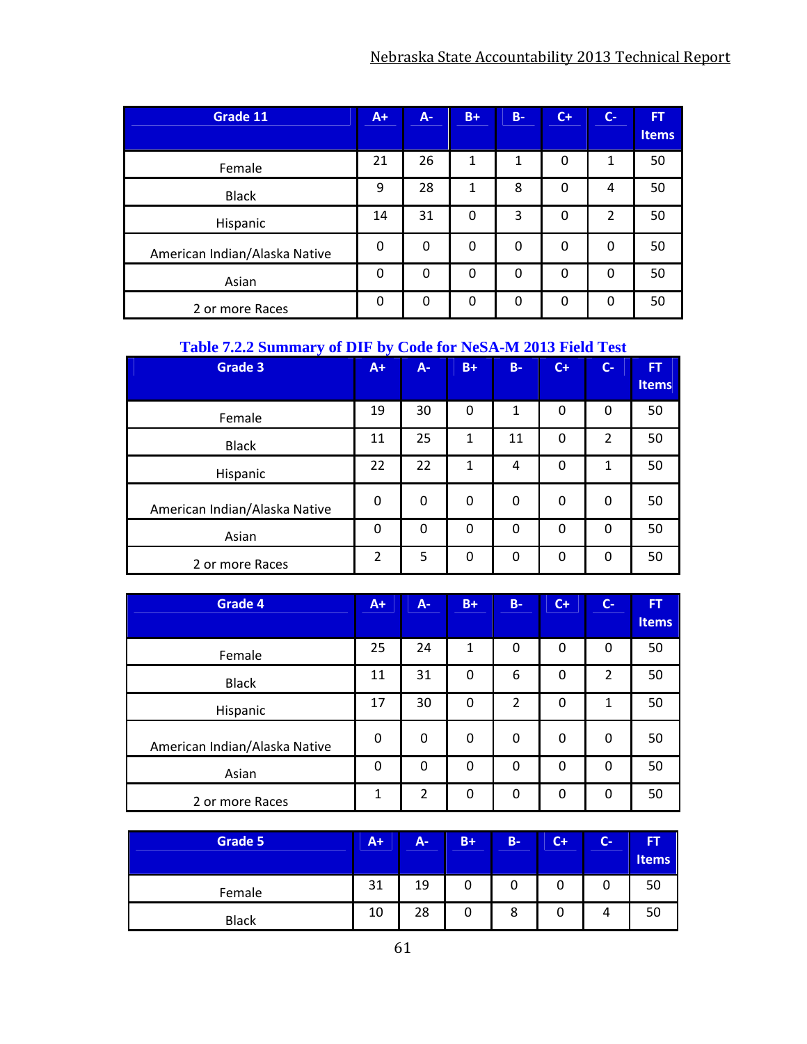| Grade 11 | A+ | A- | B+ | B- | C+ | C- | FT Items |
|---|---|---|---|---|---|---|---|
| Female | 21 | 26 | 1 | 1 | 0 | 1 | 50 |
| Black | 9 | 28 | 1 | 8 | 0 | 4 | 50 |
| Hispanic | 14 | 31 | 0 | 3 | 0 | 2 | 50 |
| American Indian/Alaska Native | 0 | 0 | 0 | 0 | 0 | 0 | 50 |
| Asian | 0 | 0 | 0 | 0 | 0 | 0 | 50 |
| 2 or more Races | 0 | 0 | 0 | 0 | 0 | 0 | 50 |

**Table 7.2.2 Summary of DIF by Code for NeSA-M 2013 Field Test**

| Grade 3 | A+ | A- | B+ | B- | C+ | C- | FT Items |
|---|---|---|---|---|---|---|---|
| Female | 19 | 30 | 0 | 1 | 0 | 0 | 50 |
| Black | 11 | 25 | 1 | 11 | 0 | 2 | 50 |
| Hispanic | 22 | 22 | 1 | 4 | 0 | 1 | 50 |
| American Indian/Alaska Native | 0 | 0 | 0 | 0 | 0 | 0 | 50 |
| Asian | 0 | 0 | 0 | 0 | 0 | 0 | 50 |
| 2 or more Races | 2 | 5 | 0 | 0 | 0 | 0 | 50 |

| Grade 4 | A+ | A- | B+ | B- | C+ | C- | FT Items |
|---|---|---|---|---|---|---|---|
| Female | 25 | 24 | 1 | 0 | 0 | 0 | 50 |
| Black | 11 | 31 | 0 | 6 | 0 | 2 | 50 |
| Hispanic | 17 | 30 | 0 | 2 | 0 | 1 | 50 |
| American Indian/Alaska Native | 0 | 0 | 0 | 0 | 0 | 0 | 50 |
| Asian | 0 | 0 | 0 | 0 | 0 | 0 | 50 |
| 2 or more Races | 1 | 2 | 0 | 0 | 0 | 0 | 50 |

| Grade 5 | A+ | A- | B+ | B- | C+ | C- | FT Items |
|---|---|---|---|---|---|---|---|
| Female | 31 | 19 | 0 | 0 | 0 | 0 | 50 |
| Black | 10 | 28 | 0 | 8 | 0 | 4 | 50 |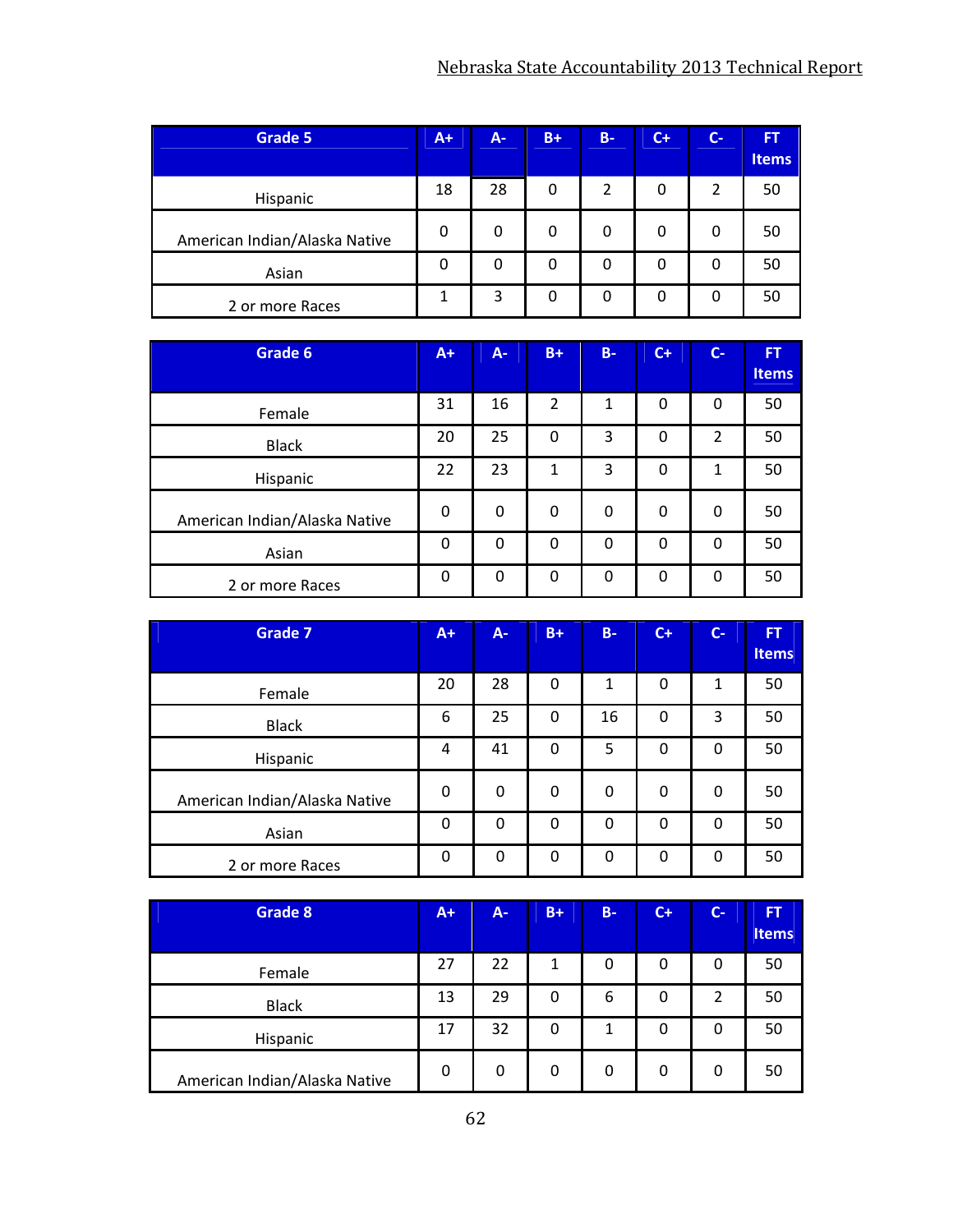| Grade 5 | A+ | A- | B+ | B- | C+ | C- | FT Items |
|---|---|---|---|---|---|---|---|
| Hispanic | 18 | 28 | 0 | 2 | 0 | 2 | 50 |
| American Indian/Alaska Native | 0 | 0 | 0 | 0 | 0 | 0 | 50 |
| Asian | 0 | 0 | 0 | 0 | 0 | 0 | 50 |
| 2 or more Races | 1 | 3 | 0 | 0 | 0 | 0 | 50 |

| Grade 6 | A+ | A- | B+ | B- | C+ | C- | FT Items |
|---|---|---|---|---|---|---|---|
| Female | 31 | 16 | 2 | 1 | 0 | 0 | 50 |
| Black | 20 | 25 | 0 | 3 | 0 | 2 | 50 |
| Hispanic | 22 | 23 | 1 | 3 | 0 | 1 | 50 |
| American Indian/Alaska Native | 0 | 0 | 0 | 0 | 0 | 0 | 50 |
| Asian | 0 | 0 | 0 | 0 | 0 | 0 | 50 |
| 2 or more Races | 0 | 0 | 0 | 0 | 0 | 0 | 50 |

| Grade 7 | A+ | A- | B+ | B- | C+ | C- | FT Items |
|---|---|---|---|---|---|---|---|
| Female | 20 | 28 | 0 | 1 | 0 | 1 | 50 |
| Black | 6 | 25 | 0 | 16 | 0 | 3 | 50 |
| Hispanic | 4 | 41 | 0 | 5 | 0 | 0 | 50 |
| American Indian/Alaska Native | 0 | 0 | 0 | 0 | 0 | 0 | 50 |
| Asian | 0 | 0 | 0 | 0 | 0 | 0 | 50 |
| 2 or more Races | 0 | 0 | 0 | 0 | 0 | 0 | 50 |

| Grade 8 | A+ | A- | B+ | B- | C+ | C- | FT Items |
|---|---|---|---|---|---|---|---|
| Female | 27 | 22 | 1 | 0 | 0 | 0 | 50 |
| Black | 13 | 29 | 0 | 6 | 0 | 2 | 50 |
| Hispanic | 17 | 32 | 0 | 1 | 0 | 0 | 50 |
| American Indian/Alaska Native | 0 | 0 | 0 | 0 | 0 | 0 | 50 |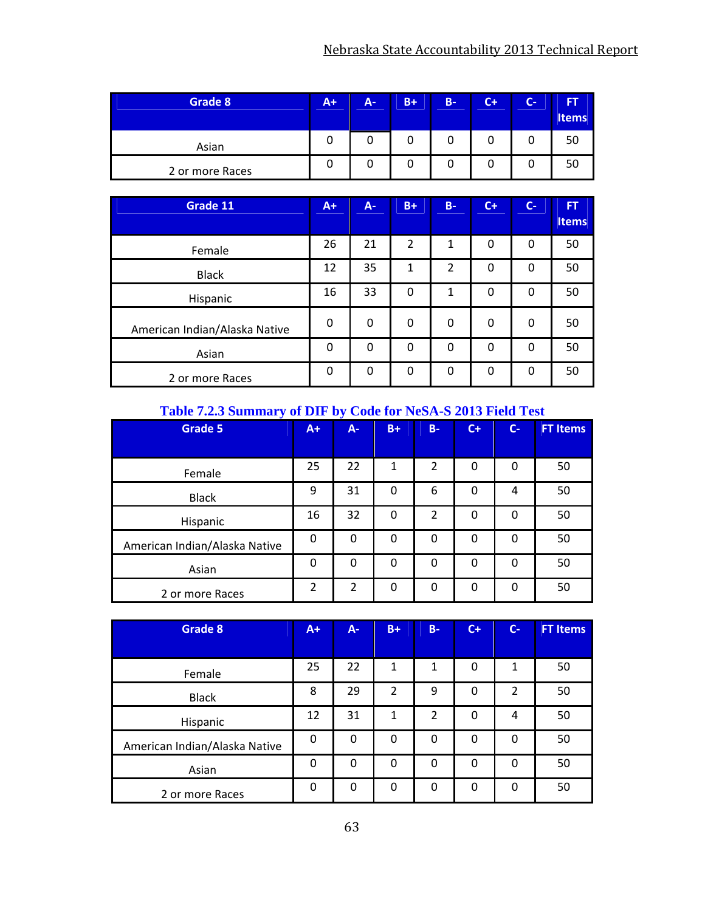| Grade 8 | A+ | A- | B+ | B- | C+ | C- | FT Items |
|---|---|---|---|---|---|---|---|
| Asian | 0 | 0 | 0 | 0 | 0 | 0 | 50 |
| 2 or more Races | 0 | 0 | 0 | 0 | 0 | 0 | 50 |

| Grade 11 | A+ | A- | B+ | B- | C+ | C- | FT Items |
|---|---|---|---|---|---|---|---|
| Female | 26 | 21 | 2 | 1 | 0 | 0 | 50 |
| Black | 12 | 35 | 1 | 2 | 0 | 0 | 50 |
| Hispanic | 16 | 33 | 0 | 1 | 0 | 0 | 50 |
| American Indian/Alaska Native | 0 | 0 | 0 | 0 | 0 | 0 | 50 |
| Asian | 0 | 0 | 0 | 0 | 0 | 0 | 50 |
| 2 or more Races | 0 | 0 | 0 | 0 | 0 | 0 | 50 |

### Table 7.2.3 Summary of DIF by Code for NeSA-S 2013 Field Test

| Grade 5 | A+ | A- | B+ | B- | C+ | C- | FT Items |
|---|---|---|---|---|---|---|---|
| Female | 25 | 22 | 1 | 2 | 0 | 0 | 50 |
| Black | 9 | 31 | 0 | 6 | 0 | 4 | 50 |
| Hispanic | 16 | 32 | 0 | 2 | 0 | 0 | 50 |
| American Indian/Alaska Native | 0 | 0 | 0 | 0 | 0 | 0 | 50 |
| Asian | 0 | 0 | 0 | 0 | 0 | 0 | 50 |
| 2 or more Races | 2 | 2 | 0 | 0 | 0 | 0 | 50 |

| Grade 8 | A+ | A- | B+ | B- | C+ | C- | FT Items |
|---|---|---|---|---|---|---|---|
| Female | 25 | 22 | 1 | 1 | 0 | 1 | 50 |
| Black | 8 | 29 | 2 | 9 | 0 | 2 | 50 |
| Hispanic | 12 | 31 | 1 | 2 | 0 | 4 | 50 |
| American Indian/Alaska Native | 0 | 0 | 0 | 0 | 0 | 0 | 50 |
| Asian | 0 | 0 | 0 | 0 | 0 | 0 | 50 |
| 2 or more Races | 0 | 0 | 0 | 0 | 0 | 0 | 50 |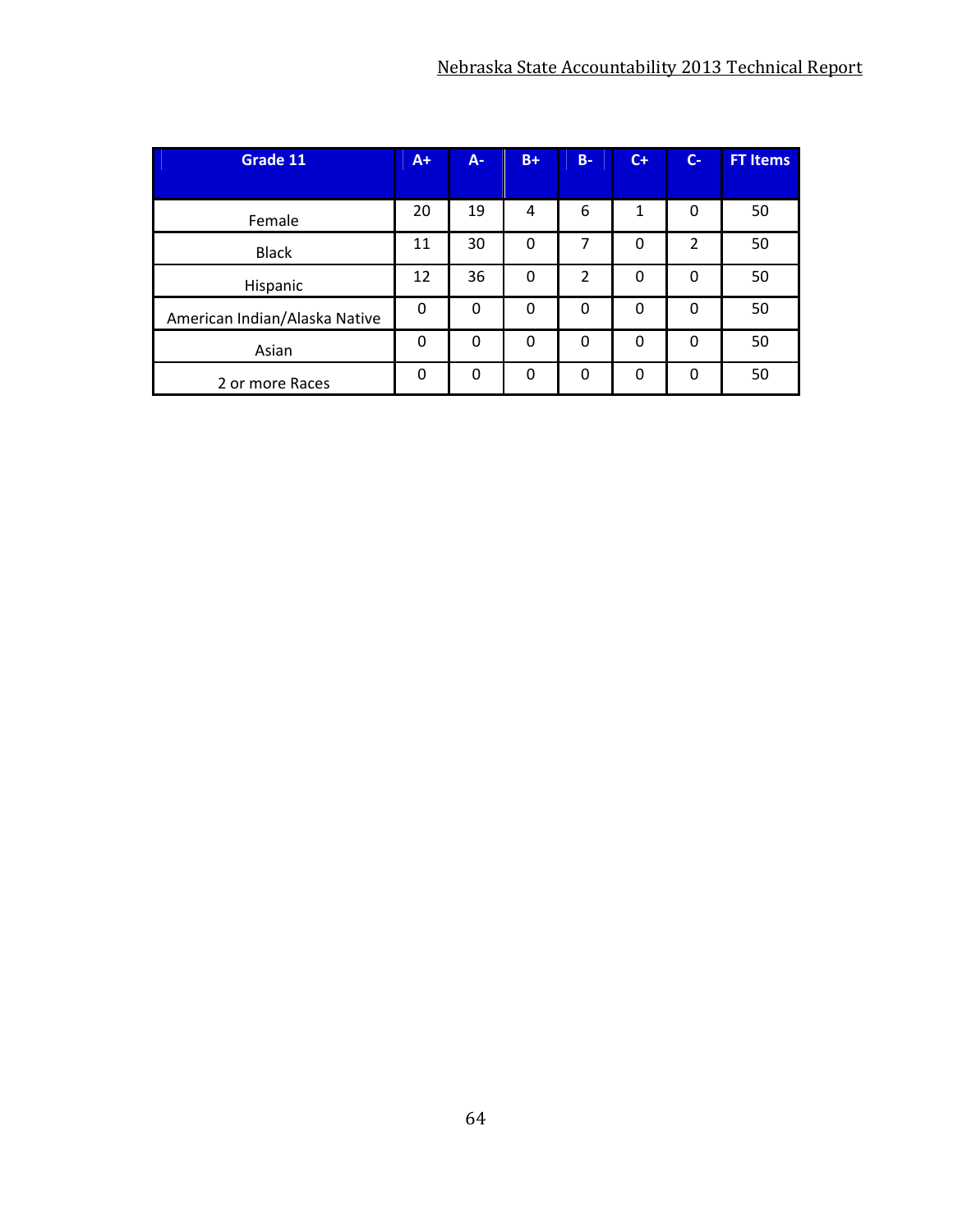| Grade 11 | A+ | A- | B+ | B- | C+ | C- | FT Items |
|---|---|---|---|---|---|---|---|
| Female | 20 | 19 | 4 | 6 | 1 | 0 | 50 |
| Black | 11 | 30 | 0 | 7 | 0 | 2 | 50 |
| Hispanic | 12 | 36 | 0 | 2 | 0 | 0 | 50 |
| American Indian/Alaska Native | 0 | 0 | 0 | 0 | 0 | 0 | 50 |
| Asian | 0 | 0 | 0 | 0 | 0 | 0 | 50 |
| 2 or more Races | 0 | 0 | 0 | 0 | 0 | 0 | 50 |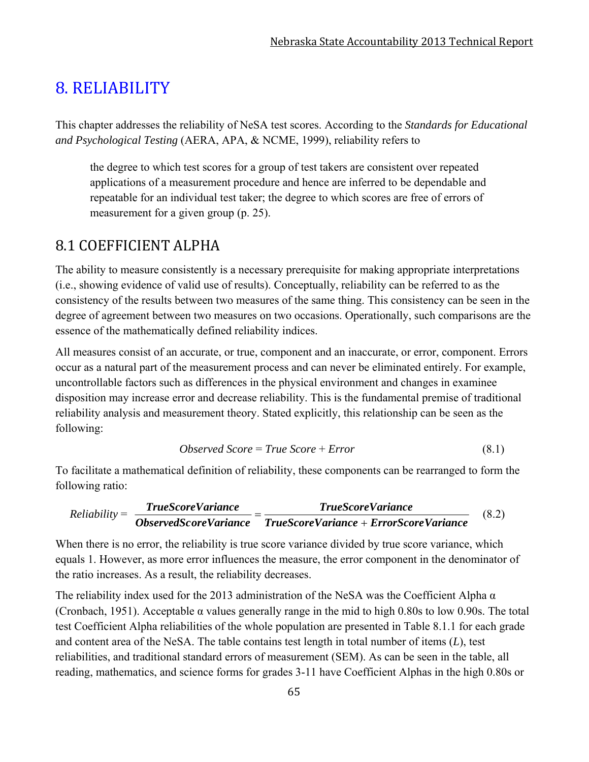# 8. RELIABILITY

This chapter addresses the reliability of NeSA test scores. According to the *Standards for Educational and Psychological Testing* (AERA, APA, & NCME, 1999), reliability refers to

> the degree to which test scores for a group of test takers are consistent over repeated applications of a measurement procedure and hence are inferred to be dependable and repeatable for an individual test taker; the degree to which scores are free of errors of measurement for a given group (p. 25).

## 8.1 COEFFICIENT ALPHA

The ability to measure consistently is a necessary prerequisite for making appropriate interpretations (i.e., showing evidence of valid use of results). Conceptually, reliability can be referred to as the consistency of the results between two measures of the same thing. This consistency can be seen in the degree of agreement between two measures on two occasions. Operationally, such comparisons are the essence of the mathematically defined reliability indices.

All measures consist of an accurate, or true, component and an inaccurate, or error, component. Errors occur as a natural part of the measurement process and can never be eliminated entirely. For example, uncontrollable factors such as differences in the physical environment and changes in examinee disposition may increase error and decrease reliability. This is the fundamental premise of traditional reliability analysis and measurement theory. Stated explicitly, this relationship can be seen as the following:

$$\textit{Observed Score} = \textit{True Score} + \textit{Error} \tag{8.1}$$

To facilitate a mathematical definition of reliability, these components can be rearranged to form the following ratio:

$$\textit{Reliability} = \frac{\textbf{\textit{TrueScoreVariance}}}{\textbf{\textit{ObservedScoreVariance}}} = \frac{\textbf{\textit{TrueScoreVariance}}}{\textbf{\textit{TrueScoreVariance}} + \textbf{\textit{ErrorScoreVariance}}} \tag{8.2}$$

When there is no error, the reliability is true score variance divided by true score variance, which equals 1. However, as more error influences the measure, the error component in the denominator of the ratio increases. As a result, the reliability decreases.

The reliability index used for the 2013 administration of the NeSA was the Coefficient Alpha $\alpha$ (Cronbach, 1951). Acceptable $\alpha$ values generally range in the mid to high 0.80s to low 0.90s. The total test Coefficient Alpha reliabilities of the whole population are presented in Table 8.1.1 for each grade and content area of the NeSA. The table contains test length in total number of items ($L$), test reliabilities, and traditional standard errors of measurement (SEM). As can be seen in the table, all reading, mathematics, and science forms for grades 3-11 have Coefficient Alphas in the high 0.80s or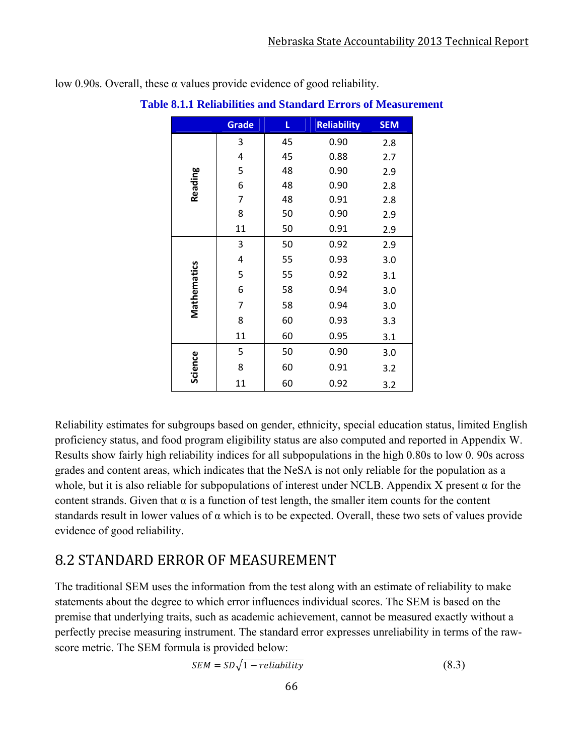low 0.90s. Overall, these α values provide evidence of good reliability.

**Table 8.1.1 Reliabilities and Standard Errors of Measurement**

| | Grade | L | Reliability | SEM |
|---|---|---|---|---|
| Reading | 3 | 45 | 0.90 | 2.8 |
| | 4 | 45 | 0.88 | 2.7 |
| | 5 | 48 | 0.90 | 2.9 |
| | 6 | 48 | 0.90 | 2.8 |
| | 7 | 48 | 0.91 | 2.8 |
| | 8 | 50 | 0.90 | 2.9 |
| | 11 | 50 | 0.91 | 2.9 |
| Mathematics | 3 | 50 | 0.92 | 2.9 |
| | 4 | 55 | 0.93 | 3.0 |
| | 5 | 55 | 0.92 | 3.1 |
| | 6 | 58 | 0.94 | 3.0 |
| | 7 | 58 | 0.94 | 3.0 |
| | 8 | 60 | 0.93 | 3.3 |
| | 11 | 60 | 0.95 | 3.1 |
| Science | 5 | 50 | 0.90 | 3.0 |
| | 8 | 60 | 0.91 | 3.2 |
| | 11 | 60 | 0.92 | 3.2 |

Reliability estimates for subgroups based on gender, ethnicity, special education status, limited English proficiency status, and food program eligibility status are also computed and reported in Appendix W. Results show fairly high reliability indices for all subpopulations in the high 0.80s to low 0. 90s across grades and content areas, which indicates that the NeSA is not only reliable for the population as a whole, but it is also reliable for subpopulations of interest under NCLB. Appendix X present α for the content strands. Given that α is a function of test length, the smaller item counts for the content standards result in lower values of α which is to be expected. Overall, these two sets of values provide evidence of good reliability.

## 8.2 STANDARD ERROR OF MEASUREMENT

The traditional SEM uses the information from the test along with an estimate of reliability to make statements about the degree to which error influences individual scores. The SEM is based on the premise that underlying traits, such as academic achievement, cannot be measured exactly without a perfectly precise measuring instrument. The standard error expresses unreliability in terms of the raw-score metric. The SEM formula is provided below:

$$SEM = SD\sqrt{1 - reliability} \tag{8.3}$$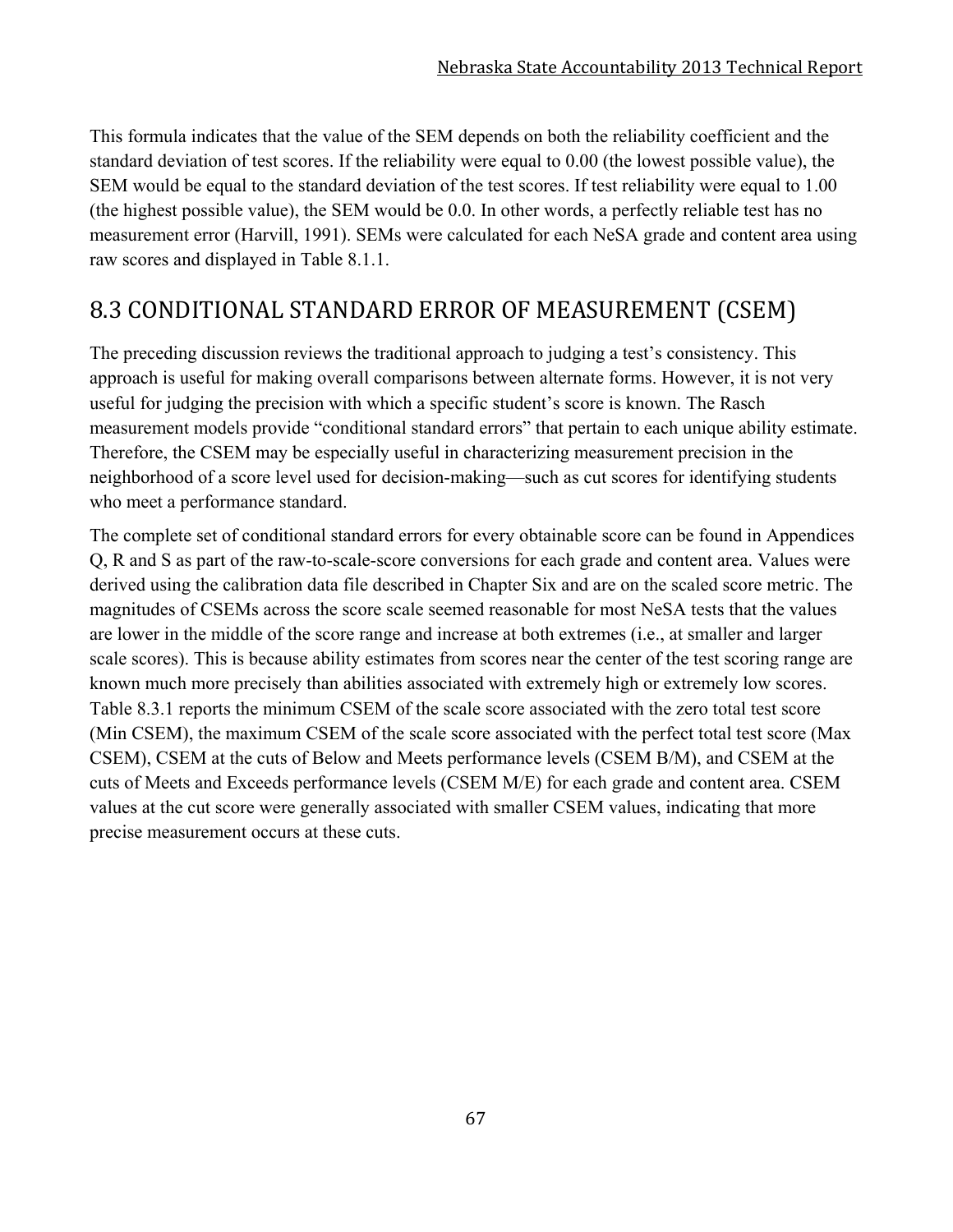This formula indicates that the value of the SEM depends on both the reliability coefficient and the standard deviation of test scores. If the reliability were equal to 0.00 (the lowest possible value), the SEM would be equal to the standard deviation of the test scores. If test reliability were equal to 1.00 (the highest possible value), the SEM would be 0.0. In other words, a perfectly reliable test has no measurement error (Harvill, 1991). SEMs were calculated for each NeSA grade and content area using raw scores and displayed in Table 8.1.1.

## 8.3 CONDITIONAL STANDARD ERROR OF MEASUREMENT (CSEM)

The preceding discussion reviews the traditional approach to judging a test's consistency. This approach is useful for making overall comparisons between alternate forms. However, it is not very useful for judging the precision with which a specific student's score is known. The Rasch measurement models provide "conditional standard errors" that pertain to each unique ability estimate. Therefore, the CSEM may be especially useful in characterizing measurement precision in the neighborhood of a score level used for decision-making—such as cut scores for identifying students who meet a performance standard.

The complete set of conditional standard errors for every obtainable score can be found in Appendices Q, R and S as part of the raw-to-scale-score conversions for each grade and content area. Values were derived using the calibration data file described in Chapter Six and are on the scaled score metric. The magnitudes of CSEMs across the score scale seemed reasonable for most NeSA tests that the values are lower in the middle of the score range and increase at both extremes (i.e., at smaller and larger scale scores). This is because ability estimates from scores near the center of the test scoring range are known much more precisely than abilities associated with extremely high or extremely low scores. Table 8.3.1 reports the minimum CSEM of the scale score associated with the zero total test score (Min CSEM), the maximum CSEM of the scale score associated with the perfect total test score (Max CSEM), CSEM at the cuts of Below and Meets performance levels (CSEM B/M), and CSEM at the cuts of Meets and Exceeds performance levels (CSEM M/E) for each grade and content area. CSEM values at the cut score were generally associated with smaller CSEM values, indicating that more precise measurement occurs at these cuts.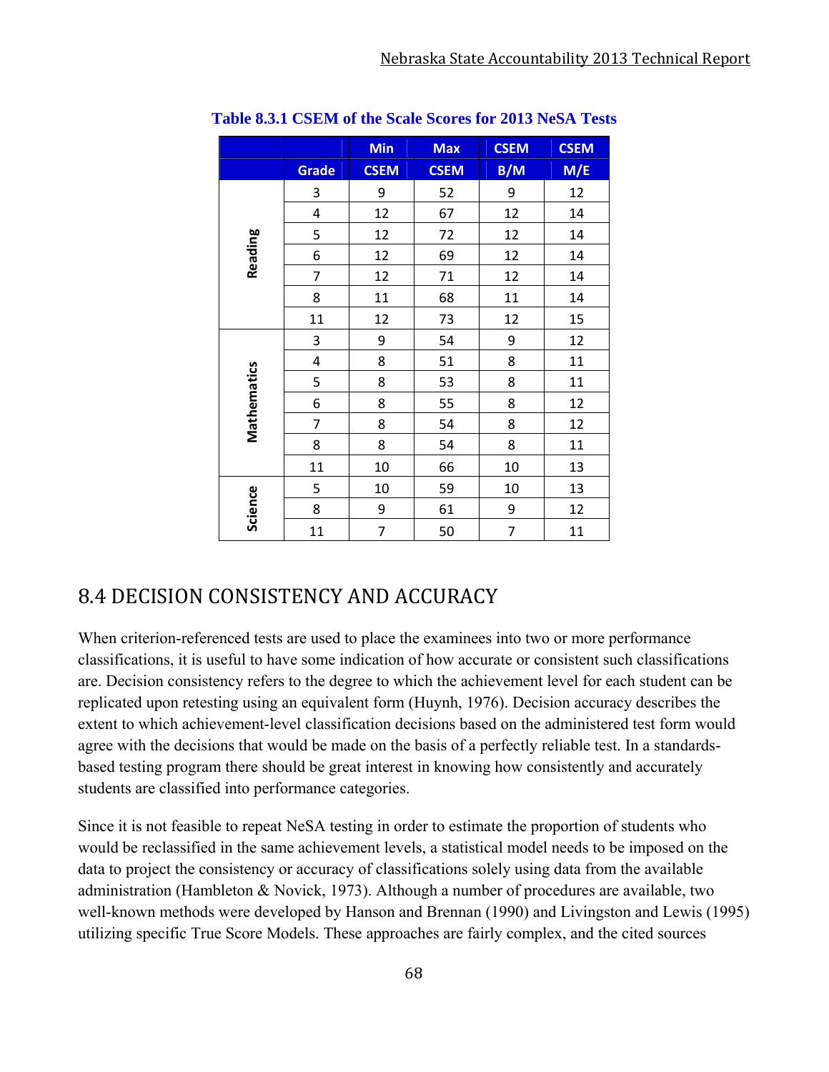**Table 8.3.1 CSEM of the Scale Scores for 2013 NeSA Tests**

| | | Min | Max | CSEM | CSEM |
|---|---|---|---|---|---|
| | Grade | CSEM | CSEM | B/M | M/E |
| Reading | 3 | 9 | 52 | 9 | 12 |
| | 4 | 12 | 67 | 12 | 14 |
| | 5 | 12 | 72 | 12 | 14 |
| | 6 | 12 | 69 | 12 | 14 |
| | 7 | 12 | 71 | 12 | 14 |
| | 8 | 11 | 68 | 11 | 14 |
| | 11 | 12 | 73 | 12 | 15 |
| Mathematics | 3 | 9 | 54 | 9 | 12 |
| | 4 | 8 | 51 | 8 | 11 |
| | 5 | 8 | 53 | 8 | 11 |
| | 6 | 8 | 55 | 8 | 12 |
| | 7 | 8 | 54 | 8 | 12 |
| | 8 | 8 | 54 | 8 | 11 |
| | 11 | 10 | 66 | 10 | 13 |
| Science | 5 | 10 | 59 | 10 | 13 |
| | 8 | 9 | 61 | 9 | 12 |
| | 11 | 7 | 50 | 7 | 11 |

## 8.4 DECISION CONSISTENCY AND ACCURACY

When criterion-referenced tests are used to place the examinees into two or more performance classifications, it is useful to have some indication of how accurate or consistent such classifications are. Decision consistency refers to the degree to which the achievement level for each student can be replicated upon retesting using an equivalent form (Huynh, 1976). Decision accuracy describes the extent to which achievement-level classification decisions based on the administered test form would agree with the decisions that would be made on the basis of a perfectly reliable test. In a standards-based testing program there should be great interest in knowing how consistently and accurately students are classified into performance categories.

Since it is not feasible to repeat NeSA testing in order to estimate the proportion of students who would be reclassified in the same achievement levels, a statistical model needs to be imposed on the data to project the consistency or accuracy of classifications solely using data from the available administration (Hambleton & Novick, 1973). Although a number of procedures are available, two well-known methods were developed by Hanson and Brennan (1990) and Livingston and Lewis (1995) utilizing specific True Score Models. These approaches are fairly complex, and the cited sources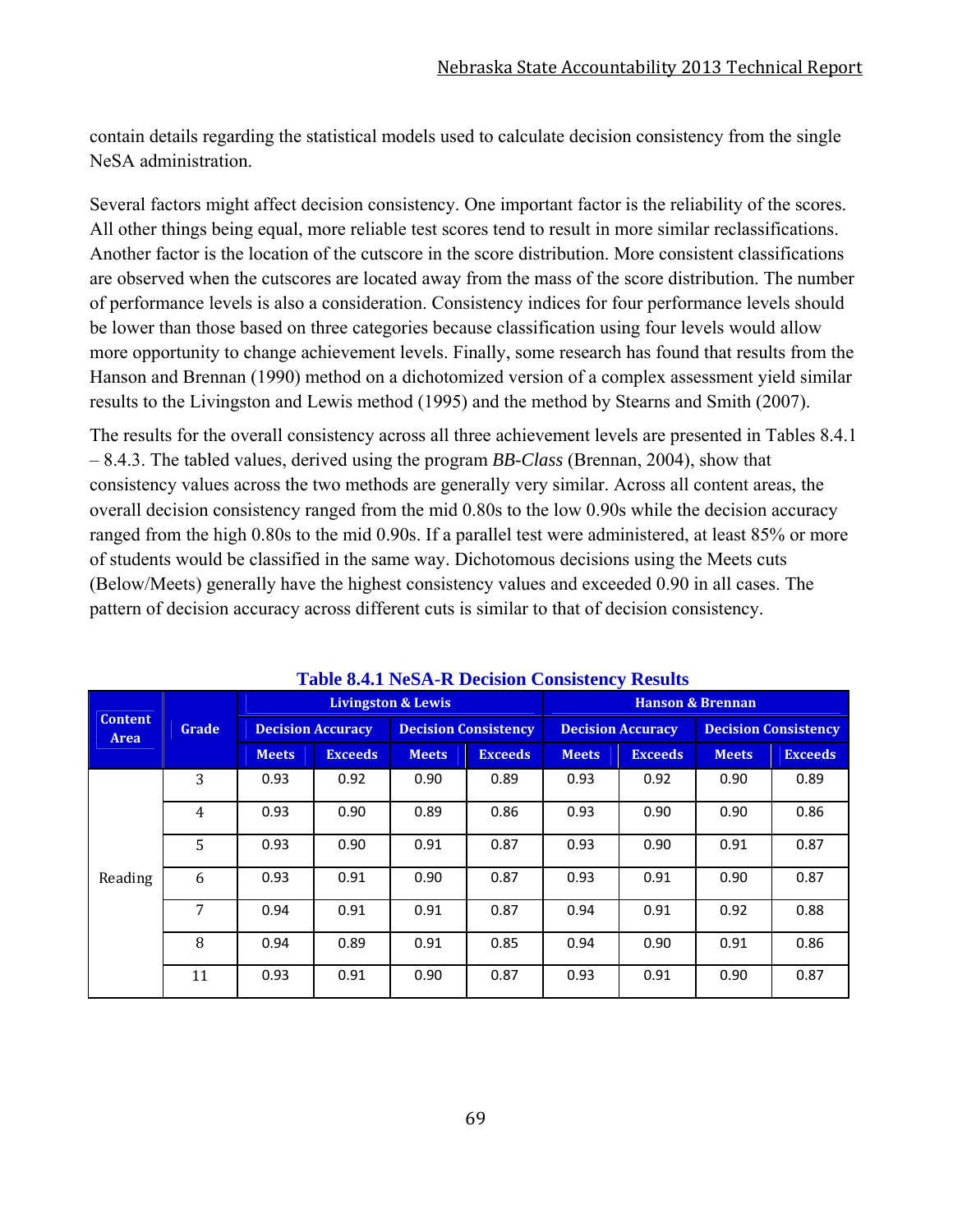contain details regarding the statistical models used to calculate decision consistency from the single NeSA administration.

Several factors might affect decision consistency. One important factor is the reliability of the scores. All other things being equal, more reliable test scores tend to result in more similar reclassifications. Another factor is the location of the cutscore in the score distribution. More consistent classifications are observed when the cutscores are located away from the mass of the score distribution. The number of performance levels is also a consideration. Consistency indices for four performance levels should be lower than those based on three categories because classification using four levels would allow more opportunity to change achievement levels. Finally, some research has found that results from the Hanson and Brennan (1990) method on a dichotomized version of a complex assessment yield similar results to the Livingston and Lewis method (1995) and the method by Stearns and Smith (2007).

The results for the overall consistency across all three achievement levels are presented in Tables 8.4.1 – 8.4.3. The tabled values, derived using the program *BB-Class* (Brennan, 2004), show that consistency values across the two methods are generally very similar. Across all content areas, the overall decision consistency ranged from the mid 0.80s to the low 0.90s while the decision accuracy ranged from the high 0.80s to the mid 0.90s. If a parallel test were administered, at least 85% or more of students would be classified in the same way. Dichotomous decisions using the Meets cuts (Below/Meets) generally have the highest consistency values and exceeded 0.90 in all cases. The pattern of decision accuracy across different cuts is similar to that of decision consistency.

**Table 8.4.1 NeSA-R Decision Consistency Results**

| Content Area | Grade | Livingston & Lewis | | | | Hanson & Brennan | | | |
|---|---|---|---|---|---|---|---|---|---|
| | | Decision Accuracy | | Decision Consistency | | Decision Accuracy | | Decision Consistency | |
| | | Meets | Exceeds | Meets | Exceeds | Meets | Exceeds | Meets | Exceeds |
| Reading | 3 | 0.93 | 0.92 | 0.90 | 0.89 | 0.93 | 0.92 | 0.90 | 0.89 |
| | 4 | 0.93 | 0.90 | 0.89 | 0.86 | 0.93 | 0.90 | 0.90 | 0.86 |
| | 5 | 0.93 | 0.90 | 0.91 | 0.87 | 0.93 | 0.90 | 0.91 | 0.87 |
| | 6 | 0.93 | 0.91 | 0.90 | 0.87 | 0.93 | 0.91 | 0.90 | 0.87 |
| | 7 | 0.94 | 0.91 | 0.91 | 0.87 | 0.94 | 0.91 | 0.92 | 0.88 |
| | 8 | 0.94 | 0.89 | 0.91 | 0.85 | 0.94 | 0.90 | 0.91 | 0.86 |
| | 11 | 0.93 | 0.91 | 0.90 | 0.87 | 0.93 | 0.91 | 0.90 | 0.87 |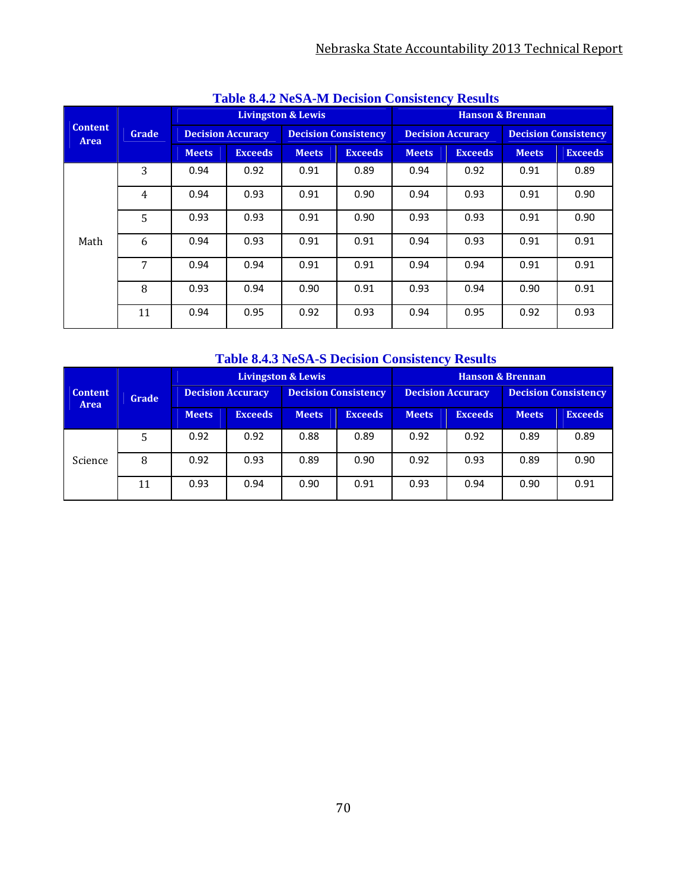**Table 8.4.2 NeSA-M Decision Consistency Results**

| Content Area | Grade | Livingston & Lewis | | | | Hanson & Brennan | | | |
|---|---|---|---|---|---|---|---|---|---|
| | | Decision Accuracy | | Decision Consistency | | Decision Accuracy | | Decision Consistency | |
| | | Meets | Exceeds | Meets | Exceeds | Meets | Exceeds | Meets | Exceeds |
| Math | 3 | 0.94 | 0.92 | 0.91 | 0.89 | 0.94 | 0.92 | 0.91 | 0.89 |
| | 4 | 0.94 | 0.93 | 0.91 | 0.90 | 0.94 | 0.93 | 0.91 | 0.90 |
| | 5 | 0.93 | 0.93 | 0.91 | 0.90 | 0.93 | 0.93 | 0.91 | 0.90 |
| | 6 | 0.94 | 0.93 | 0.91 | 0.91 | 0.94 | 0.93 | 0.91 | 0.91 |
| | 7 | 0.94 | 0.94 | 0.91 | 0.91 | 0.94 | 0.94 | 0.91 | 0.91 |
| | 8 | 0.93 | 0.94 | 0.90 | 0.91 | 0.93 | 0.94 | 0.90 | 0.91 |
| | 11 | 0.94 | 0.95 | 0.92 | 0.93 | 0.94 | 0.95 | 0.92 | 0.93 |

**Table 8.4.3 NeSA-S Decision Consistency Results**

| Content Area | Grade | Livingston & Lewis | | | | Hanson & Brennan | | | |
|---|---|---|---|---|---|---|---|---|---|
| | | Decision Accuracy | | Decision Consistency | | Decision Accuracy | | Decision Consistency | |
| | | Meets | Exceeds | Meets | Exceeds | Meets | Exceeds | Meets | Exceeds |
| Science | 5 | 0.92 | 0.92 | 0.88 | 0.89 | 0.92 | 0.92 | 0.89 | 0.89 |
| | 8 | 0.92 | 0.93 | 0.89 | 0.90 | 0.92 | 0.93 | 0.89 | 0.90 |
| | 11 | 0.93 | 0.94 | 0.90 | 0.91 | 0.93 | 0.94 | 0.90 | 0.91 |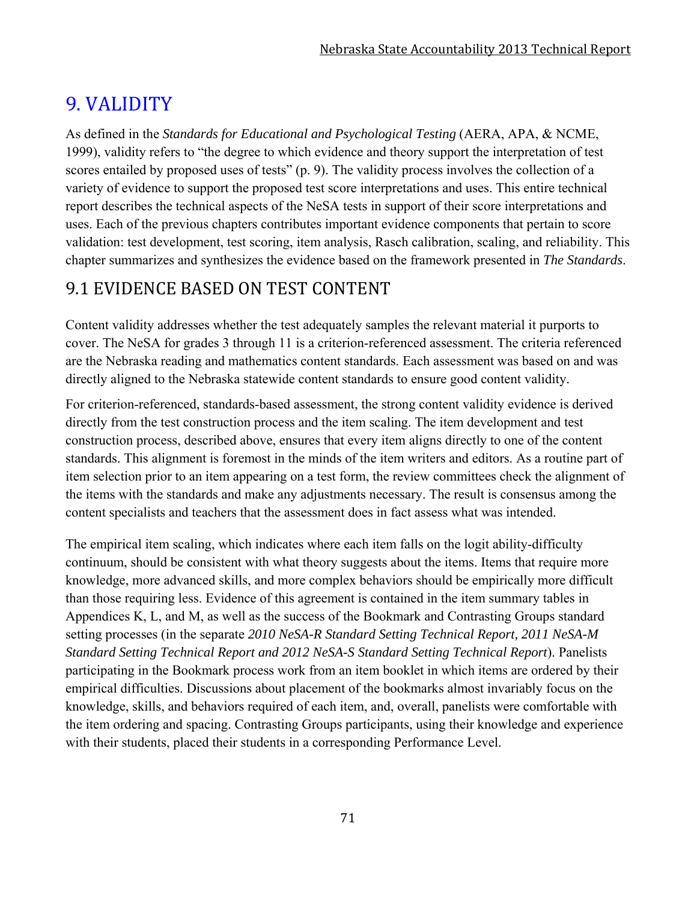# 9. VALIDITY

As defined in the *Standards for Educational and Psychological Testing* (AERA, APA, & NCME, 1999), validity refers to "the degree to which evidence and theory support the interpretation of test scores entailed by proposed uses of tests" (p. 9). The validity process involves the collection of a variety of evidence to support the proposed test score interpretations and uses. This entire technical report describes the technical aspects of the NeSA tests in support of their score interpretations and uses. Each of the previous chapters contributes important evidence components that pertain to score validation: test development, test scoring, item analysis, Rasch calibration, scaling, and reliability. This chapter summarizes and synthesizes the evidence based on the framework presented in *The Standards*.

## 9.1 EVIDENCE BASED ON TEST CONTENT

Content validity addresses whether the test adequately samples the relevant material it purports to cover. The NeSA for grades 3 through 11 is a criterion-referenced assessment. The criteria referenced are the Nebraska reading and mathematics content standards. Each assessment was based on and was directly aligned to the Nebraska statewide content standards to ensure good content validity.

For criterion-referenced, standards-based assessment, the strong content validity evidence is derived directly from the test construction process and the item scaling. The item development and test construction process, described above, ensures that every item aligns directly to one of the content standards. This alignment is foremost in the minds of the item writers and editors. As a routine part of item selection prior to an item appearing on a test form, the review committees check the alignment of the items with the standards and make any adjustments necessary. The result is consensus among the content specialists and teachers that the assessment does in fact assess what was intended.

The empirical item scaling, which indicates where each item falls on the logit ability-difficulty continuum, should be consistent with what theory suggests about the items. Items that require more knowledge, more advanced skills, and more complex behaviors should be empirically more difficult than those requiring less. Evidence of this agreement is contained in the item summary tables in Appendices K, L, and M, as well as the success of the Bookmark and Contrasting Groups standard setting processes (in the separate *2010 NeSA-R Standard Setting Technical Report, 2011 NeSA-M Standard Setting Technical Report and 2012 NeSA-S Standard Setting Technical Report*). Panelists participating in the Bookmark process work from an item booklet in which items are ordered by their empirical difficulties. Discussions about placement of the bookmarks almost invariably focus on the knowledge, skills, and behaviors required of each item, and, overall, panelists were comfortable with the item ordering and spacing. Contrasting Groups participants, using their knowledge and experience with their students, placed their students in a corresponding Performance Level.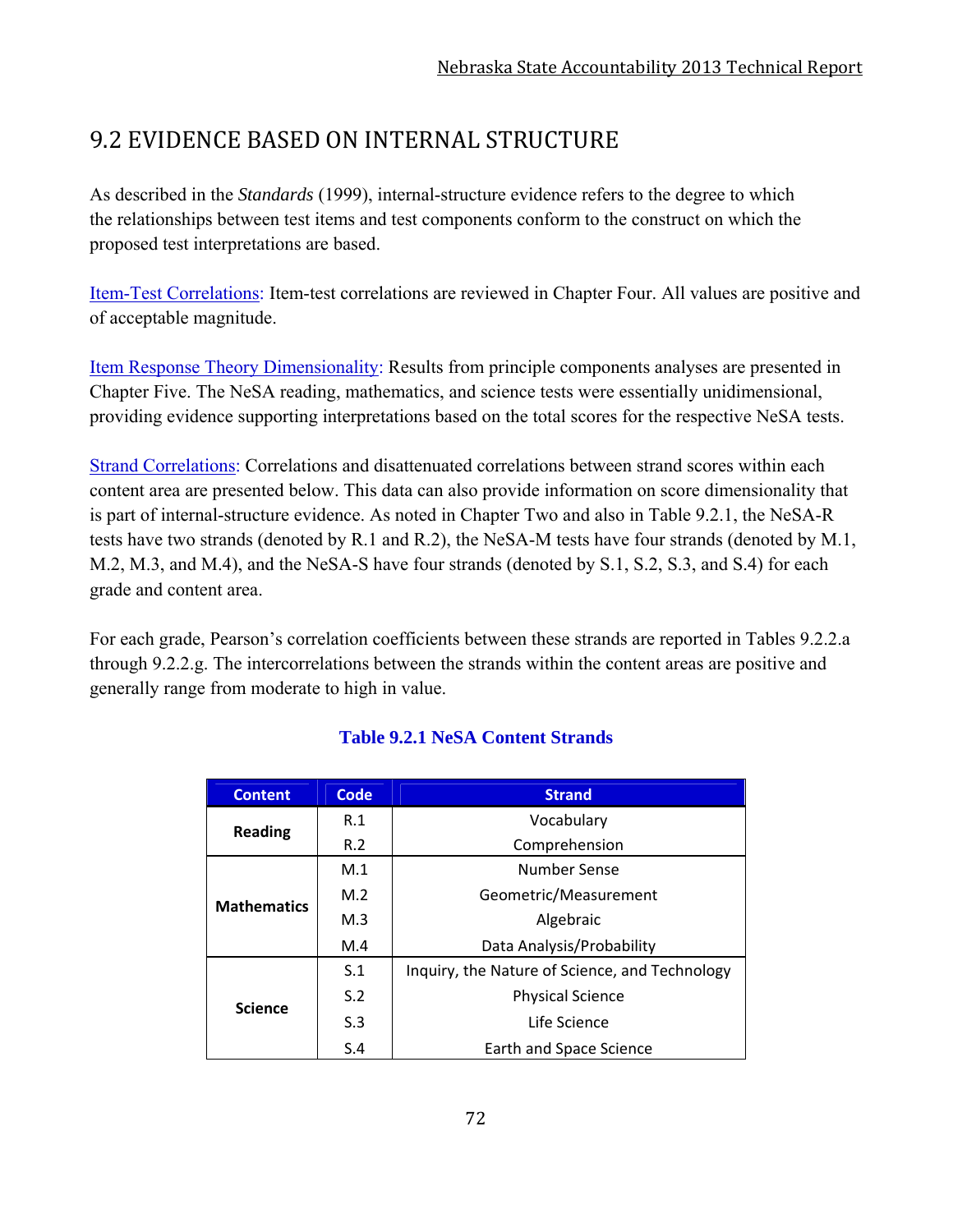## 9.2 EVIDENCE BASED ON INTERNAL STRUCTURE

As described in the *Standards* (1999), internal-structure evidence refers to the degree to which the relationships between test items and test components conform to the construct on which the proposed test interpretations are based.

Item-Test Correlations: Item-test correlations are reviewed in Chapter Four. All values are positive and of acceptable magnitude.

Item Response Theory Dimensionality: Results from principle components analyses are presented in Chapter Five. The NeSA reading, mathematics, and science tests were essentially unidimensional, providing evidence supporting interpretations based on the total scores for the respective NeSA tests.

Strand Correlations: Correlations and disattenuated correlations between strand scores within each content area are presented below. This data can also provide information on score dimensionality that is part of internal-structure evidence. As noted in Chapter Two and also in Table 9.2.1, the NeSA-R tests have two strands (denoted by R.1 and R.2), the NeSA-M tests have four strands (denoted by M.1, M.2, M.3, and M.4), and the NeSA-S have four strands (denoted by S.1, S.2, S.3, and S.4) for each grade and content area.

For each grade, Pearson's correlation coefficients between these strands are reported in Tables 9.2.2.a through 9.2.2.g. The intercorrelations between the strands within the content areas are positive and generally range from moderate to high in value.

**Table 9.2.1 NeSA Content Strands**

| Content | Code | Strand |
|---|---|---|
| **Reading** | R.1 | Vocabulary |
| | R.2 | Comprehension |
| **Mathematics** | M.1 | Number Sense |
| | M.2 | Geometric/Measurement |
| | M.3 | Algebraic |
| | M.4 | Data Analysis/Probability |
| **Science** | S.1 | Inquiry, the Nature of Science, and Technology |
| | S.2 | Physical Science |
| | S.3 | Life Science |
| | S.4 | Earth and Space Science |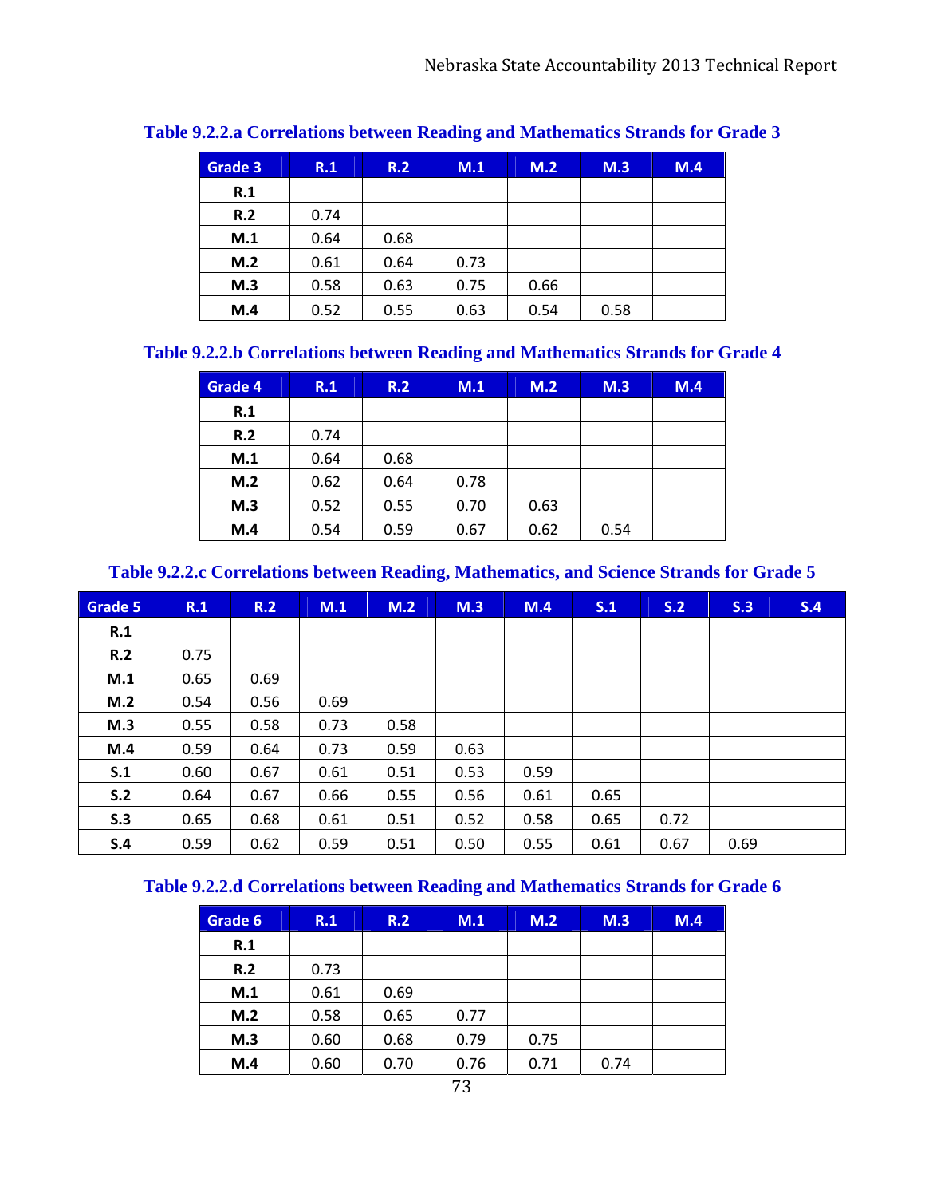**Table 9.2.2.a Correlations between Reading and Mathematics Strands for Grade 3**

| Grade 3 | R.1 | R.2 | M.1 | M.2 | M.3 | M.4 |
|---|---|---|---|---|---|---|
| R.1 | | | | | | |
| R.2 | 0.74 | | | | | |
| M.1 | 0.64 | 0.68 | | | | |
| M.2 | 0.61 | 0.64 | 0.73 | | | |
| M.3 | 0.58 | 0.63 | 0.75 | 0.66 | | |
| M.4 | 0.52 | 0.55 | 0.63 | 0.54 | 0.58 | |

**Table 9.2.2.b Correlations between Reading and Mathematics Strands for Grade 4**

| Grade 4 | R.1 | R.2 | M.1 | M.2 | M.3 | M.4 |
|---|---|---|---|---|---|---|
| R.1 | | | | | | |
| R.2 | 0.74 | | | | | |
| M.1 | 0.64 | 0.68 | | | | |
| M.2 | 0.62 | 0.64 | 0.78 | | | |
| M.3 | 0.52 | 0.55 | 0.70 | 0.63 | | |
| M.4 | 0.54 | 0.59 | 0.67 | 0.62 | 0.54 | |

**Table 9.2.2.c Correlations between Reading, Mathematics, and Science Strands for Grade 5**

| Grade 5 | R.1 | R.2 | M.1 | M.2 | M.3 | M.4 | S.1 | S.2 | S.3 | S.4 |
|---|---|---|---|---|---|---|---|---|---|---|
| R.1 | | | | | | | | | | |
| R.2 | 0.75 | | | | | | | | | |
| M.1 | 0.65 | 0.69 | | | | | | | | |
| M.2 | 0.54 | 0.56 | 0.69 | | | | | | | |
| M.3 | 0.55 | 0.58 | 0.73 | 0.58 | | | | | | |
| M.4 | 0.59 | 0.64 | 0.73 | 0.59 | 0.63 | | | | | |
| S.1 | 0.60 | 0.67 | 0.61 | 0.51 | 0.53 | 0.59 | | | | |
| S.2 | 0.64 | 0.67 | 0.66 | 0.55 | 0.56 | 0.61 | 0.65 | | | |
| S.3 | 0.65 | 0.68 | 0.61 | 0.51 | 0.52 | 0.58 | 0.65 | 0.72 | | |
| S.4 | 0.59 | 0.62 | 0.59 | 0.51 | 0.50 | 0.55 | 0.61 | 0.67 | 0.69 | |

**Table 9.2.2.d Correlations between Reading and Mathematics Strands for Grade 6**

| Grade 6 | R.1 | R.2 | M.1 | M.2 | M.3 | M.4 |
|---|---|---|---|---|---|---|
| R.1 | | | | | | |
| R.2 | 0.73 | | | | | |
| M.1 | 0.61 | 0.69 | | | | |
| M.2 | 0.58 | 0.65 | 0.77 | | | |
| M.3 | 0.60 | 0.68 | 0.79 | 0.75 | | |
| M.4 | 0.60 | 0.70 | 0.76 | 0.71 | 0.74 | |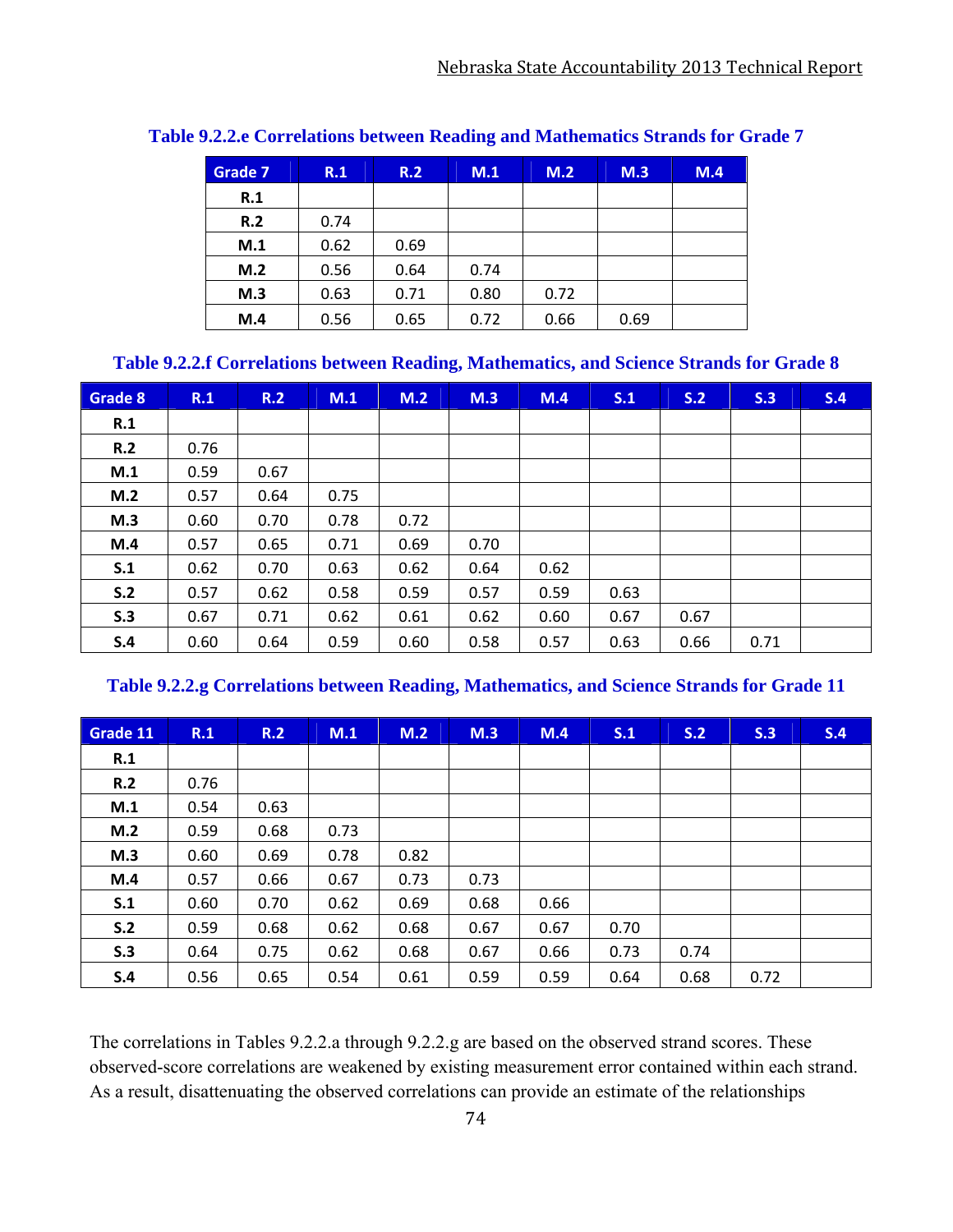**Table 9.2.2.e Correlations between Reading and Mathematics Strands for Grade 7**

| Grade 7 | R.1 | R.2 | M.1 | M.2 | M.3 | M.4 |
|---|---|---|---|---|---|---|
| R.1 | | | | | | |
| R.2 | 0.74 | | | | | |
| M.1 | 0.62 | 0.69 | | | | |
| M.2 | 0.56 | 0.64 | 0.74 | | | |
| M.3 | 0.63 | 0.71 | 0.80 | 0.72 | | |
| M.4 | 0.56 | 0.65 | 0.72 | 0.66 | 0.69 | |

**Table 9.2.2.f Correlations between Reading, Mathematics, and Science Strands for Grade 8**

| Grade 8 | R.1 | R.2 | M.1 | M.2 | M.3 | M.4 | S.1 | S.2 | S.3 | S.4 |
|---|---|---|---|---|---|---|---|---|---|---|
| R.1 | | | | | | | | | | |
| R.2 | 0.76 | | | | | | | | | |
| M.1 | 0.59 | 0.67 | | | | | | | | |
| M.2 | 0.57 | 0.64 | 0.75 | | | | | | | |
| M.3 | 0.60 | 0.70 | 0.78 | 0.72 | | | | | | |
| M.4 | 0.57 | 0.65 | 0.71 | 0.69 | 0.70 | | | | | |
| S.1 | 0.62 | 0.70 | 0.63 | 0.62 | 0.64 | 0.62 | | | | |
| S.2 | 0.57 | 0.62 | 0.58 | 0.59 | 0.57 | 0.59 | 0.63 | | | |
| S.3 | 0.67 | 0.71 | 0.62 | 0.61 | 0.62 | 0.60 | 0.67 | 0.67 | | |
| S.4 | 0.60 | 0.64 | 0.59 | 0.60 | 0.58 | 0.57 | 0.63 | 0.66 | 0.71 | |

**Table 9.2.2.g Correlations between Reading, Mathematics, and Science Strands for Grade 11**

| Grade 11 | R.1 | R.2 | M.1 | M.2 | M.3 | M.4 | S.1 | S.2 | S.3 | S.4 |
|---|---|---|---|---|---|---|---|---|---|---|
| R.1 | | | | | | | | | | |
| R.2 | 0.76 | | | | | | | | | |
| M.1 | 0.54 | 0.63 | | | | | | | | |
| M.2 | 0.59 | 0.68 | 0.73 | | | | | | | |
| M.3 | 0.60 | 0.69 | 0.78 | 0.82 | | | | | | |
| M.4 | 0.57 | 0.66 | 0.67 | 0.73 | 0.73 | | | | | |
| S.1 | 0.60 | 0.70 | 0.62 | 0.69 | 0.68 | 0.66 | | | | |
| S.2 | 0.59 | 0.68 | 0.62 | 0.68 | 0.67 | 0.67 | 0.70 | | | |
| S.3 | 0.64 | 0.75 | 0.62 | 0.68 | 0.67 | 0.66 | 0.73 | 0.74 | | |
| S.4 | 0.56 | 0.65 | 0.54 | 0.61 | 0.59 | 0.59 | 0.64 | 0.68 | 0.72 | |

The correlations in Tables 9.2.2.a through 9.2.2.g are based on the observed strand scores. These observed-score correlations are weakened by existing measurement error contained within each strand. As a result, disattenuating the observed correlations can provide an estimate of the relationships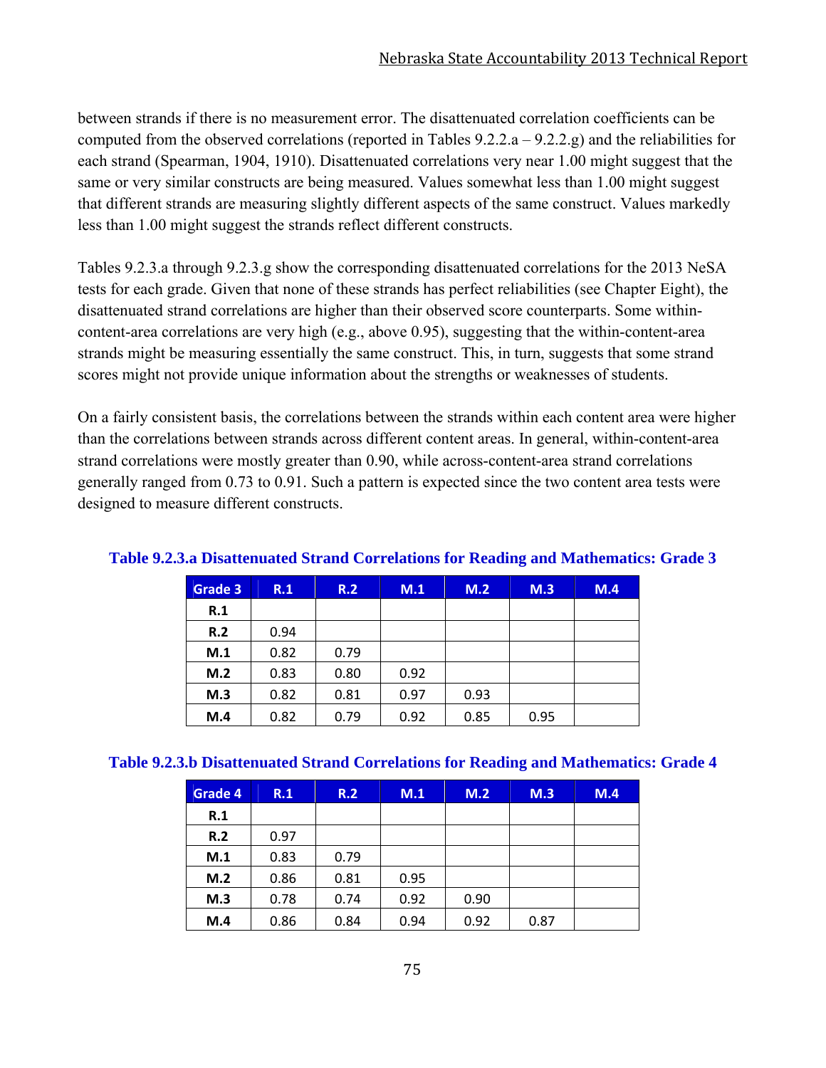between strands if there is no measurement error. The disattenuated correlation coefficients can be computed from the observed correlations (reported in Tables 9.2.2.a – 9.2.2.g) and the reliabilities for each strand (Spearman, 1904, 1910). Disattenuated correlations very near 1.00 might suggest that the same or very similar constructs are being measured. Values somewhat less than 1.00 might suggest that different strands are measuring slightly different aspects of the same construct. Values markedly less than 1.00 might suggest the strands reflect different constructs.

Tables 9.2.3.a through 9.2.3.g show the corresponding disattenuated correlations for the 2013 NeSA tests for each grade. Given that none of these strands has perfect reliabilities (see Chapter Eight), the disattenuated strand correlations are higher than their observed score counterparts. Some within-content-area correlations are very high (e.g., above 0.95), suggesting that the within-content-area strands might be measuring essentially the same construct. This, in turn, suggests that some strand scores might not provide unique information about the strengths or weaknesses of students.

On a fairly consistent basis, the correlations between the strands within each content area were higher than the correlations between strands across different content areas. In general, within-content-area strand correlations were mostly greater than 0.90, while across-content-area strand correlations generally ranged from 0.73 to 0.91. Such a pattern is expected since the two content area tests were designed to measure different constructs.

**Table 9.2.3.a Disattenuated Strand Correlations for Reading and Mathematics: Grade 3**

| Grade 3 | R.1 | R.2 | M.1 | M.2 | M.3 | M.4 |
|---|---|---|---|---|---|---|
| R.1 | | | | | | |
| R.2 | 0.94 | | | | | |
| M.1 | 0.82 | 0.79 | | | | |
| M.2 | 0.83 | 0.80 | 0.92 | | | |
| M.3 | 0.82 | 0.81 | 0.97 | 0.93 | | |
| M.4 | 0.82 | 0.79 | 0.92 | 0.85 | 0.95 | |

**Table 9.2.3.b Disattenuated Strand Correlations for Reading and Mathematics: Grade 4**

| Grade 4 | R.1 | R.2 | M.1 | M.2 | M.3 | M.4 |
|---|---|---|---|---|---|---|
| R.1 | | | | | | |
| R.2 | 0.97 | | | | | |
| M.1 | 0.83 | 0.79 | | | | |
| M.2 | 0.86 | 0.81 | 0.95 | | | |
| M.3 | 0.78 | 0.74 | 0.92 | 0.90 | | |
| M.4 | 0.86 | 0.84 | 0.94 | 0.92 | 0.87 | |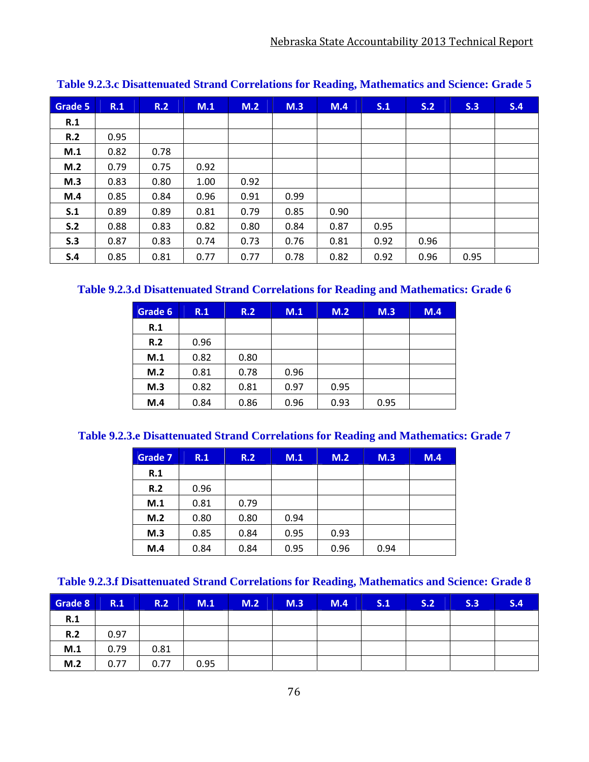**Table 9.2.3.c Disattenuated Strand Correlations for Reading, Mathematics and Science: Grade 5**

| Grade 5 | R.1 | R.2 | M.1 | M.2 | M.3 | M.4 | S.1 | S.2 | S.3 | S.4 |
|---|---|---|---|---|---|---|---|---|---|---|
| R.1 | | | | | | | | | | |
| R.2 | 0.95 | | | | | | | | | |
| M.1 | 0.82 | 0.78 | | | | | | | | |
| M.2 | 0.79 | 0.75 | 0.92 | | | | | | | |
| M.3 | 0.83 | 0.80 | 1.00 | 0.92 | | | | | | |
| M.4 | 0.85 | 0.84 | 0.96 | 0.91 | 0.99 | | | | | |
| S.1 | 0.89 | 0.89 | 0.81 | 0.79 | 0.85 | 0.90 | | | | |
| S.2 | 0.88 | 0.83 | 0.82 | 0.80 | 0.84 | 0.87 | 0.95 | | | |
| S.3 | 0.87 | 0.83 | 0.74 | 0.73 | 0.76 | 0.81 | 0.92 | 0.96 | | |
| S.4 | 0.85 | 0.81 | 0.77 | 0.77 | 0.78 | 0.82 | 0.92 | 0.96 | 0.95 | |

**Table 9.2.3.d Disattenuated Strand Correlations for Reading and Mathematics: Grade 6**

| Grade 6 | R.1 | R.2 | M.1 | M.2 | M.3 | M.4 |
|---|---|---|---|---|---|---|
| R.1 | | | | | | |
| R.2 | 0.96 | | | | | |
| M.1 | 0.82 | 0.80 | | | | |
| M.2 | 0.81 | 0.78 | 0.96 | | | |
| M.3 | 0.82 | 0.81 | 0.97 | 0.95 | | |
| M.4 | 0.84 | 0.86 | 0.96 | 0.93 | 0.95 | |

**Table 9.2.3.e Disattenuated Strand Correlations for Reading and Mathematics: Grade 7**

| Grade 7 | R.1 | R.2 | M.1 | M.2 | M.3 | M.4 |
|---|---|---|---|---|---|---|
| R.1 | | | | | | |
| R.2 | 0.96 | | | | | |
| M.1 | 0.81 | 0.79 | | | | |
| M.2 | 0.80 | 0.80 | 0.94 | | | |
| M.3 | 0.85 | 0.84 | 0.95 | 0.93 | | |
| M.4 | 0.84 | 0.84 | 0.95 | 0.96 | 0.94 | |

**Table 9.2.3.f Disattenuated Strand Correlations for Reading, Mathematics and Science: Grade 8**

| Grade 8 | R.1 | R.2 | M.1 | M.2 | M.3 | M.4 | S.1 | S.2 | S.3 | S.4 |
|---|---|---|---|---|---|---|---|---|---|---|
| R.1 | | | | | | | | | | |
| R.2 | 0.97 | | | | | | | | | |
| M.1 | 0.79 | 0.81 | | | | | | | | |
| M.2 | 0.77 | 0.77 | 0.95 | | | | | | | |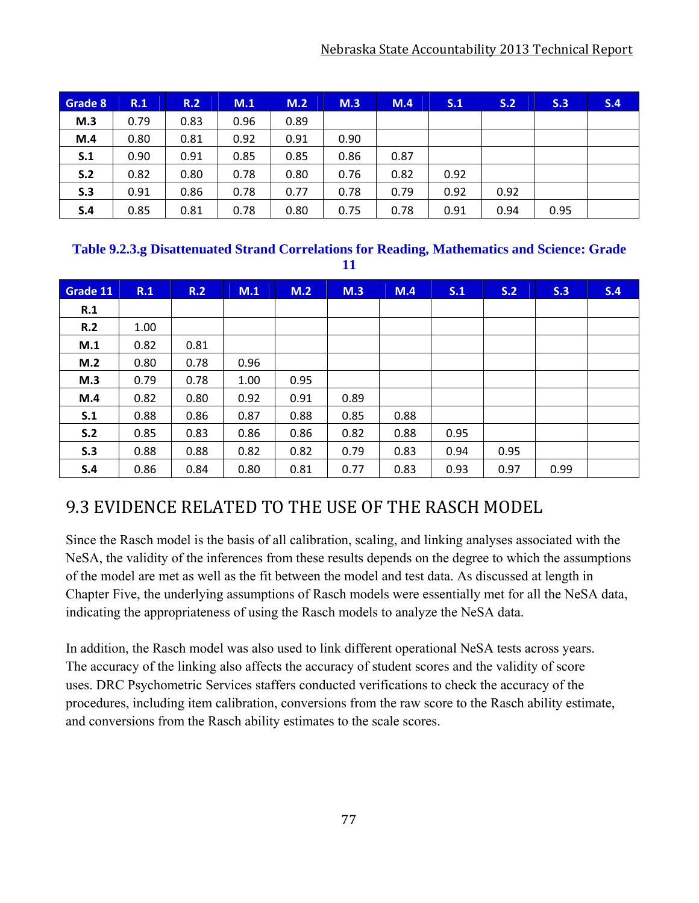| Grade 8 | R.1 | R.2 | M.1 | M.2 | M.3 | M.4 | S.1 | S.2 | S.3 | S.4 |
|---|---|---|---|---|---|---|---|---|---|---|
| M.3 | 0.79 | 0.83 | 0.96 | 0.89 | | | | | | |
| M.4 | 0.80 | 0.81 | 0.92 | 0.91 | 0.90 | | | | | |
| S.1 | 0.90 | 0.91 | 0.85 | 0.85 | 0.86 | 0.87 | | | | |
| S.2 | 0.82 | 0.80 | 0.78 | 0.80 | 0.76 | 0.82 | 0.92 | | | |
| S.3 | 0.91 | 0.86 | 0.78 | 0.77 | 0.78 | 0.79 | 0.92 | 0.92 | | |
| S.4 | 0.85 | 0.81 | 0.78 | 0.80 | 0.75 | 0.78 | 0.91 | 0.94 | 0.95 | |

**Table 9.2.3.g Disattenuated Strand Correlations for Reading, Mathematics and Science: Grade 11**

| Grade 11 | R.1 | R.2 | M.1 | M.2 | M.3 | M.4 | S.1 | S.2 | S.3 | S.4 |
|---|---|---|---|---|---|---|---|---|---|---|
| R.1 | | | | | | | | | | |
| R.2 | 1.00 | | | | | | | | | |
| M.1 | 0.82 | 0.81 | | | | | | | | |
| M.2 | 0.80 | 0.78 | 0.96 | | | | | | | |
| M.3 | 0.79 | 0.78 | 1.00 | 0.95 | | | | | | |
| M.4 | 0.82 | 0.80 | 0.92 | 0.91 | 0.89 | | | | | |
| S.1 | 0.88 | 0.86 | 0.87 | 0.88 | 0.85 | 0.88 | | | | |
| S.2 | 0.85 | 0.83 | 0.86 | 0.86 | 0.82 | 0.88 | 0.95 | | | |
| S.3 | 0.88 | 0.88 | 0.82 | 0.82 | 0.79 | 0.83 | 0.94 | 0.95 | | |
| S.4 | 0.86 | 0.84 | 0.80 | 0.81 | 0.77 | 0.83 | 0.93 | 0.97 | 0.99 | |

## 9.3 EVIDENCE RELATED TO THE USE OF THE RASCH MODEL

Since the Rasch model is the basis of all calibration, scaling, and linking analyses associated with the NeSA, the validity of the inferences from these results depends on the degree to which the assumptions of the model are met as well as the fit between the model and test data. As discussed at length in Chapter Five, the underlying assumptions of Rasch models were essentially met for all the NeSA data, indicating the appropriateness of using the Rasch models to analyze the NeSA data.

In addition, the Rasch model was also used to link different operational NeSA tests across years. The accuracy of the linking also affects the accuracy of student scores and the validity of score uses. DRC Psychometric Services staffers conducted verifications to check the accuracy of the procedures, including item calibration, conversions from the raw score to the Rasch ability estimate, and conversions from the Rasch ability estimates to the scale scores.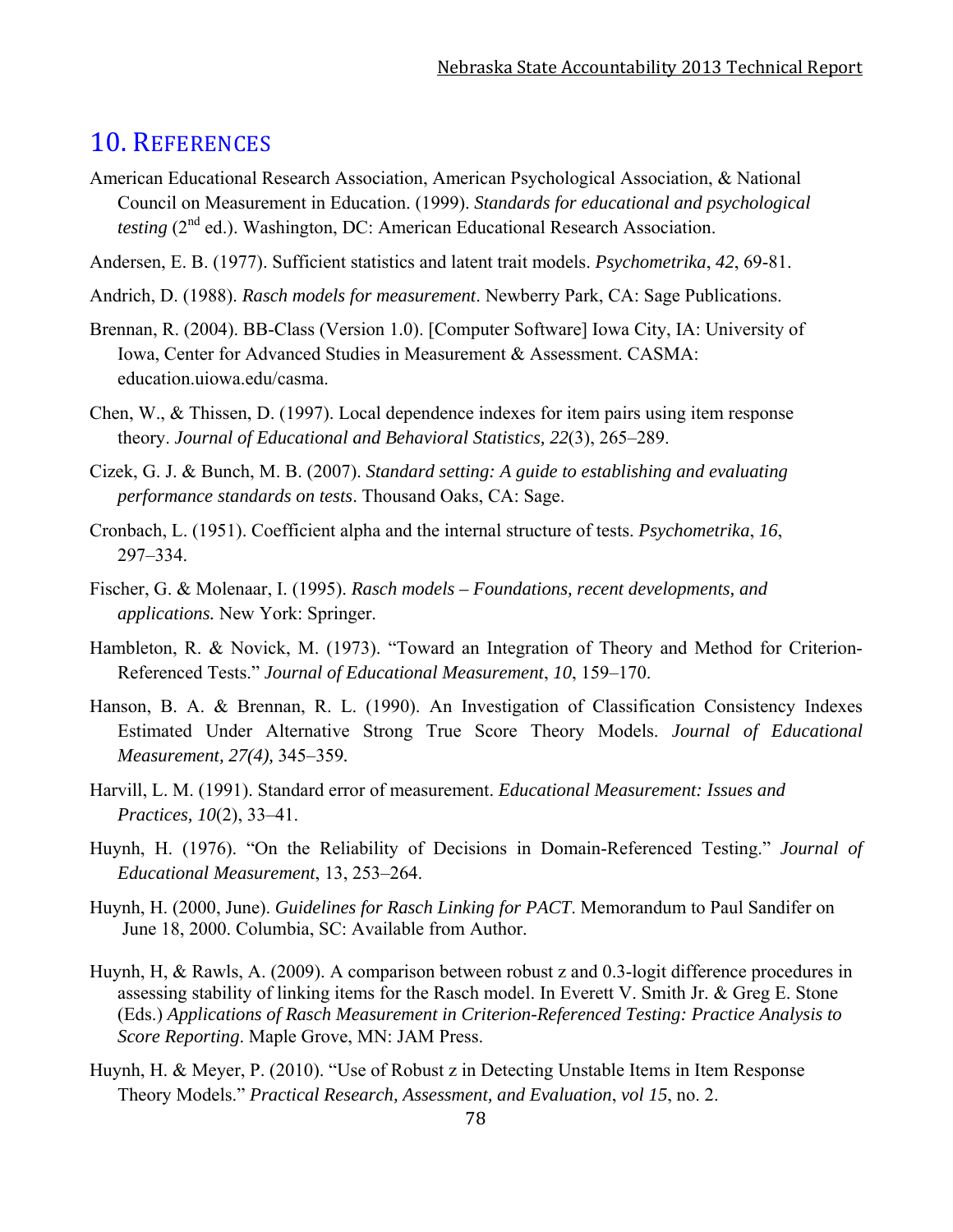# 10. References

American Educational Research Association, American Psychological Association, & National Council on Measurement in Education. (1999). *Standards for educational and psychological testing* (2nd ed.). Washington, DC: American Educational Research Association.

Andersen, E. B. (1977). Sufficient statistics and latent trait models. *Psychometrika*, *42*, 69-81.

Andrich, D. (1988). *Rasch models for measurement*. Newberry Park, CA: Sage Publications.

Brennan, R. (2004). BB-Class (Version 1.0). [Computer Software] Iowa City, IA: University of Iowa, Center for Advanced Studies in Measurement & Assessment. CASMA: education.uiowa.edu/casma.

Chen, W., & Thissen, D. (1997). Local dependence indexes for item pairs using item response theory. *Journal of Educational and Behavioral Statistics, 22*(3), 265–289.

Cizek, G. J. & Bunch, M. B. (2007). *Standard setting: A guide to establishing and evaluating performance standards on tests*. Thousand Oaks, CA: Sage.

Cronbach, L. (1951). Coefficient alpha and the internal structure of tests. *Psychometrika*, *16*, 297–334.

Fischer, G. & Molenaar, I. (1995). *Rasch models – Foundations, recent developments, and applications.* New York: Springer.

Hambleton, R. & Novick, M. (1973). "Toward an Integration of Theory and Method for Criterion-Referenced Tests." *Journal of Educational Measurement*, *10*, 159–170.

Hanson, B. A. & Brennan, R. L. (1990). An Investigation of Classification Consistency Indexes Estimated Under Alternative Strong True Score Theory Models. *Journal of Educational Measurement, 27(4),* 345–359.

Harvill, L. M. (1991). Standard error of measurement. *Educational Measurement: Issues and Practices, 10*(2), 33–41.

Huynh, H. (1976). "On the Reliability of Decisions in Domain-Referenced Testing." *Journal of Educational Measurement*, 13, 253–264.

Huynh, H. (2000, June). *Guidelines for Rasch Linking for PACT*. Memorandum to Paul Sandifer on June 18, 2000. Columbia, SC: Available from Author.

Huynh, H, & Rawls, A. (2009). A comparison between robust z and 0.3-logit difference procedures in assessing stability of linking items for the Rasch model. In Everett V. Smith Jr. & Greg E. Stone (Eds.) *Applications of Rasch Measurement in Criterion-Referenced Testing: Practice Analysis to Score Reporting*. Maple Grove, MN: JAM Press.

Huynh, H. & Meyer, P. (2010). "Use of Robust z in Detecting Unstable Items in Item Response Theory Models." *Practical Research, Assessment, and Evaluation*, *vol 15*, no. 2.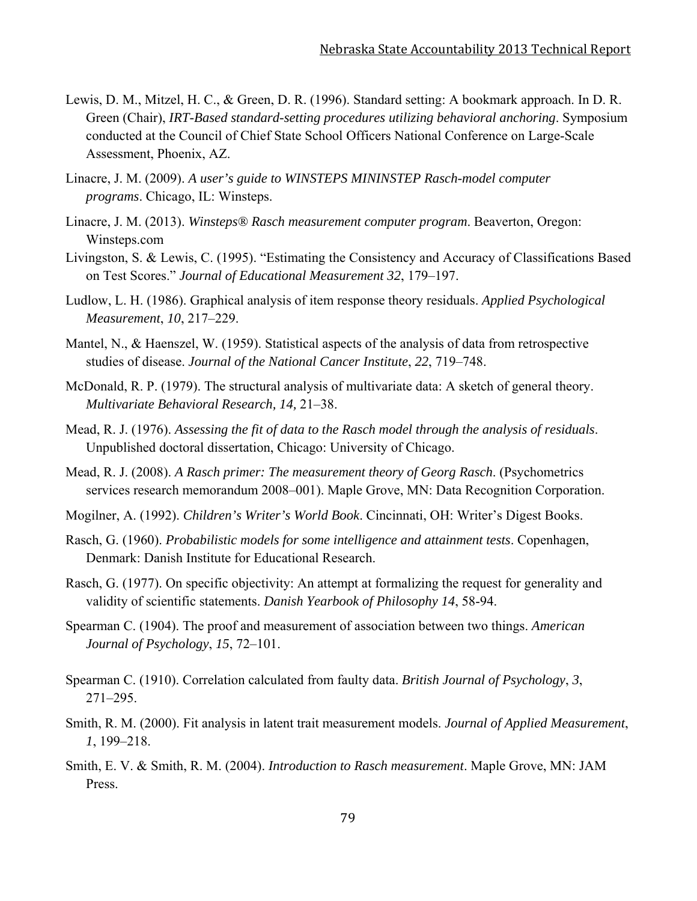Lewis, D. M., Mitzel, H. C., & Green, D. R. (1996). Standard setting: A bookmark approach. In D. R. Green (Chair), *IRT-Based standard-setting procedures utilizing behavioral anchoring*. Symposium conducted at the Council of Chief State School Officers National Conference on Large-Scale Assessment, Phoenix, AZ.

Linacre, J. M. (2009). *A user's guide to WINSTEPS MININSTEP Rasch-model computer programs*. Chicago, IL: Winsteps.

Linacre, J. M. (2013). *Winsteps® Rasch measurement computer program*. Beaverton, Oregon: Winsteps.com

Livingston, S. & Lewis, C. (1995). "Estimating the Consistency and Accuracy of Classifications Based on Test Scores." *Journal of Educational Measurement 32*, 179–197.

Ludlow, L. H. (1986). Graphical analysis of item response theory residuals. *Applied Psychological Measurement*, *10*, 217–229.

Mantel, N., & Haenszel, W. (1959). Statistical aspects of the analysis of data from retrospective studies of disease. *Journal of the National Cancer Institute*, *22*, 719–748.

McDonald, R. P. (1979). The structural analysis of multivariate data: A sketch of general theory. *Multivariate Behavioral Research, 14,* 21–38.

Mead, R. J. (1976). *Assessing the fit of data to the Rasch model through the analysis of residuals*. Unpublished doctoral dissertation, Chicago: University of Chicago.

Mead, R. J. (2008). *A Rasch primer: The measurement theory of Georg Rasch*. (Psychometrics services research memorandum 2008–001). Maple Grove, MN: Data Recognition Corporation.

Mogilner, A. (1992). *Children's Writer's World Book*. Cincinnati, OH: Writer's Digest Books.

Rasch, G. (1960). *Probabilistic models for some intelligence and attainment tests*. Copenhagen, Denmark: Danish Institute for Educational Research.

Rasch, G. (1977). On specific objectivity: An attempt at formalizing the request for generality and validity of scientific statements. *Danish Yearbook of Philosophy 14*, 58-94.

Spearman C. (1904). The proof and measurement of association between two things. *American Journal of Psychology*, *15*, 72–101.

Spearman C. (1910). Correlation calculated from faulty data. *British Journal of Psychology*, *3*, 271–295.

Smith, R. M. (2000). Fit analysis in latent trait measurement models. *Journal of Applied Measurement*, *1*, 199–218.

Smith, E. V. & Smith, R. M. (2004). *Introduction to Rasch measurement*. Maple Grove, MN: JAM Press.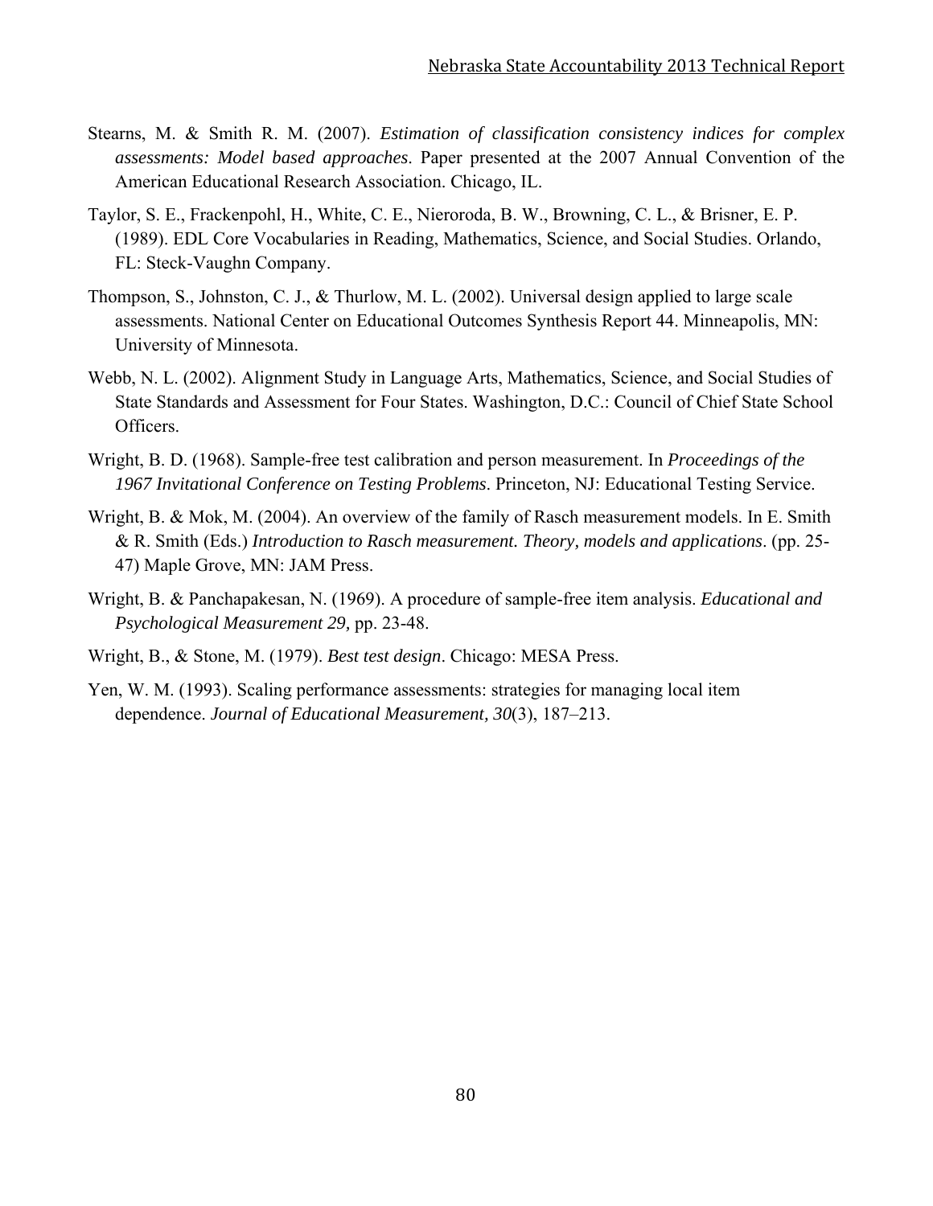Stearns, M. & Smith R. M. (2007). *Estimation of classification consistency indices for complex assessments: Model based approaches*. Paper presented at the 2007 Annual Convention of the American Educational Research Association. Chicago, IL.

Taylor, S. E., Frackenpohl, H., White, C. E., Nieroroda, B. W., Browning, C. L., & Brisner, E. P. (1989). EDL Core Vocabularies in Reading, Mathematics, Science, and Social Studies. Orlando, FL: Steck-Vaughn Company.

Thompson, S., Johnston, C. J., & Thurlow, M. L. (2002). Universal design applied to large scale assessments. National Center on Educational Outcomes Synthesis Report 44. Minneapolis, MN: University of Minnesota.

Webb, N. L. (2002). Alignment Study in Language Arts, Mathematics, Science, and Social Studies of State Standards and Assessment for Four States. Washington, D.C.: Council of Chief State School Officers.

Wright, B. D. (1968). Sample-free test calibration and person measurement. In *Proceedings of the 1967 Invitational Conference on Testing Problems*. Princeton, NJ: Educational Testing Service.

Wright, B. & Mok, M. (2004). An overview of the family of Rasch measurement models. In E. Smith & R. Smith (Eds.) *Introduction to Rasch measurement. Theory, models and applications*. (pp. 25-47) Maple Grove, MN: JAM Press.

Wright, B. & Panchapakesan, N. (1969). A procedure of sample-free item analysis. *Educational and Psychological Measurement 29,* pp. 23-48.

Wright, B., & Stone, M. (1979). *Best test design*. Chicago: MESA Press.

Yen, W. M. (1993). Scaling performance assessments: strategies for managing local item dependence. *Journal of Educational Measurement, 30*(3), 187–213.